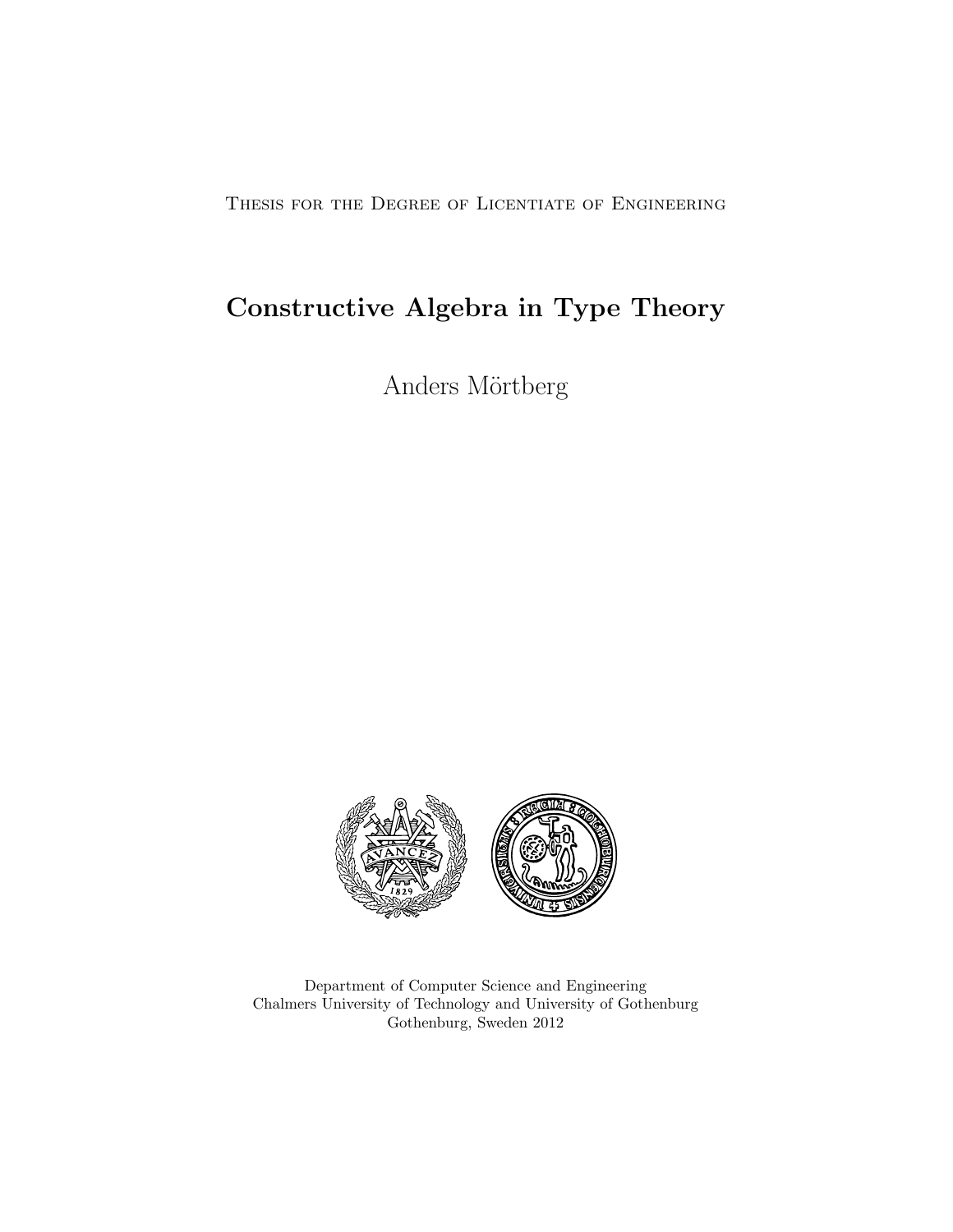Thesis for the Degree of Licentiate of Engineering

# Constructive Algebra in Type Theory

Anders Mörtberg

Department of Computer Science and Engineering
Chalmers University of Technology and University of Gothenburg
Gothenburg, Sweden 2012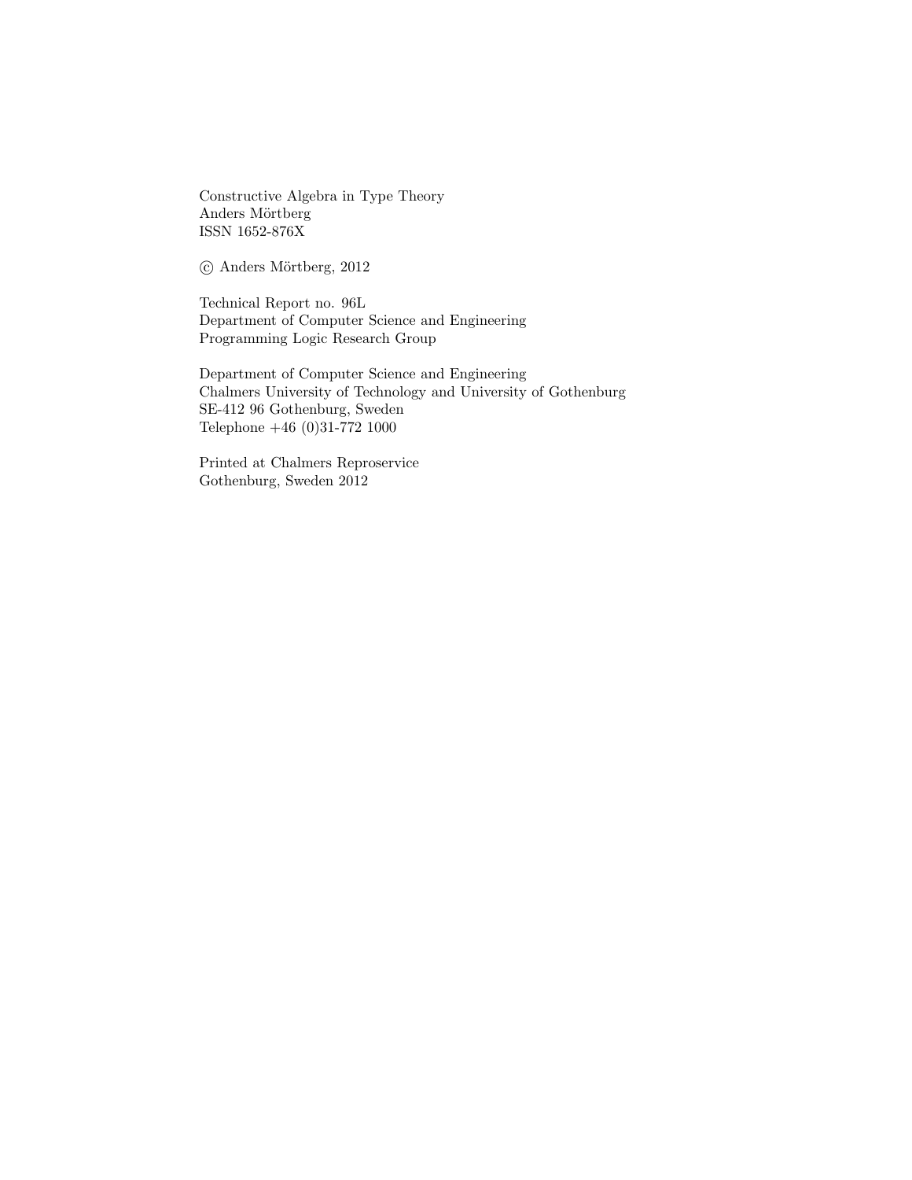Constructive Algebra in Type Theory
Anders Mörtberg
ISSN 1652-876X

© Anders Mörtberg, 2012

Technical Report no. 96L
Department of Computer Science and Engineering
Programming Logic Research Group

Department of Computer Science and Engineering
Chalmers University of Technology and University of Gothenburg
SE-412 96 Gothenburg, Sweden
Telephone +46 (0)31-772 1000

Printed at Chalmers Reproservice
Gothenburg, Sweden 2012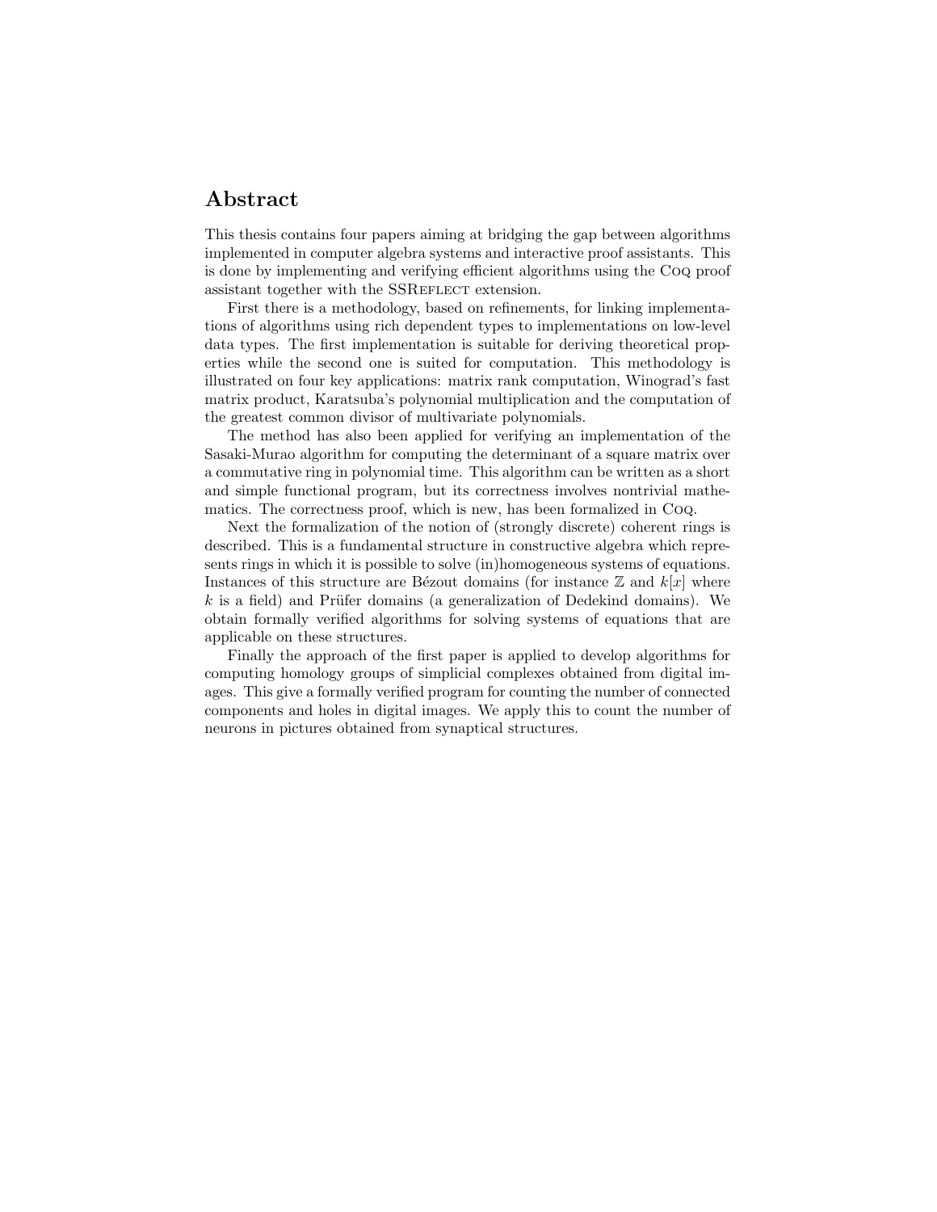## Abstract

This thesis contains four papers aiming at bridging the gap between algorithms implemented in computer algebra systems and interactive proof assistants. This is done by implementing and verifying efficient algorithms using the Coq proof assistant together with the SSReflect extension.

First there is a methodology, based on refinements, for linking implementations of algorithms using rich dependent types to implementations on low-level data types. The first implementation is suitable for deriving theoretical properties while the second one is suited for computation. This methodology is illustrated on four key applications: matrix rank computation, Winograd's fast matrix product, Karatsuba's polynomial multiplication and the computation of the greatest common divisor of multivariate polynomials.

The method has also been applied for verifying an implementation of the Sasaki-Murao algorithm for computing the determinant of a square matrix over a commutative ring in polynomial time. This algorithm can be written as a short and simple functional program, but its correctness involves nontrivial mathematics. The correctness proof, which is new, has been formalized in Coq.

Next the formalization of the notion of (strongly discrete) coherent rings is described. This is a fundamental structure in constructive algebra which represents rings in which it is possible to solve (in)homogeneous systems of equations. Instances of this structure are Bézout domains (for instance $\mathbb{Z}$ and $k[x]$ where $k$ is a field) and Prüfer domains (a generalization of Dedekind domains). We obtain formally verified algorithms for solving systems of equations that are applicable on these structures.

Finally the approach of the first paper is applied to develop algorithms for computing homology groups of simplicial complexes obtained from digital images. This give a formally verified program for counting the number of connected components and holes in digital images. We apply this to count the number of neurons in pictures obtained from synaptical structures.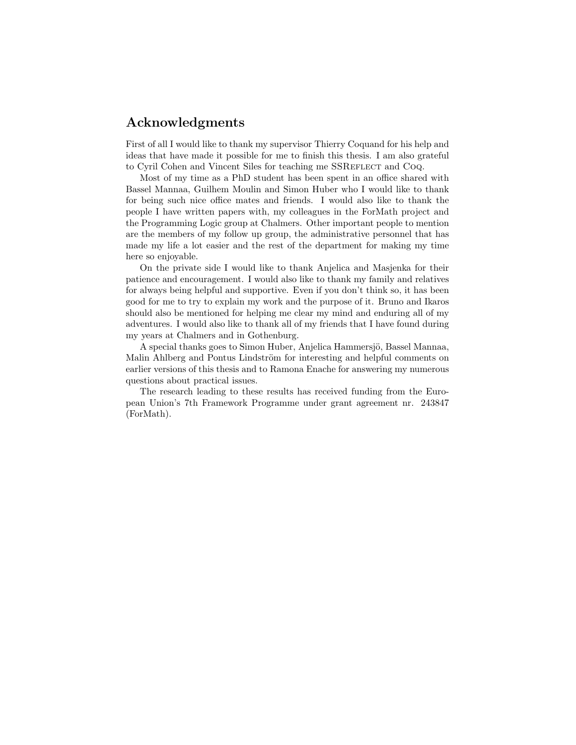## Acknowledgments

First of all I would like to thank my supervisor Thierry Coquand for his help and ideas that have made it possible for me to finish this thesis. I am also grateful to Cyril Cohen and Vincent Siles for teaching me SSReflect and Coq.

Most of my time as a PhD student has been spent in an office shared with Bassel Mannaa, Guilhem Moulin and Simon Huber who I would like to thank for being such nice office mates and friends. I would also like to thank the people I have written papers with, my colleagues in the ForMath project and the Programming Logic group at Chalmers. Other important people to mention are the members of my follow up group, the administrative personnel that has made my life a lot easier and the rest of the department for making my time here so enjoyable.

On the private side I would like to thank Anjelica and Masjenka for their patience and encouragement. I would also like to thank my family and relatives for always being helpful and supportive. Even if you don't think so, it has been good for me to try to explain my work and the purpose of it. Bruno and Ikaros should also be mentioned for helping me clear my mind and enduring all of my adventures. I would also like to thank all of my friends that I have found during my years at Chalmers and in Gothenburg.

A special thanks goes to Simon Huber, Anjelica Hammersjö, Bassel Mannaa, Malin Ahlberg and Pontus Lindström for interesting and helpful comments on earlier versions of this thesis and to Ramona Enache for answering my numerous questions about practical issues.

The research leading to these results has received funding from the European Union's 7th Framework Programme under grant agreement nr. 243847 (ForMath).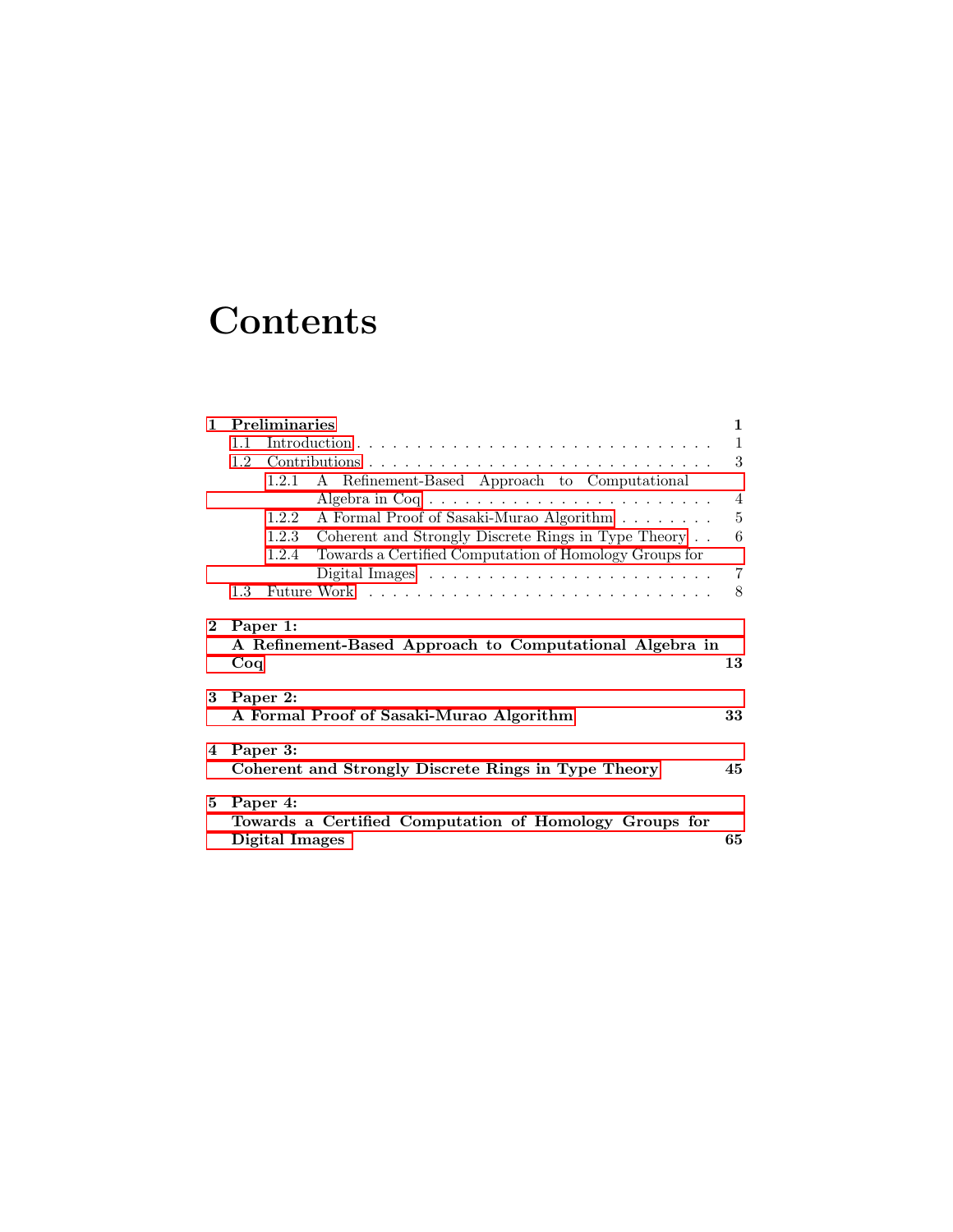# Contents

**1 Preliminaries** **1**

- 1.1 Introduction . . . . . . . . . . . . . . . . . . . . . . . . . . . . . 1
- 1.2 Contributions . . . . . . . . . . . . . . . . . . . . . . . . . . . . 3
  - 1.2.1 A Refinement-Based Approach to Computational Algebra in Coq . . . . . . . . . . . . . . . . . . . . . . . . . 4
  - 1.2.2 A Formal Proof of Sasaki-Murao Algorithm . . . . . . . . 5
  - 1.2.3 Coherent and Strongly Discrete Rings in Type Theory . . 6
  - 1.2.4 Towards a Certified Computation of Homology Groups for Digital Images . . . . . . . . . . . . . . . . . . . . . . . . 7
- 1.3 Future Work . . . . . . . . . . . . . . . . . . . . . . . . . . . . . 8

**2 Paper 1: A Refinement-Based Approach to Computational Algebra in Coq** **13**

**3 Paper 2: A Formal Proof of Sasaki-Murao Algorithm** **33**

**4 Paper 3: Coherent and Strongly Discrete Rings in Type Theory** **45**

**5 Paper 4: Towards a Certified Computation of Homology Groups for Digital Images** **65**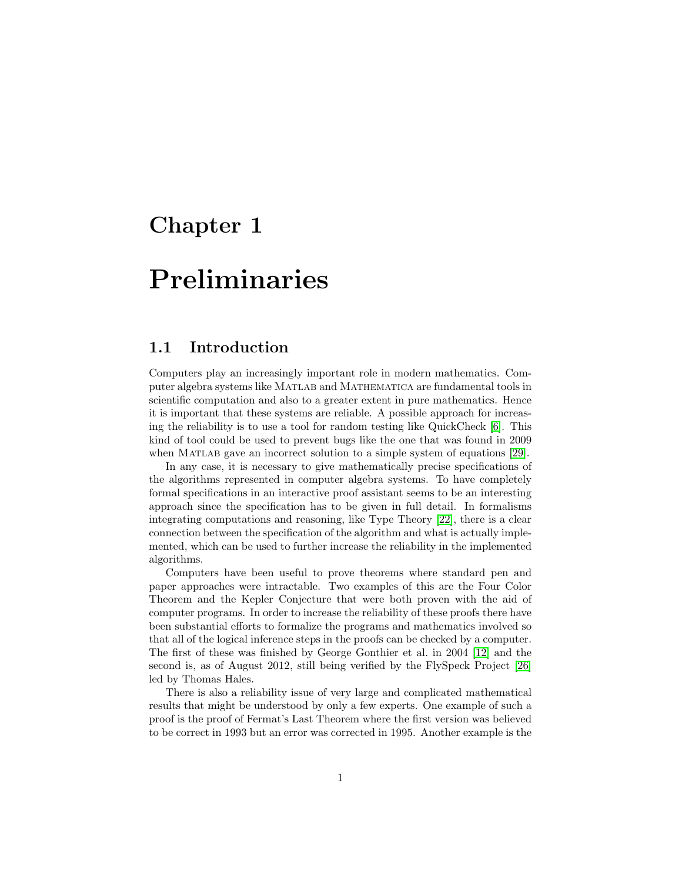# Chapter 1

# Preliminaries

## 1.1 Introduction

Computers play an increasingly important role in modern mathematics. Computer algebra systems like MATLAB and MATHEMATICA are fundamental tools in scientific computation and also to a greater extent in pure mathematics. Hence it is important that these systems are reliable. A possible approach for increasing the reliability is to use a tool for random testing like QuickCheck [6]. This kind of tool could be used to prevent bugs like the one that was found in 2009 when MATLAB gave an incorrect solution to a simple system of equations [29].

In any case, it is necessary to give mathematically precise specifications of the algorithms represented in computer algebra systems. To have completely formal specifications in an interactive proof assistant seems to be an interesting approach since the specification has to be given in full detail. In formalisms integrating computations and reasoning, like Type Theory [22], there is a clear connection between the specification of the algorithm and what is actually implemented, which can be used to further increase the reliability in the implemented algorithms.

Computers have been useful to prove theorems where standard pen and paper approaches were intractable. Two examples of this are the Four Color Theorem and the Kepler Conjecture that were both proven with the aid of computer programs. In order to increase the reliability of these proofs there have been substantial efforts to formalize the programs and mathematics involved so that all of the logical inference steps in the proofs can be checked by a computer. The first of these was finished by George Gonthier et al. in 2004 [12] and the second is, as of August 2012, still being verified by the FlySpeck Project [26] led by Thomas Hales.

There is also a reliability issue of very large and complicated mathematical results that might be understood by only a few experts. One example of such a proof is the proof of Fermat's Last Theorem where the first version was believed to be correct in 1993 but an error was corrected in 1995. Another example is the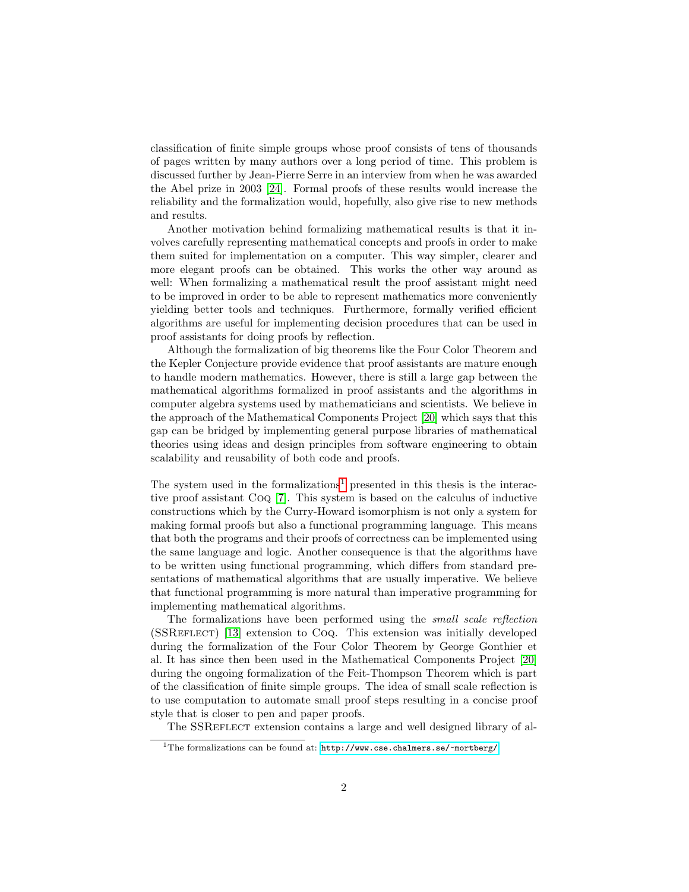classification of finite simple groups whose proof consists of tens of thousands of pages written by many authors over a long period of time. This problem is discussed further by Jean-Pierre Serre in an interview from when he was awarded the Abel prize in 2003 [24]. Formal proofs of these results would increase the reliability and the formalization would, hopefully, also give rise to new methods and results.

Another motivation behind formalizing mathematical results is that it involves carefully representing mathematical concepts and proofs in order to make them suited for implementation on a computer. This way simpler, clearer and more elegant proofs can be obtained. This works the other way around as well: When formalizing a mathematical result the proof assistant might need to be improved in order to be able to represent mathematics more conveniently yielding better tools and techniques. Furthermore, formally verified efficient algorithms are useful for implementing decision procedures that can be used in proof assistants for doing proofs by reflection.

Although the formalization of big theorems like the Four Color Theorem and the Kepler Conjecture provide evidence that proof assistants are mature enough to handle modern mathematics. However, there is still a large gap between the mathematical algorithms formalized in proof assistants and the algorithms in computer algebra systems used by mathematicians and scientists. We believe in the approach of the Mathematical Components Project [20] which says that this gap can be bridged by implementing general purpose libraries of mathematical theories using ideas and design principles from software engineering to obtain scalability and reusability of both code and proofs.

The system used in the formalizations[1] presented in this thesis is the interactive proof assistant Coq [7]. This system is based on the calculus of inductive constructions which by the Curry-Howard isomorphism is not only a system for making formal proofs but also a functional programming language. This means that both the programs and their proofs of correctness can be implemented using the same language and logic. Another consequence is that the algorithms have to be written using functional programming, which differs from standard presentations of mathematical algorithms that are usually imperative. We believe that functional programming is more natural than imperative programming for implementing mathematical algorithms.

The formalizations have been performed using the *small scale reflection* (SSReflect) [13] extension to Coq. This extension was initially developed during the formalization of the Four Color Theorem by George Gonthier et al. It has since then been used in the Mathematical Components Project [20] during the ongoing formalization of the Feit-Thompson Theorem which is part of the classification of finite simple groups. The idea of small scale reflection is to use computation to automate small proof steps resulting in a concise proof style that is closer to pen and paper proofs.

The SSReflect extension contains a large and well designed library of al-

[1] The formalizations can be found at: http://www.cse.chalmers.se/~mortberg/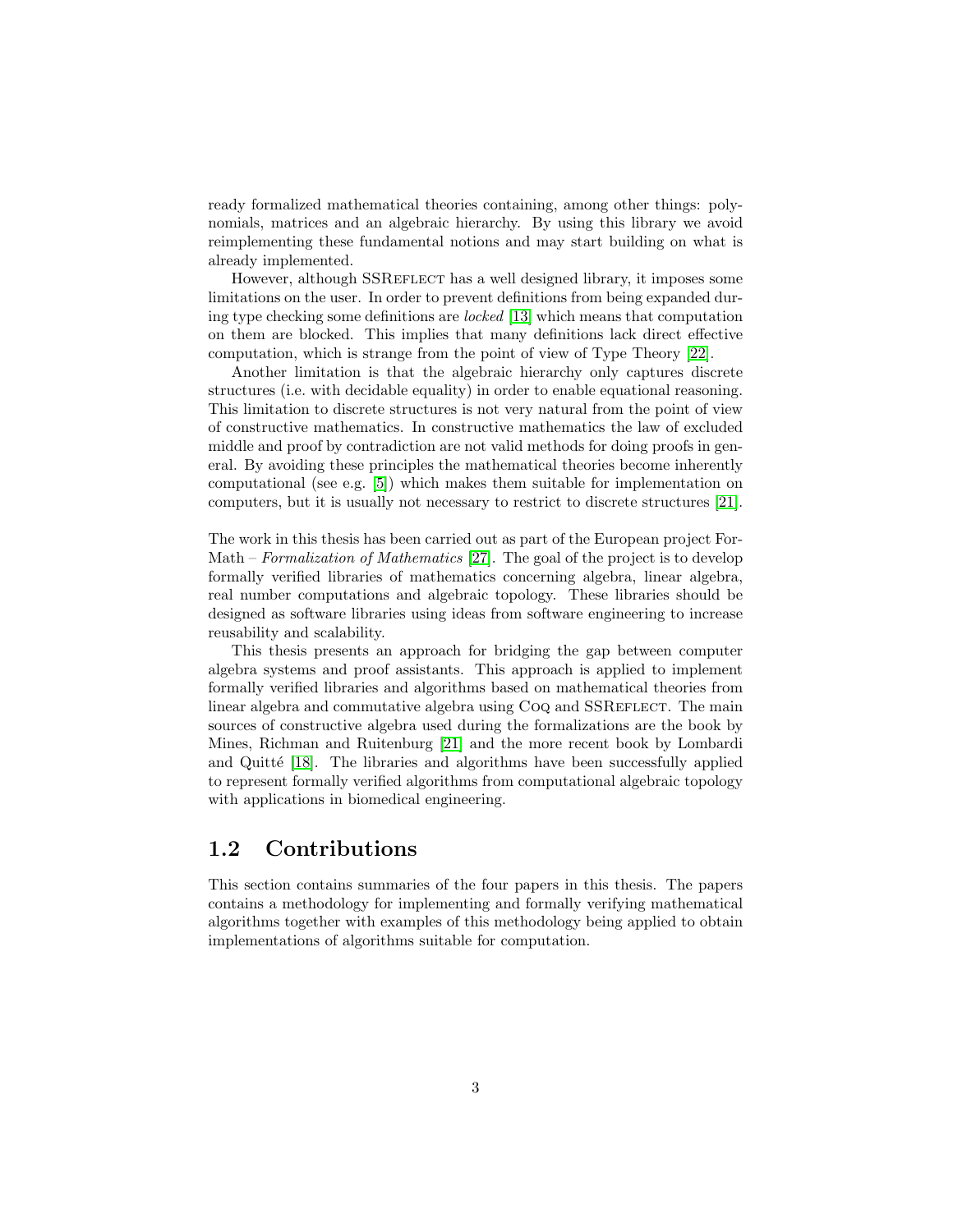ready formalized mathematical theories containing, among other things: polynomials, matrices and an algebraic hierarchy. By using this library we avoid reimplementing these fundamental notions and may start building on what is already implemented.

However, although SSReflect has a well designed library, it imposes some limitations on the user. In order to prevent definitions from being expanded during type checking some definitions are *locked* [13] which means that computation on them are blocked. This implies that many definitions lack direct effective computation, which is strange from the point of view of Type Theory [22].

Another limitation is that the algebraic hierarchy only captures discrete structures (i.e. with decidable equality) in order to enable equational reasoning. This limitation to discrete structures is not very natural from the point of view of constructive mathematics. In constructive mathematics the law of excluded middle and proof by contradiction are not valid methods for doing proofs in general. By avoiding these principles the mathematical theories become inherently computational (see e.g. [5]) which makes them suitable for implementation on computers, but it is usually not necessary to restrict to discrete structures [21].

The work in this thesis has been carried out as part of the European project ForMath – *Formalization of Mathematics* [27]. The goal of the project is to develop formally verified libraries of mathematics concerning algebra, linear algebra, real number computations and algebraic topology. These libraries should be designed as software libraries using ideas from software engineering to increase reusability and scalability.

This thesis presents an approach for bridging the gap between computer algebra systems and proof assistants. This approach is applied to implement formally verified libraries and algorithms based on mathematical theories from linear algebra and commutative algebra using Coq and SSReflect. The main sources of constructive algebra used during the formalizations are the book by Mines, Richman and Ruitenburg [21] and the more recent book by Lombardi and Quitté [18]. The libraries and algorithms have been successfully applied to represent formally verified algorithms from computational algebraic topology with applications in biomedical engineering.

## 1.2 Contributions

This section contains summaries of the four papers in this thesis. The papers contains a methodology for implementing and formally verifying mathematical algorithms together with examples of this methodology being applied to obtain implementations of algorithms suitable for computation.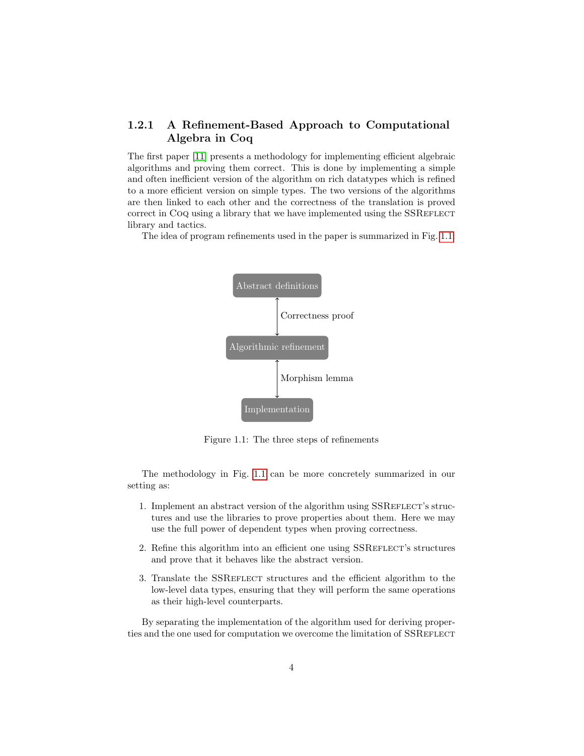### 1.2.1 A Refinement-Based Approach to Computational Algebra in Coq

The first paper [11] presents a methodology for implementing efficient algebraic algorithms and proving them correct. This is done by implementing a simple and often inefficient version of the algorithm on rich datatypes which is refined to a more efficient version on simple types. The two versions of the algorithms are then linked to each other and the correctness of the translation is proved correct in Coq using a library that we have implemented using the SSReflect library and tactics.

The idea of program refinements used in the paper is summarized in Fig. 1.1.

Abstract definitions

Correctness proof

Algorithmic refinement

Morphism lemma

Implementation

Figure 1.1: The three steps of refinements

The methodology in Fig. 1.1 can be more concretely summarized in our setting as:

1. Implement an abstract version of the algorithm using SSReflect's structures and use the libraries to prove properties about them. Here we may use the full power of dependent types when proving correctness.

2. Refine this algorithm into an efficient one using SSReflect's structures and prove that it behaves like the abstract version.

3. Translate the SSReflect structures and the efficient algorithm to the low-level data types, ensuring that they will perform the same operations as their high-level counterparts.

By separating the implementation of the algorithm used for deriving properties and the one used for computation we overcome the limitation of SSReflect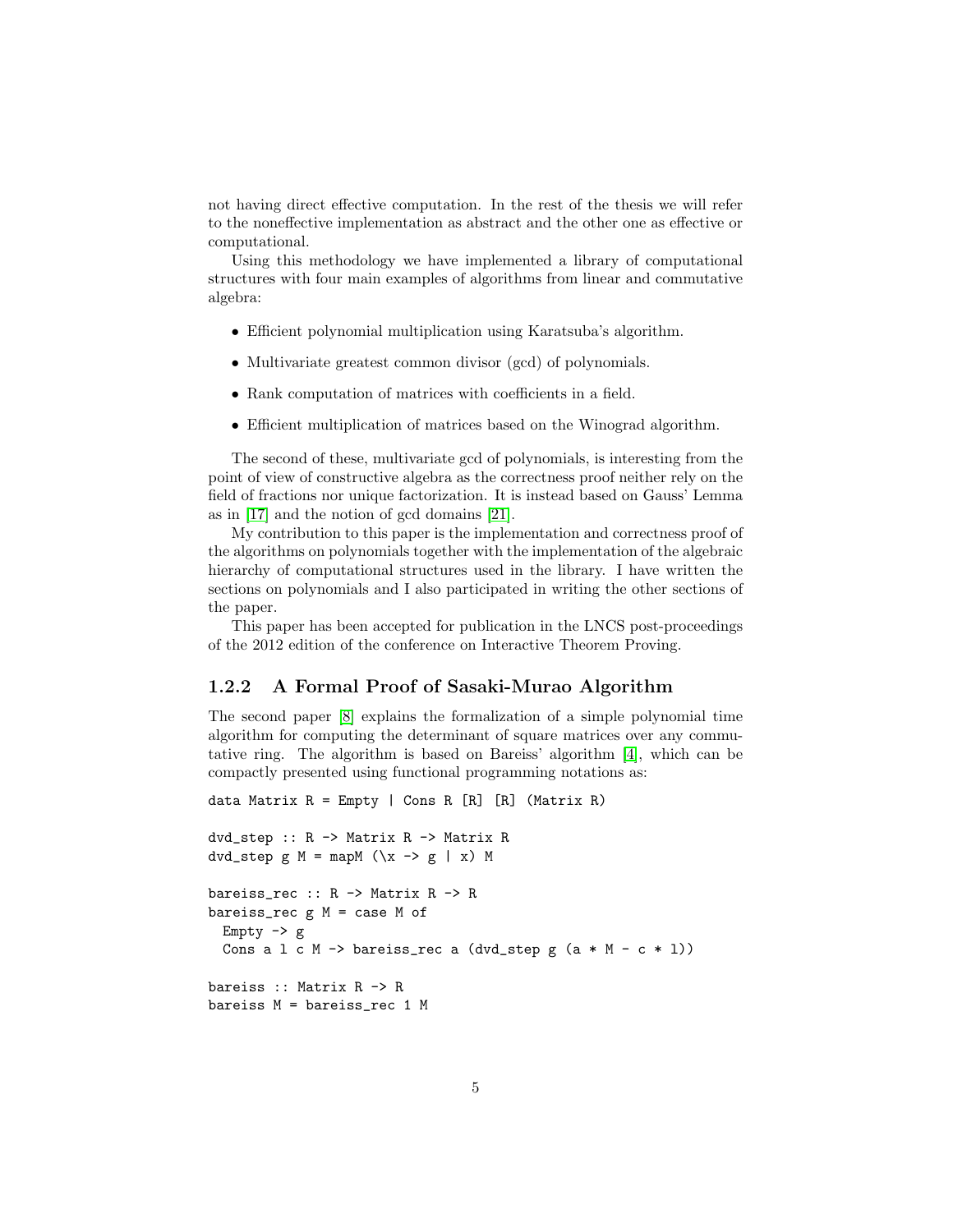not having direct effective computation. In the rest of the thesis we will refer to the noneffective implementation as abstract and the other one as effective or computational.

Using this methodology we have implemented a library of computational structures with four main examples of algorithms from linear and commutative algebra:

- Efficient polynomial multiplication using Karatsuba's algorithm.
- Multivariate greatest common divisor (gcd) of polynomials.
- Rank computation of matrices with coefficients in a field.
- Efficient multiplication of matrices based on the Winograd algorithm.

The second of these, multivariate gcd of polynomials, is interesting from the point of view of constructive algebra as the correctness proof neither rely on the field of fractions nor unique factorization. It is instead based on Gauss' Lemma as in [17] and the notion of gcd domains [21].

My contribution to this paper is the implementation and correctness proof of the algorithms on polynomials together with the implementation of the algebraic hierarchy of computational structures used in the library. I have written the sections on polynomials and I also participated in writing the other sections of the paper.

This paper has been accepted for publication in the LNCS post-proceedings of the 2012 edition of the conference on Interactive Theorem Proving.

### 1.2.2 A Formal Proof of Sasaki-Murao Algorithm

The second paper [8] explains the formalization of a simple polynomial time algorithm for computing the determinant of square matrices over any commutative ring. The algorithm is based on Bareiss' algorithm [4], which can be compactly presented using functional programming notations as:

```
data Matrix R = Empty | Cons R [R] [R] (Matrix R)

dvd_step :: R -> Matrix R -> Matrix R
dvd_step g M = mapM (\x -> g | x) M

bareiss_rec :: R -> Matrix R -> R
bareiss_rec g M = case M of
  Empty -> g
  Cons a l c M -> bareiss_rec a (dvd_step g (a * M - c * l))

bareiss :: Matrix R -> R
bareiss M = bareiss_rec 1 M
```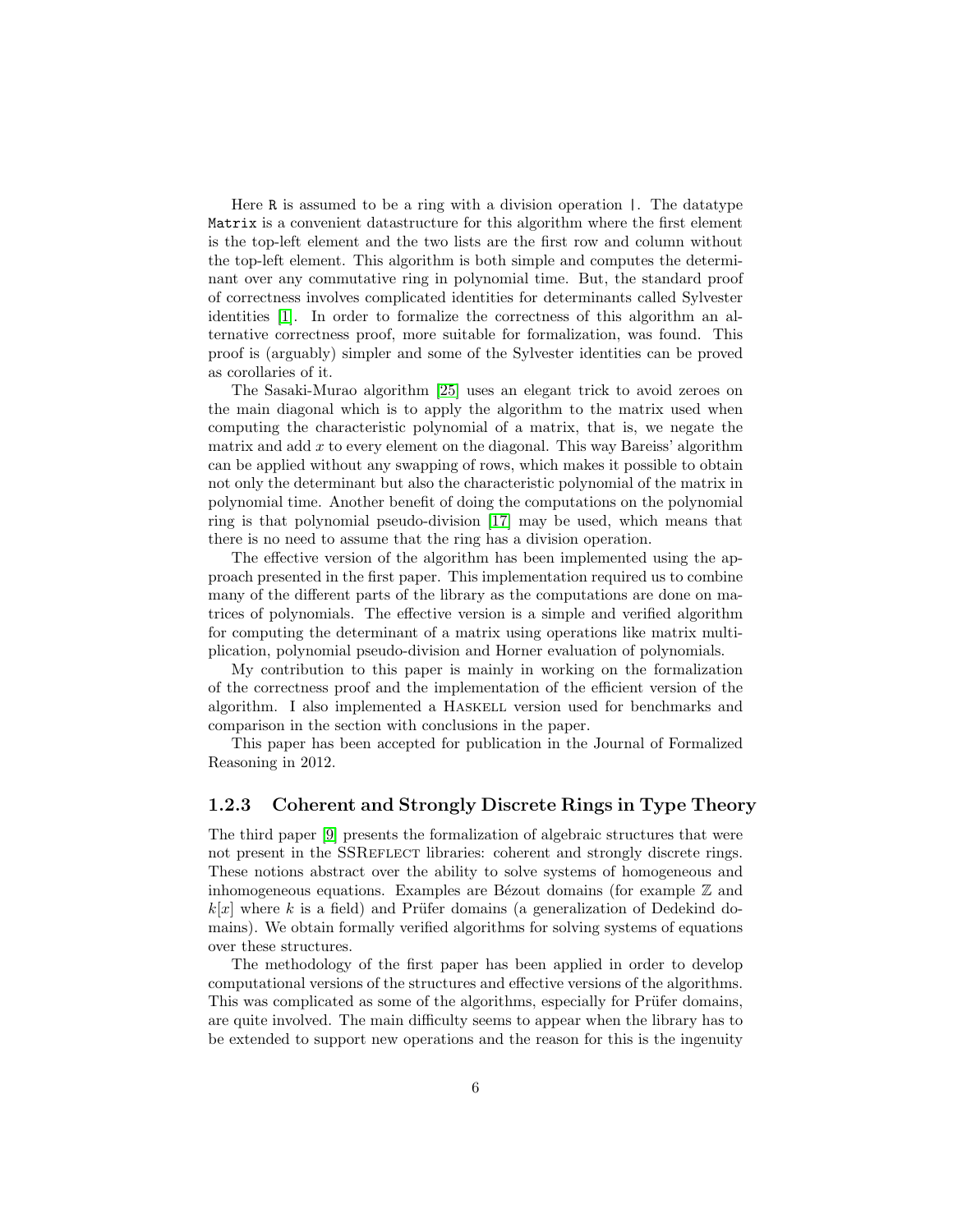Here `R` is assumed to be a ring with a division operation `|`. The datatype `Matrix` is a convenient datastructure for this algorithm where the first element is the top-left element and the two lists are the first row and column without the top-left element. This algorithm is both simple and computes the determinant over any commutative ring in polynomial time. But, the standard proof of correctness involves complicated identities for determinants called Sylvester identities [1]. In order to formalize the correctness of this algorithm an alternative correctness proof, more suitable for formalization, was found. This proof is (arguably) simpler and some of the Sylvester identities can be proved as corollaries of it.

The Sasaki-Murao algorithm [25] uses an elegant trick to avoid zeroes on the main diagonal which is to apply the algorithm to the matrix used when computing the characteristic polynomial of a matrix, that is, we negate the matrix and add $x$ to every element on the diagonal. This way Bareiss' algorithm can be applied without any swapping of rows, which makes it possible to obtain not only the determinant but also the characteristic polynomial of the matrix in polynomial time. Another benefit of doing the computations on the polynomial ring is that polynomial pseudo-division [17] may be used, which means that there is no need to assume that the ring has a division operation.

The effective version of the algorithm has been implemented using the approach presented in the first paper. This implementation required us to combine many of the different parts of the library as the computations are done on matrices of polynomials. The effective version is a simple and verified algorithm for computing the determinant of a matrix using operations like matrix multiplication, polynomial pseudo-division and Horner evaluation of polynomials.

My contribution to this paper is mainly in working on the formalization of the correctness proof and the implementation of the efficient version of the algorithm. I also implemented a HASKELL version used for benchmarks and comparison in the section with conclusions in the paper.

This paper has been accepted for publication in the Journal of Formalized Reasoning in 2012.

### 1.2.3 Coherent and Strongly Discrete Rings in Type Theory

The third paper [9] presents the formalization of algebraic structures that were not present in the SSREFLECT libraries: coherent and strongly discrete rings. These notions abstract over the ability to solve systems of homogeneous and inhomogeneous equations. Examples are Bézout domains (for example $\mathbb{Z}$ and $k[x]$ where $k$ is a field) and Prüfer domains (a generalization of Dedekind domains). We obtain formally verified algorithms for solving systems of equations over these structures.

The methodology of the first paper has been applied in order to develop computational versions of the structures and effective versions of the algorithms. This was complicated as some of the algorithms, especially for Prüfer domains, are quite involved. The main difficulty seems to appear when the library has to be extended to support new operations and the reason for this is the ingenuity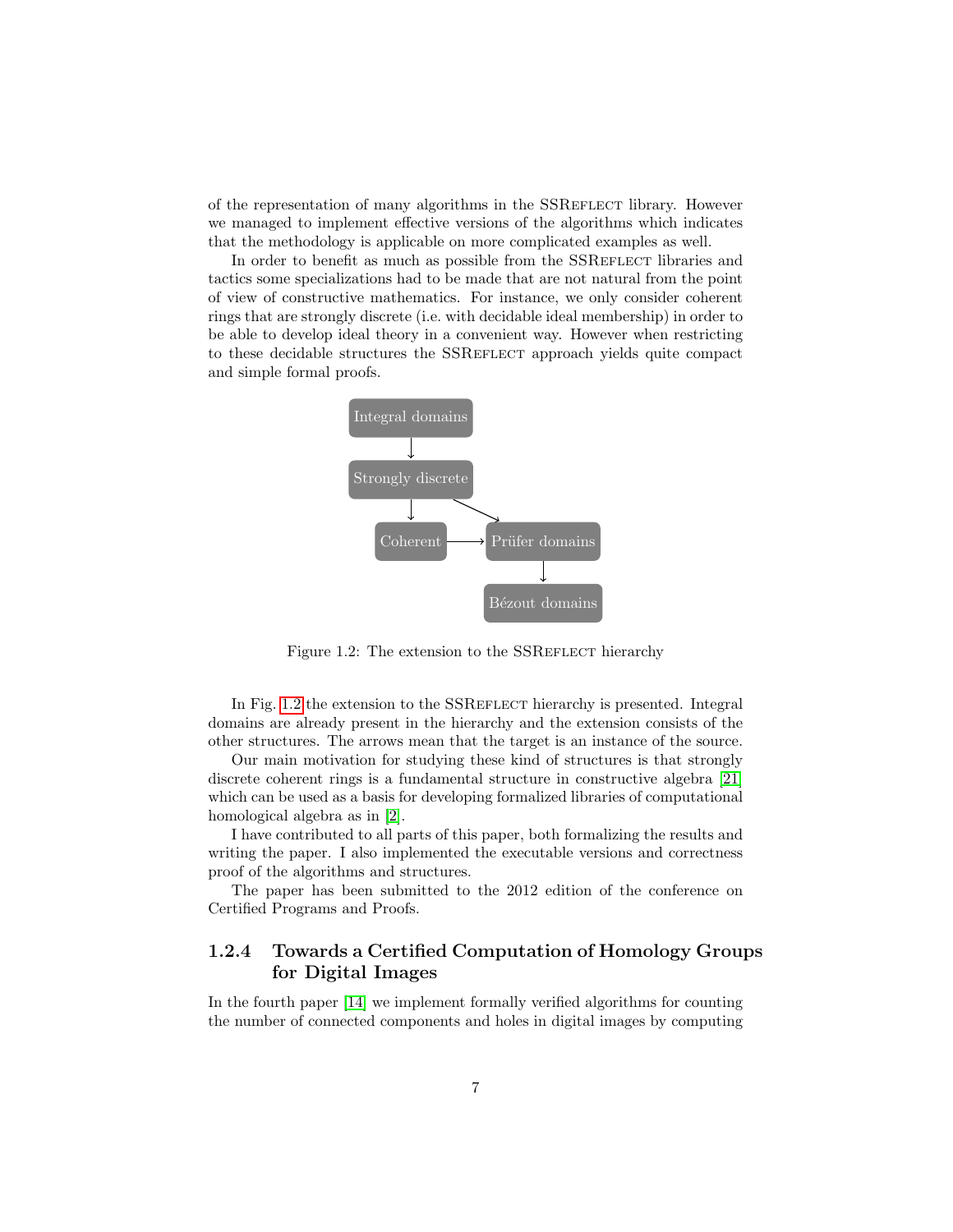of the representation of many algorithms in the SSReflect library. However we managed to implement effective versions of the algorithms which indicates that the methodology is applicable on more complicated examples as well.

In order to benefit as much as possible from the SSReflect libraries and tactics some specializations had to be made that are not natural from the point of view of constructive mathematics. For instance, we only consider coherent rings that are strongly discrete (i.e. with decidable ideal membership) in order to be able to develop ideal theory in a convenient way. However when restricting to these decidable structures the SSReflect approach yields quite compact and simple formal proofs.

Integral domains

Strongly discrete

Coherent

Prüfer domains

Bézout domains

Figure 1.2: The extension to the SSReflect hierarchy

In Fig. 1.2 the extension to the SSReflect hierarchy is presented. Integral domains are already present in the hierarchy and the extension consists of the other structures. The arrows mean that the target is an instance of the source.

Our main motivation for studying these kind of structures is that strongly discrete coherent rings is a fundamental structure in constructive algebra [21] which can be used as a basis for developing formalized libraries of computational homological algebra as in [2].

I have contributed to all parts of this paper, both formalizing the results and writing the paper. I also implemented the executable versions and correctness proof of the algorithms and structures.

The paper has been submitted to the 2012 edition of the conference on Certified Programs and Proofs.

### 1.2.4 Towards a Certified Computation of Homology Groups for Digital Images

In the fourth paper [14] we implement formally verified algorithms for counting the number of connected components and holes in digital images by computing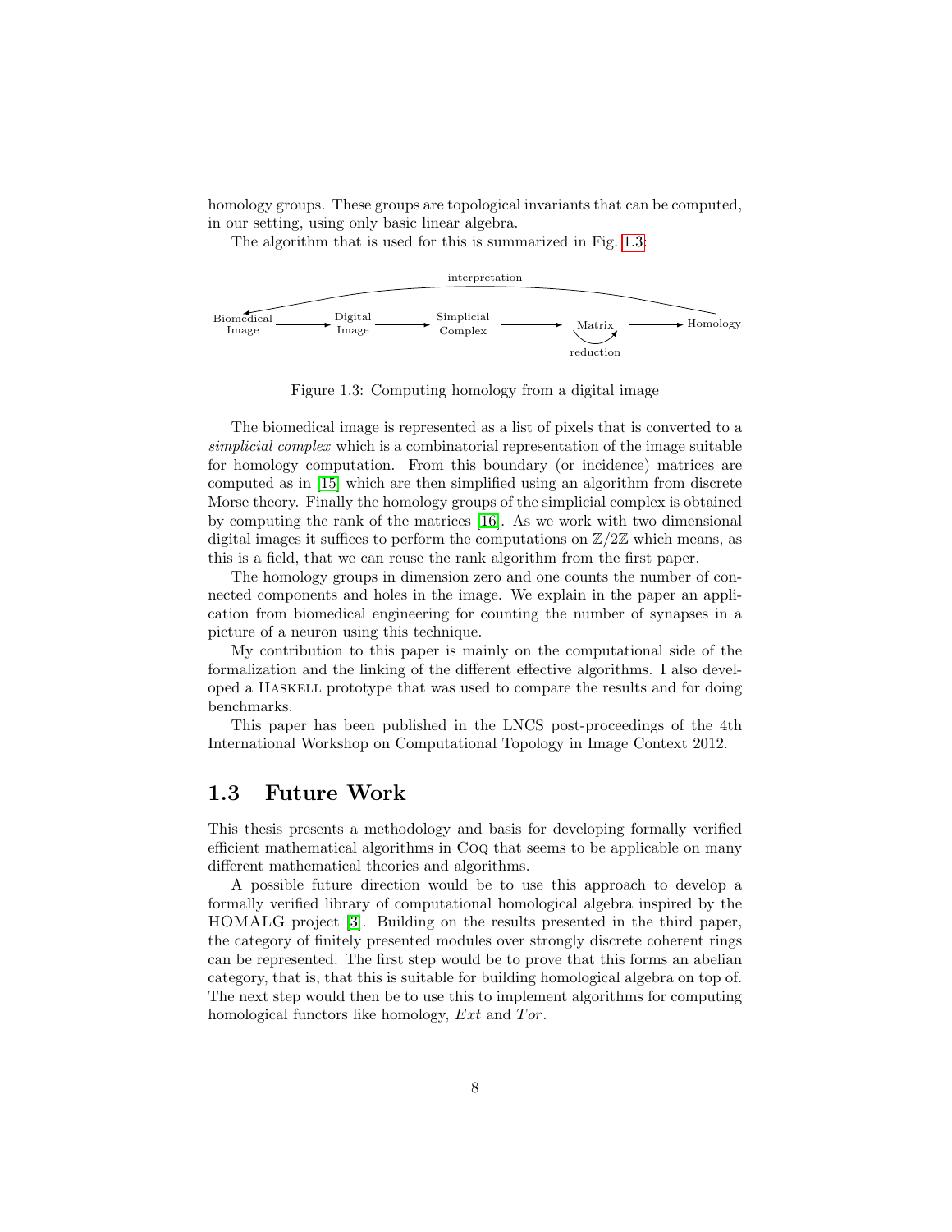homology groups. These groups are topological invariants that can be computed, in our setting, using only basic linear algebra.

The algorithm that is used for this is summarized in Fig. 1.3:

Biomedical Image → Digital Image → Simplicial Complex → Matrix (reduction) → Homology (interpretation: Homology → Biomedical Image)

Figure 1.3: Computing homology from a digital image

The biomedical image is represented as a list of pixels that is converted to a *simplicial complex* which is a combinatorial representation of the image suitable for homology computation. From this boundary (or incidence) matrices are computed as in [15] which are then simplified using an algorithm from discrete Morse theory. Finally the homology groups of the simplicial complex is obtained by computing the rank of the matrices [16]. As we work with two dimensional digital images it suffices to perform the computations on $\mathbb{Z}/2\mathbb{Z}$ which means, as this is a field, that we can reuse the rank algorithm from the first paper.

The homology groups in dimension zero and one counts the number of connected components and holes in the image. We explain in the paper an application from biomedical engineering for counting the number of synapses in a picture of a neuron using this technique.

My contribution to this paper is mainly on the computational side of the formalization and the linking of the different effective algorithms. I also developed a HASKELL prototype that was used to compare the results and for doing benchmarks.

This paper has been published in the LNCS post-proceedings of the 4th International Workshop on Computational Topology in Image Context 2012.

## 1.3 Future Work

This thesis presents a methodology and basis for developing formally verified efficient mathematical algorithms in COQ that seems to be applicable on many different mathematical theories and algorithms.

A possible future direction would be to use this approach to develop a formally verified library of computational homological algebra inspired by the HOMALG project [3]. Building on the results presented in the third paper, the category of finitely presented modules over strongly discrete coherent rings can be represented. The first step would be to prove that this forms an abelian category, that is, that this is suitable for building homological algebra on top of. The next step would then be to use this to implement algorithms for computing homological functors like homology, $Ext$ and $Tor$.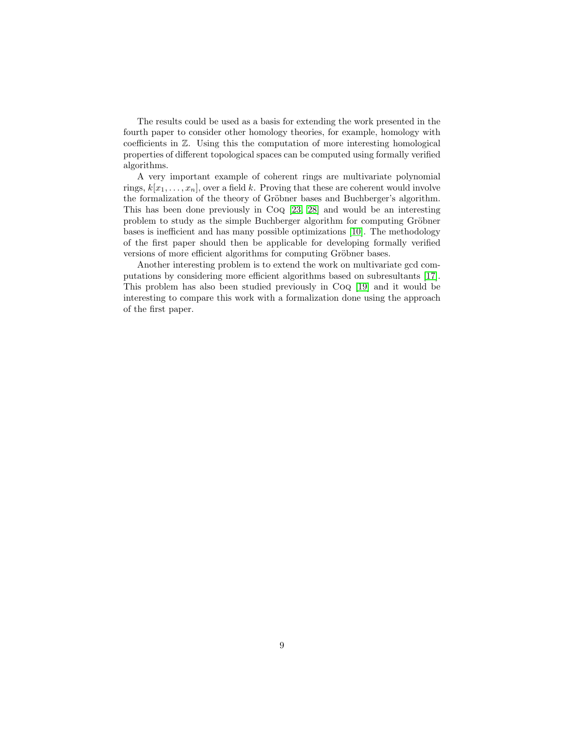The results could be used as a basis for extending the work presented in the fourth paper to consider other homology theories, for example, homology with coefficients in $\mathbb{Z}$. Using this the computation of more interesting homological properties of different topological spaces can be computed using formally verified algorithms.

A very important example of coherent rings are multivariate polynomial rings, $k[x_1, \ldots, x_n]$, over a field $k$. Proving that these are coherent would involve the formalization of the theory of Gröbner bases and Buchberger's algorithm. This has been done previously in Coq [23, 28] and would be an interesting problem to study as the simple Buchberger algorithm for computing Gröbner bases is inefficient and has many possible optimizations [10]. The methodology of the first paper should then be applicable for developing formally verified versions of more efficient algorithms for computing Gröbner bases.

Another interesting problem is to extend the work on multivariate gcd computations by considering more efficient algorithms based on subresultants [17]. This problem has also been studied previously in Coq [19] and it would be interesting to compare this work with a formalization done using the approach of the first paper.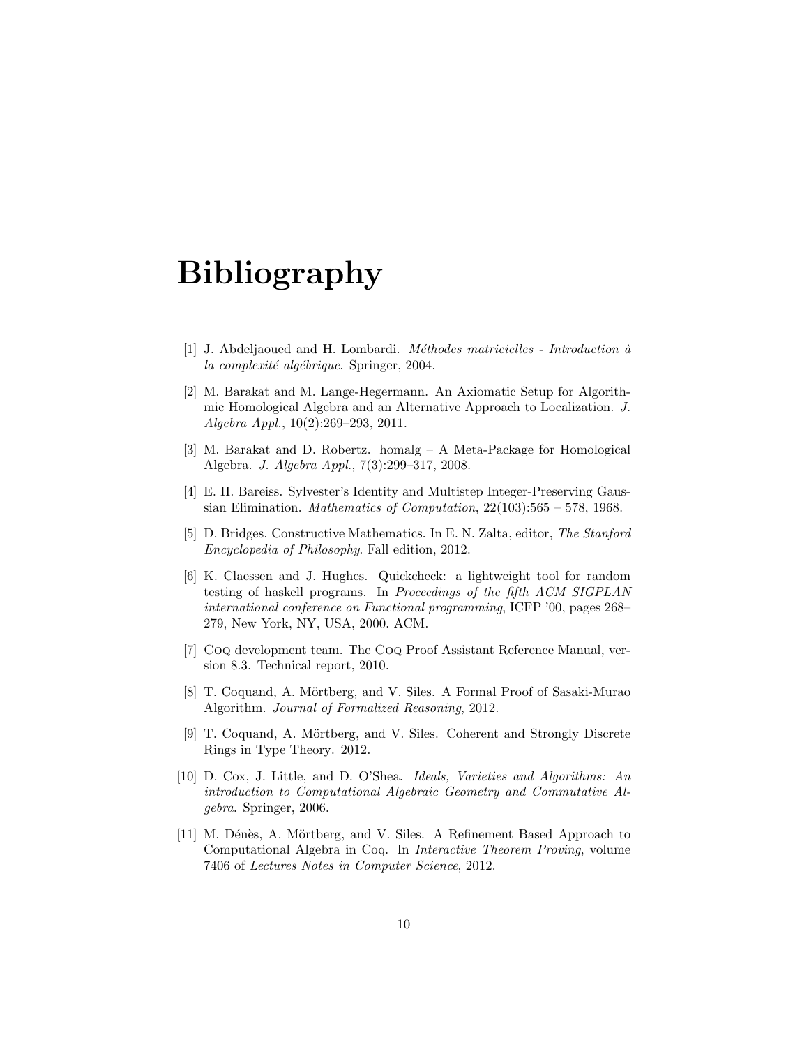# Bibliography

[1] J. Abdeljaoued and H. Lombardi. *Méthodes matricielles - Introduction à la complexité algébrique*. Springer, 2004.

[2] M. Barakat and M. Lange-Hegermann. An Axiomatic Setup for Algorithmic Homological Algebra and an Alternative Approach to Localization. *J. Algebra Appl.*, 10(2):269–293, 2011.

[3] M. Barakat and D. Robertz. homalg – A Meta-Package for Homological Algebra. *J. Algebra Appl.*, 7(3):299–317, 2008.

[4] E. H. Bareiss. Sylvester's Identity and Multistep Integer-Preserving Gaussian Elimination. *Mathematics of Computation*, 22(103):565 – 578, 1968.

[5] D. Bridges. Constructive Mathematics. In E. N. Zalta, editor, *The Stanford Encyclopedia of Philosophy*. Fall edition, 2012.

[6] K. Claessen and J. Hughes. Quickcheck: a lightweight tool for random testing of haskell programs. In *Proceedings of the fifth ACM SIGPLAN international conference on Functional programming*, ICFP '00, pages 268–279, New York, NY, USA, 2000. ACM.

[7] Coq development team. The Coq Proof Assistant Reference Manual, version 8.3. Technical report, 2010.

[8] T. Coquand, A. Mörtberg, and V. Siles. A Formal Proof of Sasaki-Murao Algorithm. *Journal of Formalized Reasoning*, 2012.

[9] T. Coquand, A. Mörtberg, and V. Siles. Coherent and Strongly Discrete Rings in Type Theory. 2012.

[10] D. Cox, J. Little, and D. O'Shea. *Ideals, Varieties and Algorithms: An introduction to Computational Algebraic Geometry and Commutative Algebra*. Springer, 2006.

[11] M. Dénès, A. Mörtberg, and V. Siles. A Refinement Based Approach to Computational Algebra in Coq. In *Interactive Theorem Proving*, volume 7406 of *Lectures Notes in Computer Science*, 2012.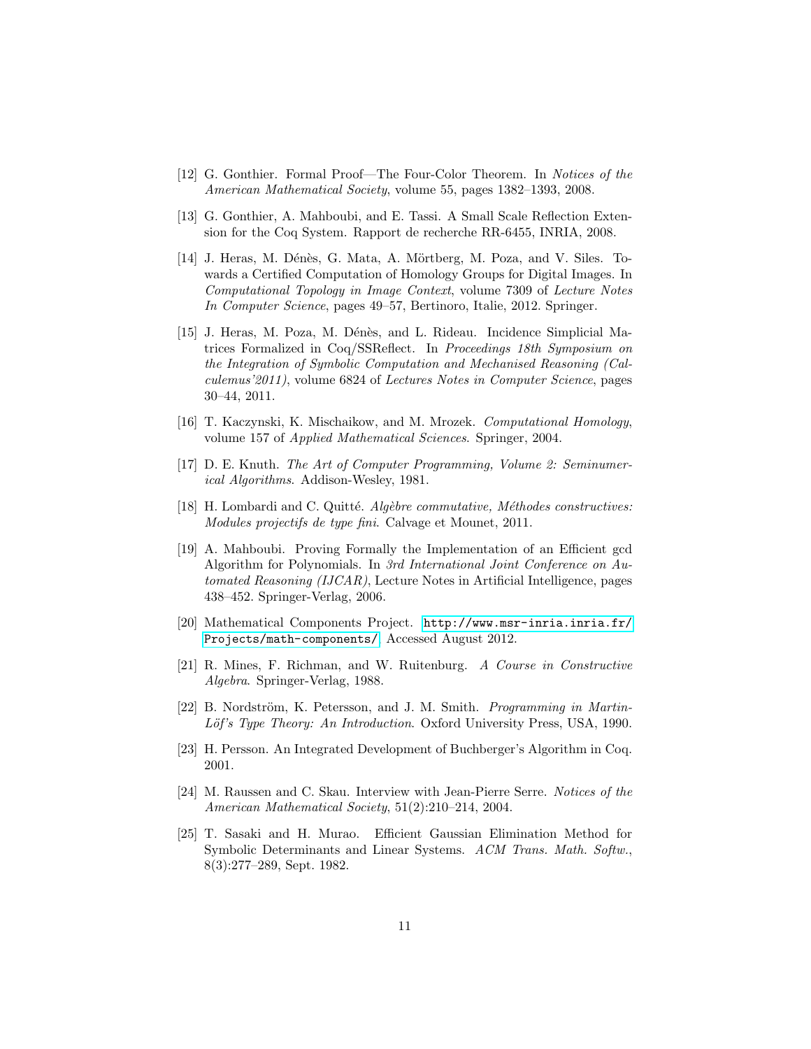[12] G. Gonthier. Formal Proof—The Four-Color Theorem. In *Notices of the American Mathematical Society*, volume 55, pages 1382–1393, 2008.

[13] G. Gonthier, A. Mahboubi, and E. Tassi. A Small Scale Reflection Extension for the Coq System. Rapport de recherche RR-6455, INRIA, 2008.

[14] J. Heras, M. Dénès, G. Mata, A. Mörtberg, M. Poza, and V. Siles. Towards a Certified Computation of Homology Groups for Digital Images. In *Computational Topology in Image Context*, volume 7309 of *Lecture Notes In Computer Science*, pages 49–57, Bertinoro, Italie, 2012. Springer.

[15] J. Heras, M. Poza, M. Dénès, and L. Rideau. Incidence Simplicial Matrices Formalized in Coq/SSReflect. In *Proceedings 18th Symposium on the Integration of Symbolic Computation and Mechanised Reasoning (Calculemus'2011)*, volume 6824 of *Lectures Notes in Computer Science*, pages 30–44, 2011.

[16] T. Kaczynski, K. Mischaikow, and M. Mrozek. *Computational Homology*, volume 157 of *Applied Mathematical Sciences*. Springer, 2004.

[17] D. E. Knuth. *The Art of Computer Programming, Volume 2: Seminumerical Algorithms*. Addison-Wesley, 1981.

[18] H. Lombardi and C. Quitté. *Algèbre commutative, Méthodes constructives: Modules projectifs de type fini*. Calvage et Mounet, 2011.

[19] A. Mahboubi. Proving Formally the Implementation of an Efficient gcd Algorithm for Polynomials. In *3rd International Joint Conference on Automated Reasoning (IJCAR)*, Lecture Notes in Artificial Intelligence, pages 438–452. Springer-Verlag, 2006.

[20] Mathematical Components Project. http://www.msr-inria.inria.fr/Projects/math-components/. Accessed August 2012.

[21] R. Mines, F. Richman, and W. Ruitenburg. *A Course in Constructive Algebra*. Springer-Verlag, 1988.

[22] B. Nordström, K. Petersson, and J. M. Smith. *Programming in Martin-Löf's Type Theory: An Introduction*. Oxford University Press, USA, 1990.

[23] H. Persson. An Integrated Development of Buchberger's Algorithm in Coq. 2001.

[24] M. Raussen and C. Skau. Interview with Jean-Pierre Serre. *Notices of the American Mathematical Society*, 51(2):210–214, 2004.

[25] T. Sasaki and H. Murao. Efficient Gaussian Elimination Method for Symbolic Determinants and Linear Systems. *ACM Trans. Math. Softw.*, 8(3):277–289, Sept. 1982.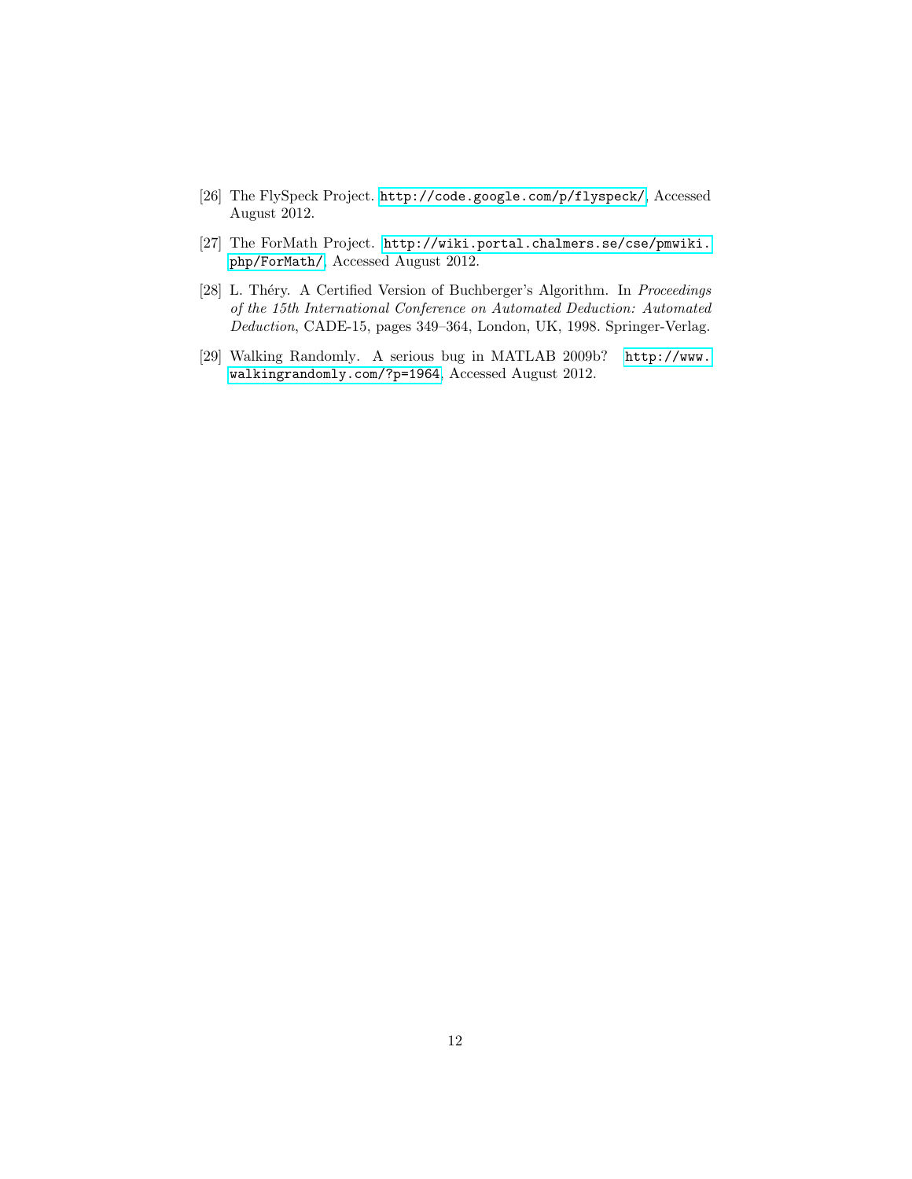[26] The FlySpeck Project. http://code.google.com/p/flyspeck/, Accessed August 2012.

[27] The ForMath Project. http://wiki.portal.chalmers.se/cse/pmwiki.php/ForMath/, Accessed August 2012.

[28] L. Théry. A Certified Version of Buchberger's Algorithm. In *Proceedings of the 15th International Conference on Automated Deduction: Automated Deduction*, CADE-15, pages 349–364, London, UK, 1998. Springer-Verlag.

[29] Walking Randomly. A serious bug in MATLAB 2009b? http://www.walkingrandomly.com/?p=1964, Accessed August 2012.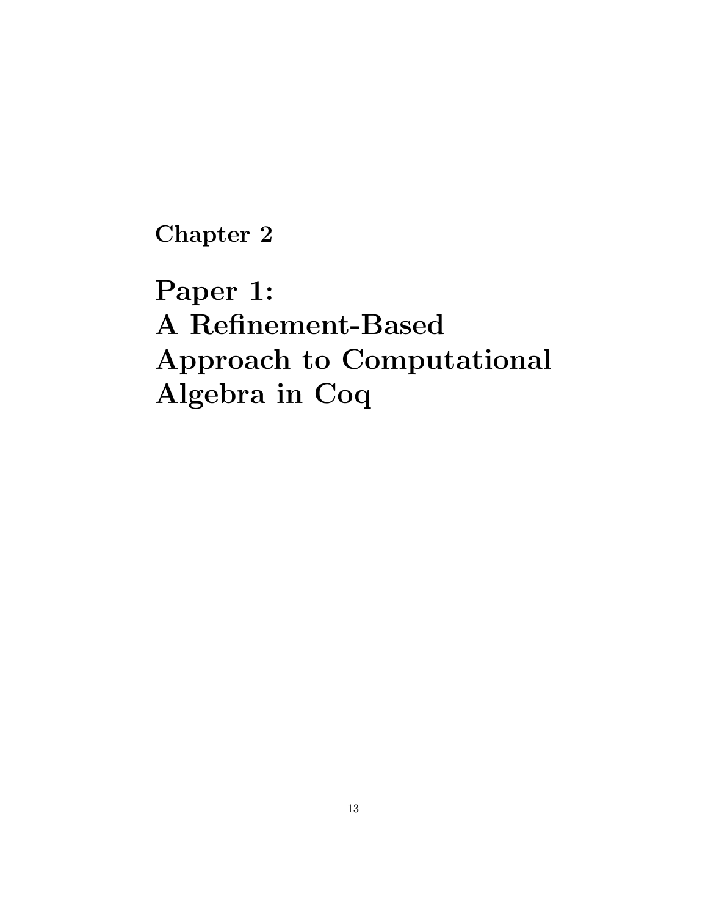# Chapter 2

# Paper 1: A Refinement-Based Approach to Computational Algebra in Coq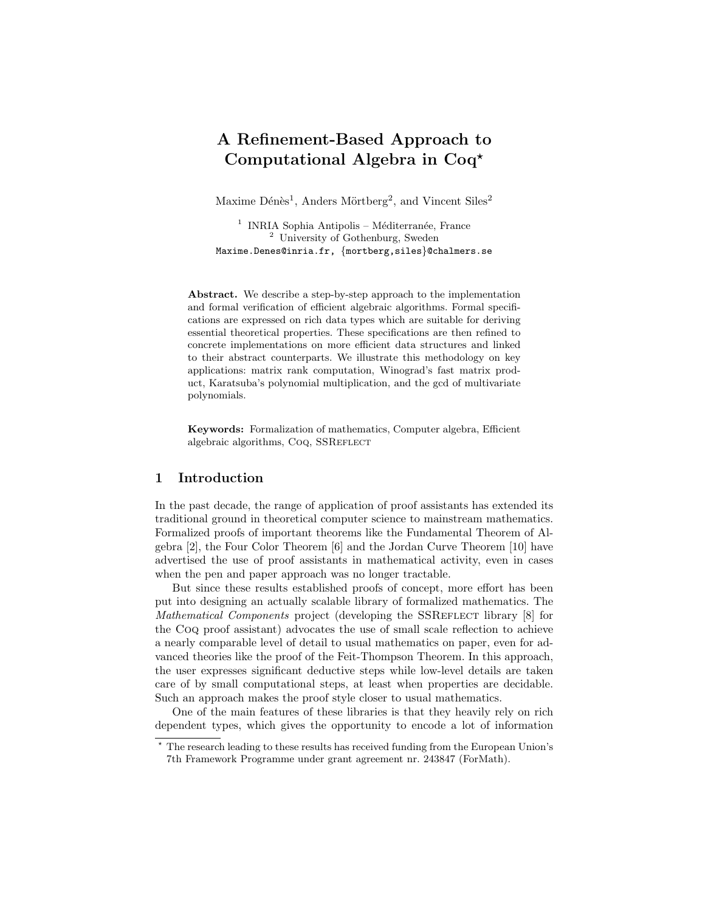# A Refinement-Based Approach to Computational Algebra in Coq*

Maxime Dénès[1], Anders Mörtberg[2], and Vincent Siles[2]

[1] INRIA Sophia Antipolis – Méditerranée, France
[2] University of Gothenburg, Sweden
Maxime.Denes@inria.fr, {mortberg,siles}@chalmers.se

**Abstract.** We describe a step-by-step approach to the implementation and formal verification of efficient algebraic algorithms. Formal specifications are expressed on rich data types which are suitable for deriving essential theoretical properties. These specifications are then refined to concrete implementations on more efficient data structures and linked to their abstract counterparts. We illustrate this methodology on key applications: matrix rank computation, Winograd's fast matrix product, Karatsuba's polynomial multiplication, and the gcd of multivariate polynomials.

**Keywords:** Formalization of mathematics, Computer algebra, Efficient algebraic algorithms, Coq, SSReflect

## 1 Introduction

In the past decade, the range of application of proof assistants has extended its traditional ground in theoretical computer science to mainstream mathematics. Formalized proofs of important theorems like the Fundamental Theorem of Algebra [2], the Four Color Theorem [6] and the Jordan Curve Theorem [10] have advertised the use of proof assistants in mathematical activity, even in cases when the pen and paper approach was no longer tractable.

But since these results established proofs of concept, more effort has been put into designing an actually scalable library of formalized mathematics. The *Mathematical Components* project (developing the SSReflect library [8] for the Coq proof assistant) advocates the use of small scale reflection to achieve a nearly comparable level of detail to usual mathematics on paper, even for advanced theories like the proof of the Feit-Thompson Theorem. In this approach, the user expresses significant deductive steps while low-level details are taken care of by small computational steps, at least when properties are decidable. Such an approach makes the proof style closer to usual mathematics.

One of the main features of these libraries is that they heavily rely on rich dependent types, which gives the opportunity to encode a lot of information

* The research leading to these results has received funding from the European Union's 7th Framework Programme under grant agreement nr. 243847 (ForMath).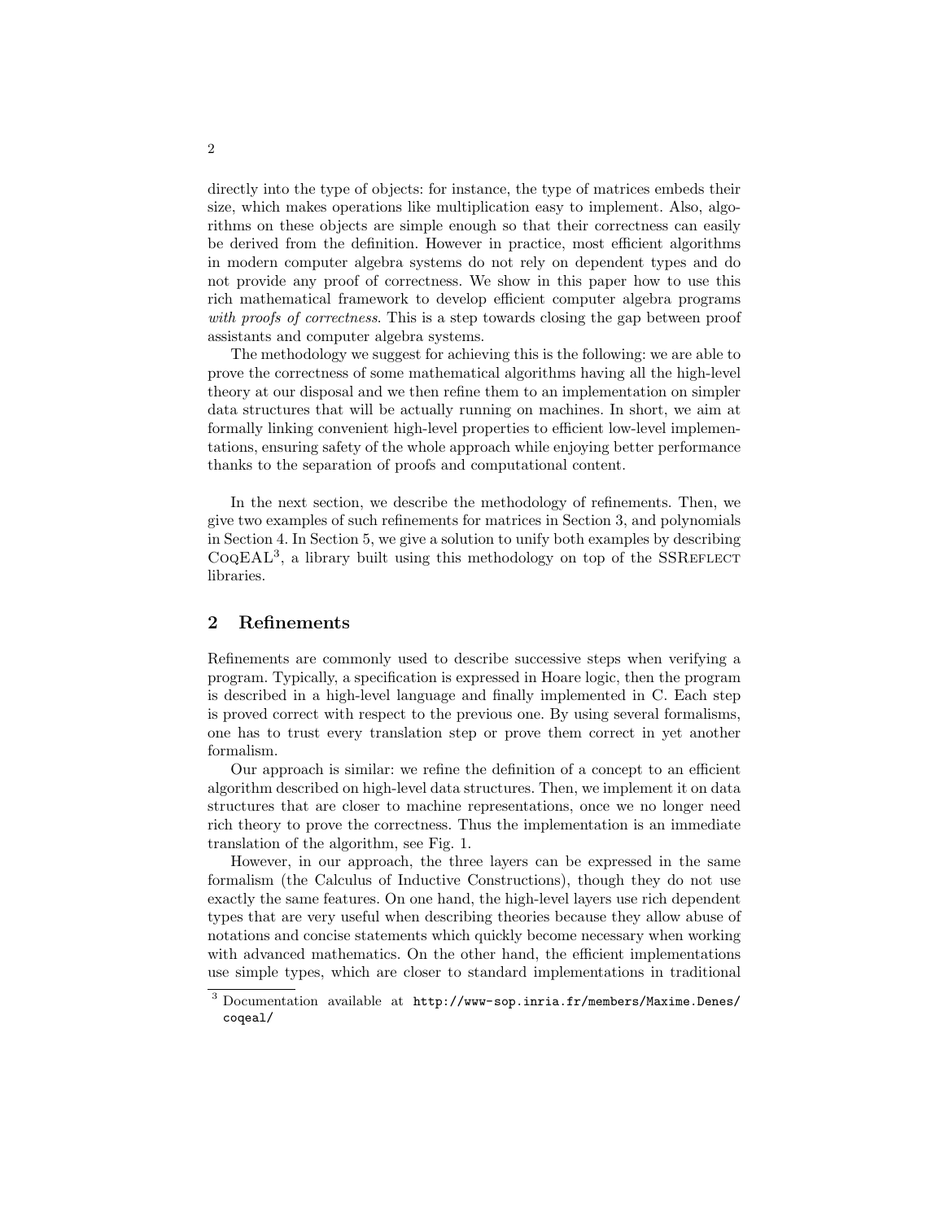directly into the type of objects: for instance, the type of matrices embeds their size, which makes operations like multiplication easy to implement. Also, algorithms on these objects are simple enough so that their correctness can easily be derived from the definition. However in practice, most efficient algorithms in modern computer algebra systems do not rely on dependent types and do not provide any proof of correctness. We show in this paper how to use this rich mathematical framework to develop efficient computer algebra programs *with proofs of correctness*. This is a step towards closing the gap between proof assistants and computer algebra systems.

The methodology we suggest for achieving this is the following: we are able to prove the correctness of some mathematical algorithms having all the high-level theory at our disposal and we then refine them to an implementation on simpler data structures that will be actually running on machines. In short, we aim at formally linking convenient high-level properties to efficient low-level implementations, ensuring safety of the whole approach while enjoying better performance thanks to the separation of proofs and computational content.

In the next section, we describe the methodology of refinements. Then, we give two examples of such refinements for matrices in Section 3, and polynomials in Section 4. In Section 5, we give a solution to unify both examples by describing CoqEAL[3], a library built using this methodology on top of the SSReflect libraries.

## 2 Refinements

Refinements are commonly used to describe successive steps when verifying a program. Typically, a specification is expressed in Hoare logic, then the program is described in a high-level language and finally implemented in C. Each step is proved correct with respect to the previous one. By using several formalisms, one has to trust every translation step or prove them correct in yet another formalism.

Our approach is similar: we refine the definition of a concept to an efficient algorithm described on high-level data structures. Then, we implement it on data structures that are closer to machine representations, once we no longer need rich theory to prove the correctness. Thus the implementation is an immediate translation of the algorithm, see Fig. 1.

However, in our approach, the three layers can be expressed in the same formalism (the Calculus of Inductive Constructions), though they do not use exactly the same features. On one hand, the high-level layers use rich dependent types that are very useful when describing theories because they allow abuse of notations and concise statements which quickly become necessary when working with advanced mathematics. On the other hand, the efficient implementations use simple types, which are closer to standard implementations in traditional

[3] Documentation available at http://www-sop.inria.fr/members/Maxime.Denes/coqeal/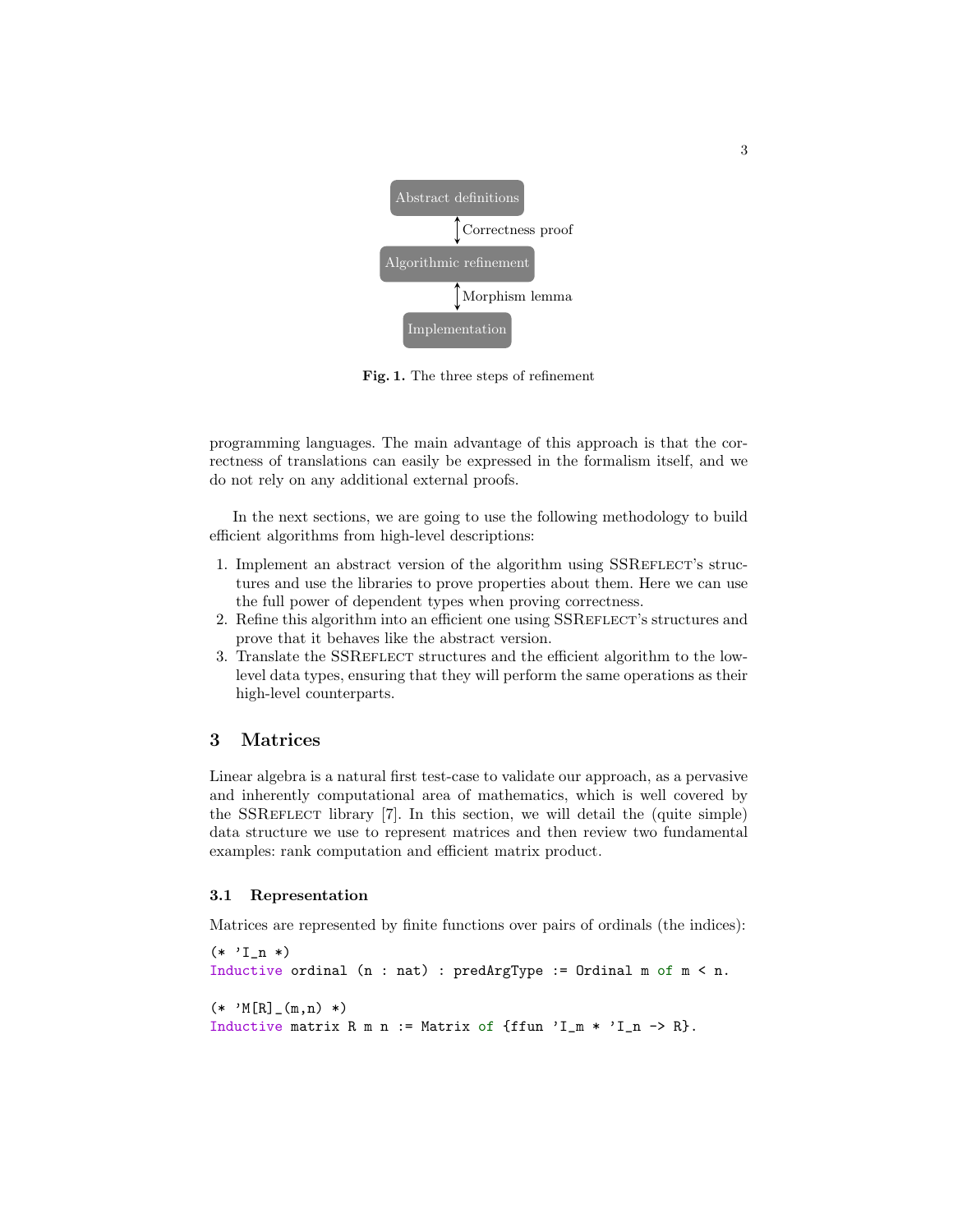Abstract definitions

Correctness proof

Algorithmic refinement

Morphism lemma

Implementation

**Fig. 1.** The three steps of refinement

programming languages. The main advantage of this approach is that the correctness of translations can easily be expressed in the formalism itself, and we do not rely on any additional external proofs.

In the next sections, we are going to use the following methodology to build efficient algorithms from high-level descriptions:

1. Implement an abstract version of the algorithm using SSReflect's structures and use the libraries to prove properties about them. Here we can use the full power of dependent types when proving correctness.
2. Refine this algorithm into an efficient one using SSReflect's structures and prove that it behaves like the abstract version.
3. Translate the SSReflect structures and the efficient algorithm to the low-level data types, ensuring that they will perform the same operations as their high-level counterparts.

## 3 Matrices

Linear algebra is a natural first test-case to validate our approach, as a pervasive and inherently computational area of mathematics, which is well covered by the SSReflect library [7]. In this section, we will detail the (quite simple) data structure we use to represent matrices and then review two fundamental examples: rank computation and efficient matrix product.

### 3.1 Representation

Matrices are represented by finite functions over pairs of ordinals (the indices):

```
(* 'I_n *)
Inductive ordinal (n : nat) : predArgType := Ordinal m of m < n.

(* 'M[R]_(m,n) *)
Inductive matrix R m n := Matrix of {ffun 'I_m * 'I_n -> R}.
```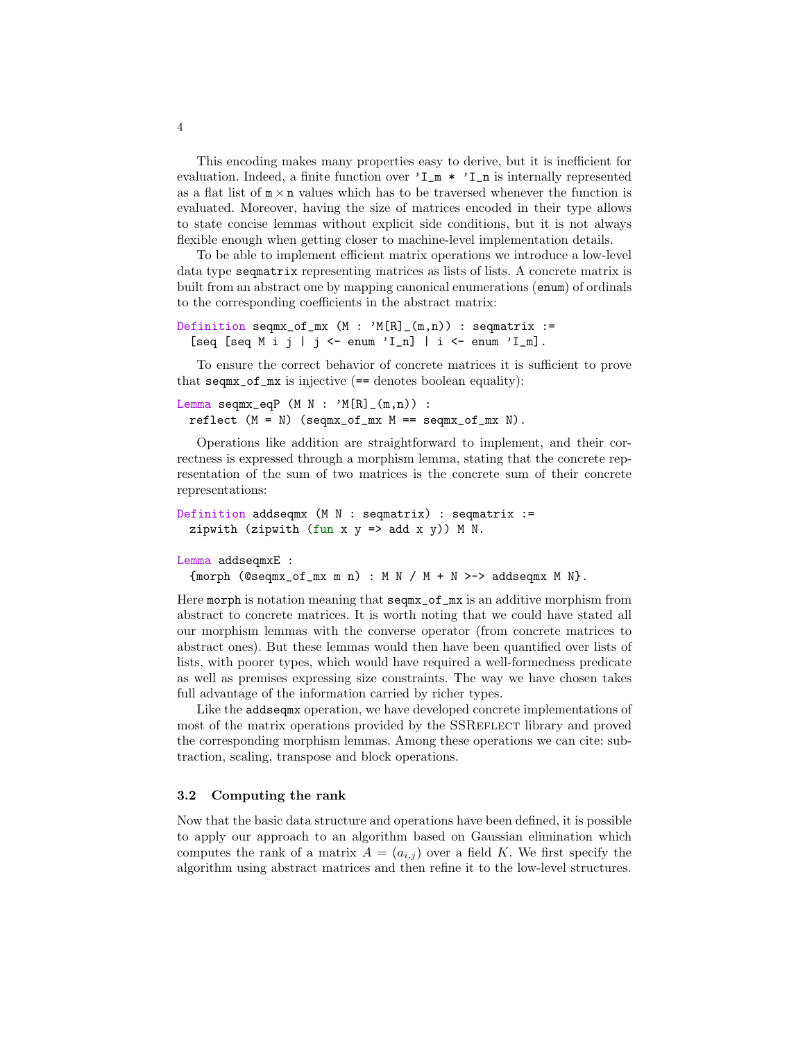This encoding makes many properties easy to derive, but it is inefficient for evaluation. Indeed, a finite function over `'I_m * 'I_n` is internally represented as a flat list of $m \times n$ values which has to be traversed whenever the function is evaluated. Moreover, having the size of matrices encoded in their type allows to state concise lemmas without explicit side conditions, but it is not always flexible enough when getting closer to machine-level implementation details.

To be able to implement efficient matrix operations we introduce a low-level data type `seqmatrix` representing matrices as lists of lists. A concrete matrix is built from an abstract one by mapping canonical enumerations (`enum`) of ordinals to the corresponding coefficients in the abstract matrix:

```
Definition seqmx_of_mx (M : 'M[R]_(m,n)) : seqmatrix :=
  [seq [seq M i j | j <- enum 'I_n] | i <- enum 'I_m].
```

To ensure the correct behavior of concrete matrices it is sufficient to prove that `seqmx_of_mx` is injective (`==` denotes boolean equality):

```
Lemma seqmx_eqP (M N : 'M[R]_(m,n)) :
  reflect (M = N) (seqmx_of_mx M == seqmx_of_mx N).
```

Operations like addition are straightforward to implement, and their correctness is expressed through a morphism lemma, stating that the concrete representation of the sum of two matrices is the concrete sum of their concrete representations:

```
Definition addseqmx (M N : seqmatrix) : seqmatrix :=
  zipwith (zipwith (fun x y => add x y)) M N.

Lemma addseqmxE :
  {morph (@seqmx_of_mx m n) : M N / M + N >-> addseqmx M N}.
```

Here `morph` is notation meaning that `seqmx_of_mx` is an additive morphism from abstract to concrete matrices. It is worth noting that we could have stated all our morphism lemmas with the converse operator (from concrete matrices to abstract ones). But these lemmas would then have been quantified over lists of lists, with poorer types, which would have required a well-formedness predicate as well as premises expressing size constraints. The way we have chosen takes full advantage of the information carried by richer types.

Like the `addseqmx` operation, we have developed concrete implementations of most of the matrix operations provided by the SSReflect library and proved the corresponding morphism lemmas. Among these operations we can cite: subtraction, scaling, transpose and block operations.

### 3.2 Computing the rank

Now that the basic data structure and operations have been defined, it is possible to apply our approach to an algorithm based on Gaussian elimination which computes the rank of a matrix $A = (a_{i,j})$ over a field $K$. We first specify the algorithm using abstract matrices and then refine it to the low-level structures.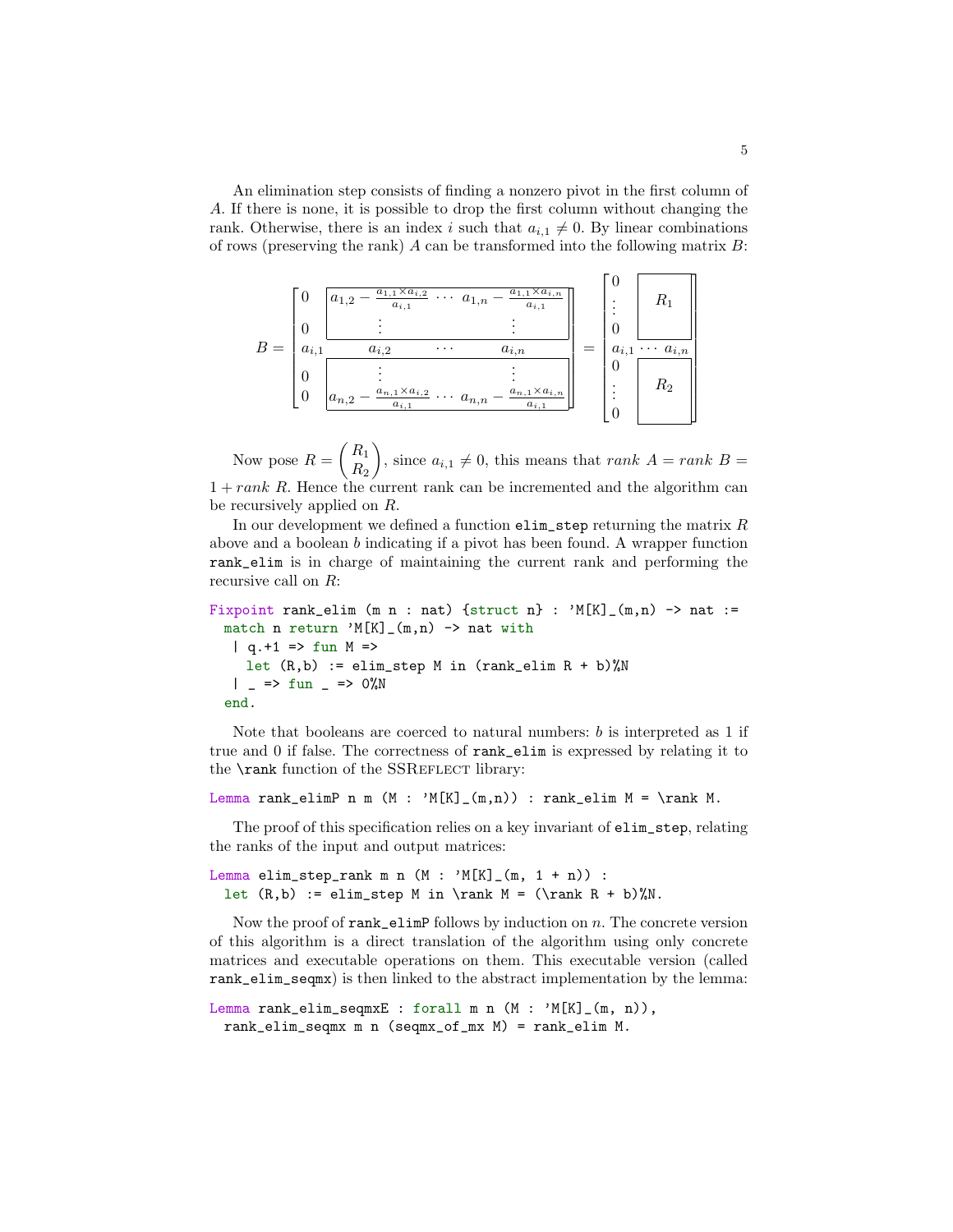An elimination step consists of finding a nonzero pivot in the first column of $A$. If there is none, it is possible to drop the first column without changing the rank. Otherwise, there is an index $i$ such that $a_{i,1} \neq 0$. By linear combinations of rows (preserving the rank) $A$ can be transformed into the following matrix $B$:

$$B = \begin{bmatrix} 0 & a_{1,2} - \frac{a_{1,1} \times a_{i,2}}{a_{i,1}} & \cdots & a_{1,n} - \frac{a_{1,1} \times a_{i,n}}{a_{i,1}} \\ 0 & \vdots & & \vdots \\ a_{i,1} & a_{i,2} & \cdots & a_{i,n} \\ 0 & \vdots & & \vdots \\ 0 & a_{n,2} - \frac{a_{n,1} \times a_{i,2}}{a_{i,1}} & \cdots & a_{n,n} - \frac{a_{n,1} \times a_{i,n}}{a_{i,1}} \end{bmatrix} = \begin{bmatrix} 0 & \\ \vdots & R_1 \\ 0 & \\ a_{i,1} & \cdots \; a_{i,n} \\ 0 & \\ \vdots & R_2 \\ 0 & \end{bmatrix}$$

Now pose $R = \begin{pmatrix} R_1 \\ R_2 \end{pmatrix}$, since $a_{i,1} \neq 0$, this means that $rank\ A = rank\ B = 1 + rank\ R$. Hence the current rank can be incremented and the algorithm can be recursively applied on $R$.

In our development we defined a function `elim_step` returning the matrix $R$ above and a boolean $b$ indicating if a pivot has been found. A wrapper function `rank_elim` is in charge of maintaining the current rank and performing the recursive call on $R$:

```
Fixpoint rank_elim (m n : nat) {struct n} : 'M[K]_(m,n) -> nat :=
  match n return 'M[K]_(m,n) -> nat with
   | q.+1 => fun M =>
     let (R,b) := elim_step M in (rank_elim R + b)%N
   | _ => fun _ => 0%N
  end.
```

Note that booleans are coerced to natural numbers: $b$ is interpreted as 1 if true and 0 if false. The correctness of `rank_elim` is expressed by relating it to the `\rank` function of the SSReflect library:

```
Lemma rank_elimP n m (M : 'M[K]_(m,n)) : rank_elim M = \rank M.
```

The proof of this specification relies on a key invariant of `elim_step`, relating the ranks of the input and output matrices:

```
Lemma elim_step_rank m n (M : 'M[K]_(m, 1 + n)) :
  let (R,b) := elim_step M in \rank M = (\rank R + b)%N.
```

Now the proof of `rank_elimP` follows by induction on $n$. The concrete version of this algorithm is a direct translation of the algorithm using only concrete matrices and executable operations on them. This executable version (called `rank_elim_seqmx`) is then linked to the abstract implementation by the lemma:

```
Lemma rank_elim_seqmxE : forall m n (M : 'M[K]_(m, n)),
  rank_elim_seqmx m n (seqmx_of_mx M) = rank_elim M.
```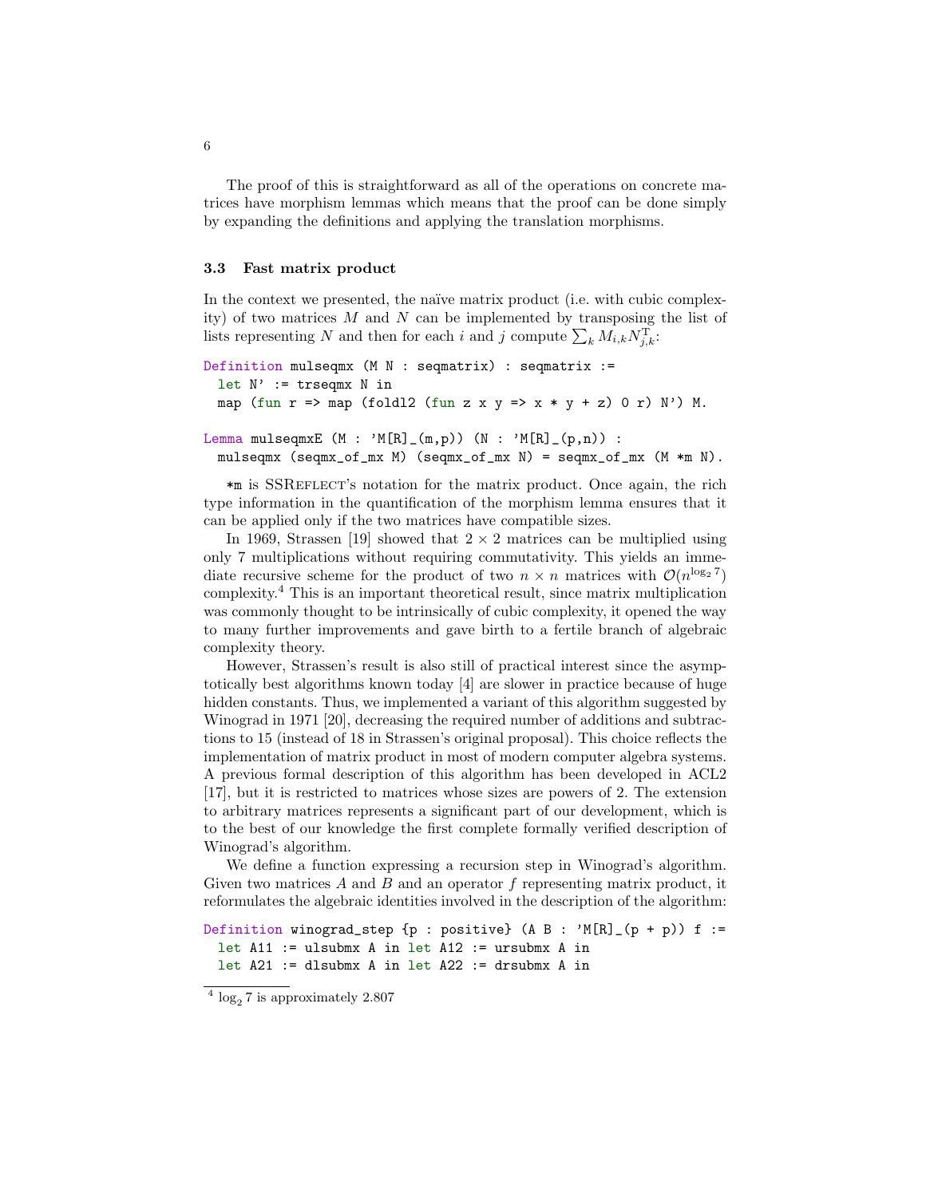The proof of this is straightforward as all of the operations on concrete matrices have morphism lemmas which means that the proof can be done simply by expanding the definitions and applying the translation morphisms.

### 3.3 Fast matrix product

In the context we presented, the naïve matrix product (i.e. with cubic complexity) of two matrices $M$ and $N$ can be implemented by transposing the list of lists representing $N$ and then for each $i$ and $j$ compute $\sum_k M_{i,k}N^{\mathrm{T}}_{j,k}$:

```
Definition mulseqmx (M N : seqmatrix) : seqmatrix :=
  let N' := trseqmx N in
  map (fun r => map (foldl2 (fun z x y => x * y + z) 0 r) N') M.

Lemma mulseqmxE (M : 'M[R]_(m,p)) (N : 'M[R]_(p,n)) :
  mulseqmx (seqmx_of_mx M) (seqmx_of_mx N) = seqmx_of_mx (M *m N).
```

`*m` is SSReflect's notation for the matrix product. Once again, the rich type information in the quantification of the morphism lemma ensures that it can be applied only if the two matrices have compatible sizes.

In 1969, Strassen [19] showed that $2 \times 2$ matrices can be multiplied using only 7 multiplications without requiring commutativity. This yields an immediate recursive scheme for the product of two $n \times n$ matrices with $\mathcal{O}(n^{\log_2 7})$ complexity.[4] This is an important theoretical result, since matrix multiplication was commonly thought to be intrinsically of cubic complexity, it opened the way to many further improvements and gave birth to a fertile branch of algebraic complexity theory.

However, Strassen's result is also still of practical interest since the asymptotically best algorithms known today [4] are slower in practice because of huge hidden constants. Thus, we implemented a variant of this algorithm suggested by Winograd in 1971 [20], decreasing the required number of additions and subtractions to 15 (instead of 18 in Strassen's original proposal). This choice reflects the implementation of matrix product in most of modern computer algebra systems. A previous formal description of this algorithm has been developed in ACL2 [17], but it is restricted to matrices whose sizes are powers of 2. The extension to arbitrary matrices represents a significant part of our development, which is to the best of our knowledge the first complete formally verified description of Winograd's algorithm.

We define a function expressing a recursion step in Winograd's algorithm. Given two matrices $A$ and $B$ and an operator $f$ representing matrix product, it reformulates the algebraic identities involved in the description of the algorithm:

```
Definition winograd_step {p : positive} (A B : 'M[R]_(p + p)) f :=
  let A11 := ulsubmx A in let A12 := ursubmx A in
  let A21 := dlsubmx A in let A22 := drsubmx A in
```

[4] $\log_2 7$ is approximately 2.807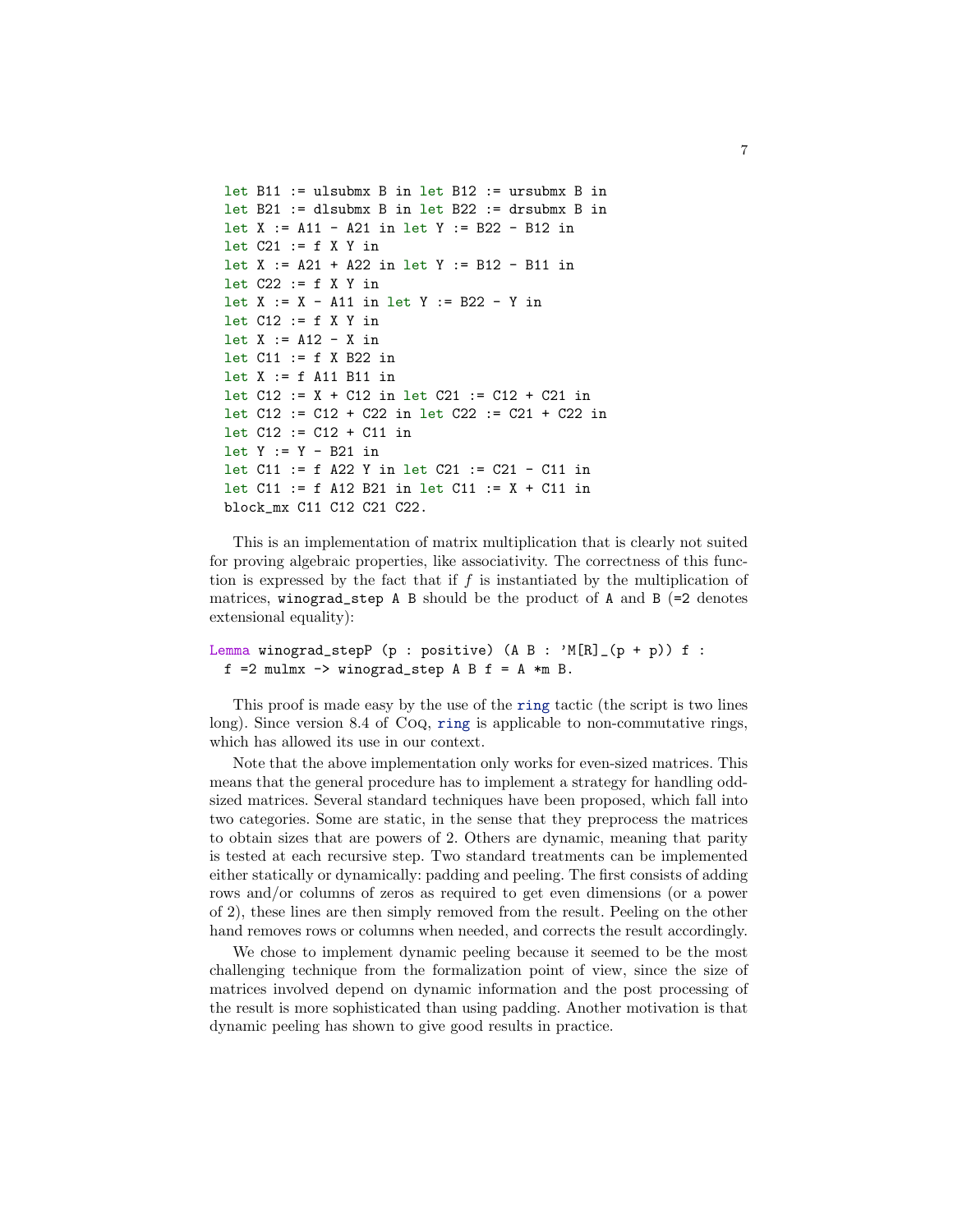```
let B11 := ulsubmx B in let B12 := ursubmx B in
let B21 := dlsubmx B in let B22 := drsubmx B in
let X := A11 - A21 in let Y := B22 - B12 in
let C21 := f X Y in
let X := A21 + A22 in let Y := B12 - B11 in
let C22 := f X Y in
let X := X - A11 in let Y := B22 - Y in
let C12 := f X Y in
let X := A12 - X in
let C11 := f X B22 in
let X := f A11 B11 in
let C12 := X + C12 in let C21 := C12 + C21 in
let C12 := C12 + C22 in let C22 := C21 + C22 in
let C12 := C12 + C11 in
let Y := Y - B21 in
let C11 := f A22 Y in let C21 := C21 - C11 in
let C11 := f A12 B21 in let C11 := X + C11 in
block_mx C11 C12 C21 C22.
```

This is an implementation of matrix multiplication that is clearly not suited for proving algebraic properties, like associativity. The correctness of this function is expressed by the fact that if $f$ is instantiated by the multiplication of matrices, `winograd_step A B` should be the product of `A` and `B` (`=2` denotes extensional equality):

```
Lemma winograd_stepP (p : positive) (A B : 'M[R]_(p + p)) f :
  f =2 mulmx -> winograd_step A B f = A *m B.
```

This proof is made easy by the use of the `ring` tactic (the script is two lines long). Since version 8.4 of Coq, `ring` is applicable to non-commutative rings, which has allowed its use in our context.

Note that the above implementation only works for even-sized matrices. This means that the general procedure has to implement a strategy for handling odd-sized matrices. Several standard techniques have been proposed, which fall into two categories. Some are static, in the sense that they preprocess the matrices to obtain sizes that are powers of 2. Others are dynamic, meaning that parity is tested at each recursive step. Two standard treatments can be implemented either statically or dynamically: padding and peeling. The first consists of adding rows and/or columns of zeros as required to get even dimensions (or a power of 2), these lines are then simply removed from the result. Peeling on the other hand removes rows or columns when needed, and corrects the result accordingly.

We chose to implement dynamic peeling because it seemed to be the most challenging technique from the formalization point of view, since the size of matrices involved depend on dynamic information and the post processing of the result is more sophisticated than using padding. Another motivation is that dynamic peeling has shown to give good results in practice.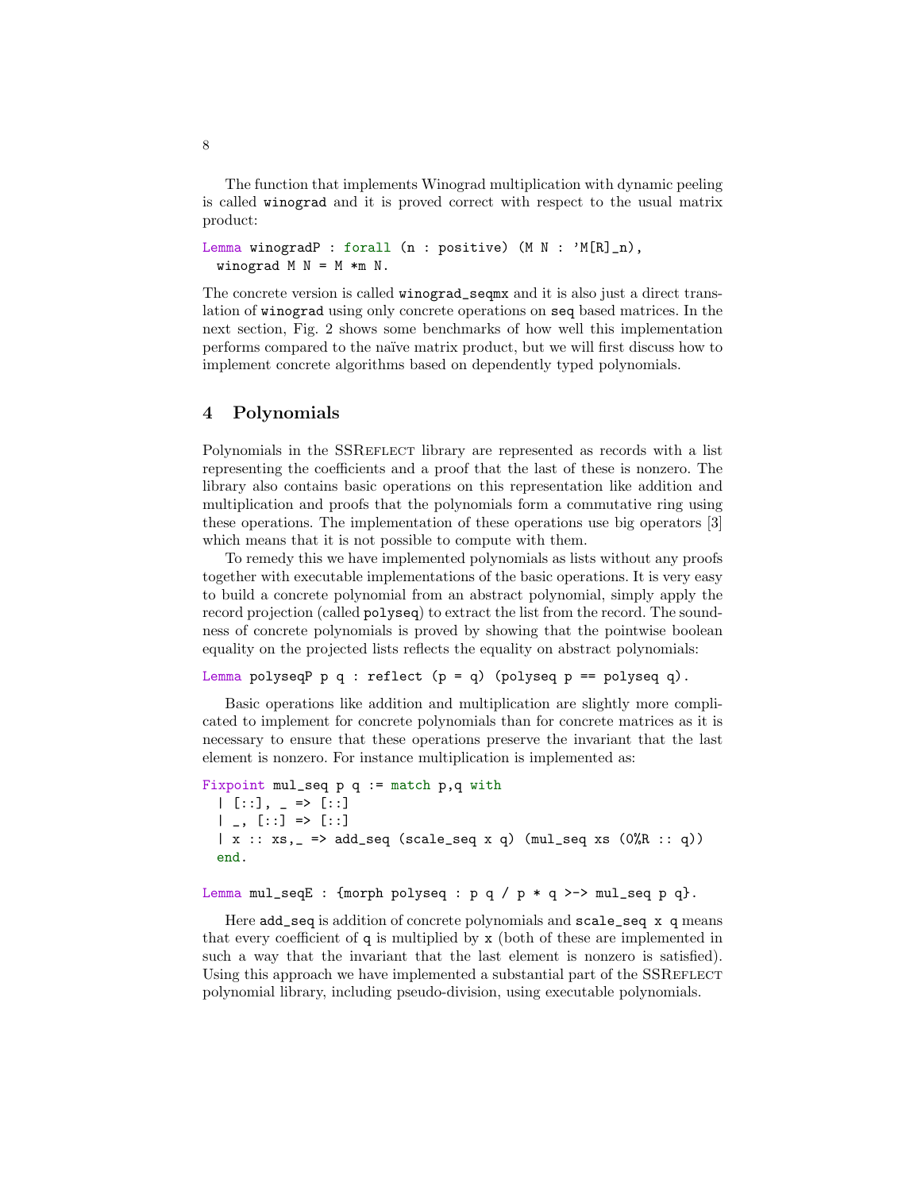The function that implements Winograd multiplication with dynamic peeling is called `winograd` and it is proved correct with respect to the usual matrix product:

```
Lemma winogradP : forall (n : positive) (M N : 'M[R]_n),
  winograd M N = M *m N.
```

The concrete version is called `winograd_seqmx` and it is also just a direct translation of `winograd` using only concrete operations on `seq` based matrices. In the next section, Fig. 2 shows some benchmarks of how well this implementation performs compared to the naïve matrix product, but we will first discuss how to implement concrete algorithms based on dependently typed polynomials.

## 4 Polynomials

Polynomials in the SSReflect library are represented as records with a list representing the coefficients and a proof that the last of these is nonzero. The library also contains basic operations on this representation like addition and multiplication and proofs that the polynomials form a commutative ring using these operations. The implementation of these operations use big operators [3] which means that it is not possible to compute with them.

To remedy this we have implemented polynomials as lists without any proofs together with executable implementations of the basic operations. It is very easy to build a concrete polynomial from an abstract polynomial, simply apply the record projection (called `polyseq`) to extract the list from the record. The soundness of concrete polynomials is proved by showing that the pointwise boolean equality on the projected lists reflects the equality on abstract polynomials:

```
Lemma polyseqP p q : reflect (p = q) (polyseq p == polyseq q).
```

Basic operations like addition and multiplication are slightly more complicated to implement for concrete polynomials than for concrete matrices as it is necessary to ensure that these operations preserve the invariant that the last element is nonzero. For instance multiplication is implemented as:

```
Fixpoint mul_seq p q := match p,q with
  | [::], _ => [::]
  | _, [::] => [::]
  | x :: xs,_ => add_seq (scale_seq x q) (mul_seq xs (0%R :: q))
  end.

Lemma mul_seqE : {morph polyseq : p q / p * q >-> mul_seq p q}.
```

Here `add_seq` is addition of concrete polynomials and `scale_seq x q` means that every coefficient of `q` is multiplied by `x` (both of these are implemented in such a way that the invariant that the last element is nonzero is satisfied). Using this approach we have implemented a substantial part of the SSReflect polynomial library, including pseudo-division, using executable polynomials.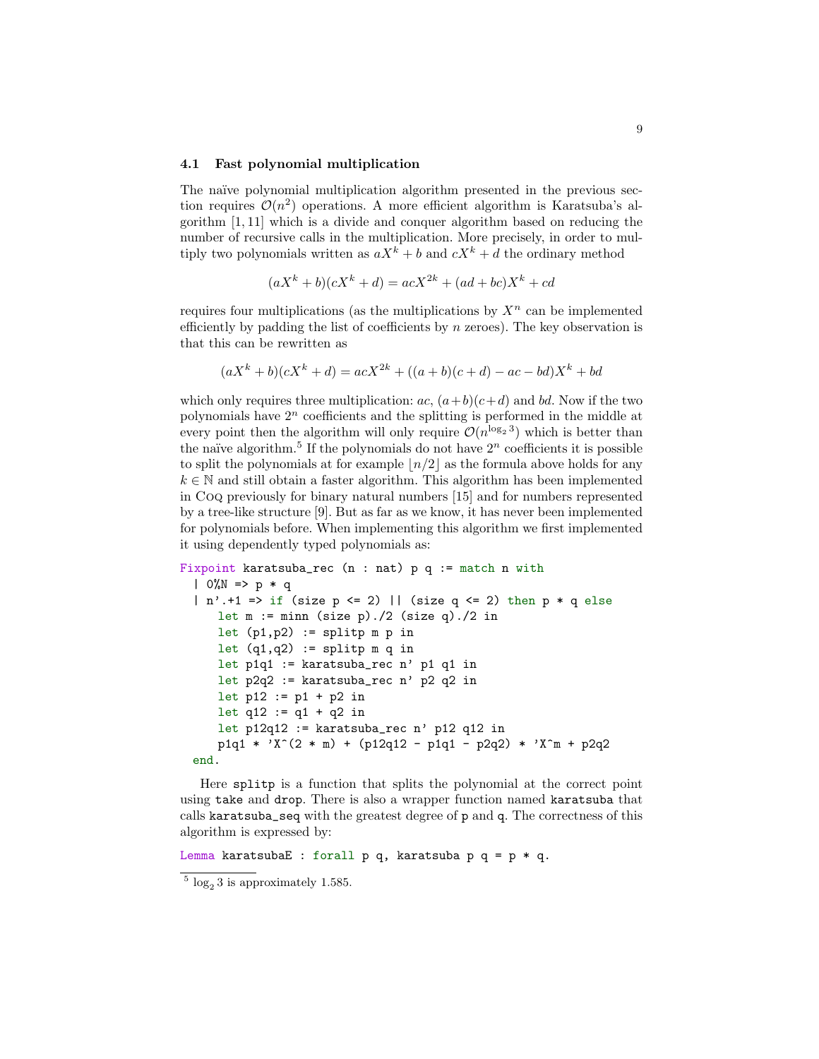### 4.1 Fast polynomial multiplication

The naïve polynomial multiplication algorithm presented in the previous section requires $\mathcal{O}(n^2)$ operations. A more efficient algorithm is Karatsuba's algorithm [1, 11] which is a divide and conquer algorithm based on reducing the number of recursive calls in the multiplication. More precisely, in order to multiply two polynomials written as $aX^k + b$ and $cX^k + d$ the ordinary method

$$(aX^k + b)(cX^k + d) = acX^{2k} + (ad + bc)X^k + cd$$

requires four multiplications (as the multiplications by $X^n$ can be implemented efficiently by padding the list of coefficients by $n$ zeroes). The key observation is that this can be rewritten as

$$(aX^k + b)(cX^k + d) = acX^{2k} + ((a + b)(c + d) - ac - bd)X^k + bd$$

which only requires three multiplication: $ac$, $(a+b)(c+d)$ and $bd$. Now if the two polynomials have $2^n$ coefficients and the splitting is performed in the middle at every point then the algorithm will only require $\mathcal{O}(n^{\log_2 3})$ which is better than the naïve algorithm.[5] If the polynomials do not have $2^n$ coefficients it is possible to split the polynomials at for example $\lfloor n/2 \rfloor$ as the formula above holds for any $k \in \mathbb{N}$ and still obtain a faster algorithm. This algorithm has been implemented in Coq previously for binary natural numbers [15] and for numbers represented by a tree-like structure [9]. But as far as we know, it has never been implemented for polynomials before. When implementing this algorithm we first implemented it using dependently typed polynomials as:

```
Fixpoint karatsuba_rec (n : nat) p q := match n with
  | 0%N => p * q
  | n'.+1 => if (size p <= 2) || (size q <= 2) then p * q else
      let m := minn (size p)./2 (size q)./2 in
      let (p1,p2) := splitp m p in
      let (q1,q2) := splitp m q in
      let p1q1 := karatsuba_rec n' p1 q1 in
      let p2q2 := karatsuba_rec n' p2 q2 in
      let p12 := p1 + p2 in
      let q12 := q1 + q2 in
      let p12q12 := karatsuba_rec n' p12 q12 in
      p1q1 * 'X^(2 * m) + (p12q12 - p1q1 - p2q2) * 'X^m + p2q2
  end.
```

Here `splitp` is a function that splits the polynomial at the correct point using `take` and `drop`. There is also a wrapper function named `karatsuba` that calls `karatsuba_seq` with the greatest degree of `p` and `q`. The correctness of this algorithm is expressed by:

```
Lemma karatsubaE : forall p q, karatsuba p q = p * q.
```

[5] $\log_2 3$ is approximately 1.585.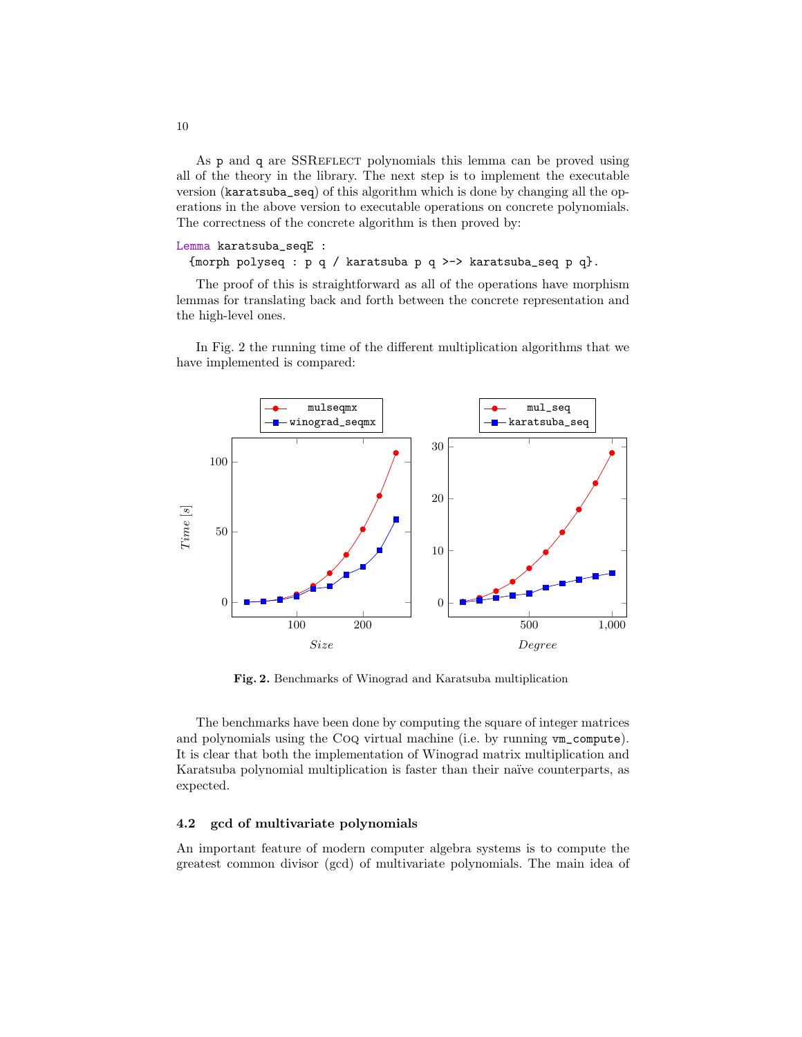As p and q are SSReflect polynomials this lemma can be proved using all of the theory in the library. The next step is to implement the executable version (karatsuba_seq) of this algorithm which is done by changing all the operations in the above version to executable operations on concrete polynomials. The correctness of the concrete algorithm is then proved by:

```
Lemma karatsuba_seqE :
  {morph polyseq : p q / karatsuba p q >-> karatsuba_seq p q}.
```

The proof of this is straightforward as all of the operations have morphism lemmas for translating back and forth between the concrete representation and the high-level ones.

In Fig. 2 the running time of the different multiplication algorithms that we have implemented is compared:

mulseqmx
winograd_seqmx
Time [s]
0
50
100
100
200
Size

mul_seq
karatsuba_seq
0
10
20
30
500
1,000
Degree

**Fig. 2.** Benchmarks of Winograd and Karatsuba multiplication

The benchmarks have been done by computing the square of integer matrices and polynomials using the Coq virtual machine (i.e. by running vm_compute). It is clear that both the implementation of Winograd matrix multiplication and Karatsuba polynomial multiplication is faster than their naïve counterparts, as expected.

### 4.2 gcd of multivariate polynomials

An important feature of modern computer algebra systems is to compute the greatest common divisor (gcd) of multivariate polynomials. The main idea of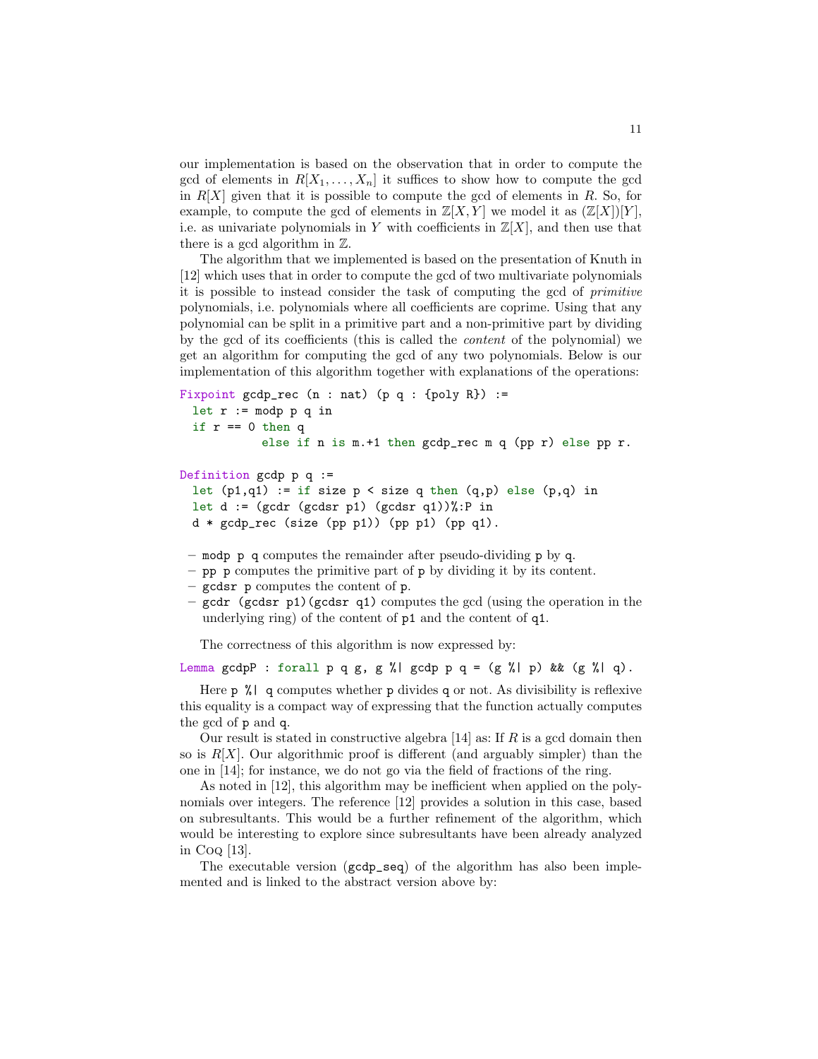our implementation is based on the observation that in order to compute the gcd of elements in $R[X_1, \ldots, X_n]$ it suffices to show how to compute the gcd in $R[X]$ given that it is possible to compute the gcd of elements in $R$. So, for example, to compute the gcd of elements in $\mathbb{Z}[X, Y]$ we model it as $(\mathbb{Z}[X])[Y]$, i.e. as univariate polynomials in $Y$ with coefficients in $\mathbb{Z}[X]$, and then use that there is a gcd algorithm in $\mathbb{Z}$.

The algorithm that we implemented is based on the presentation of Knuth in [12] which uses that in order to compute the gcd of two multivariate polynomials it is possible to instead consider the task of computing the gcd of *primitive* polynomials, i.e. polynomials where all coefficients are coprime. Using that any polynomial can be split in a primitive part and a non-primitive part by dividing by the gcd of its coefficients (this is called the *content* of the polynomial) we get an algorithm for computing the gcd of any two polynomials. Below is our implementation of this algorithm together with explanations of the operations:

```
Fixpoint gcdp_rec (n : nat) (p q : {poly R}) :=
  let r := modp p q in
  if r == 0 then q
           else if n is m.+1 then gcdp_rec m q (pp r) else pp r.

Definition gcdp p q :=
  let (p1,q1) := if size p < size q then (q,p) else (p,q) in
  let d := (gcdr (gcdsr p1) (gcdsr q1))%:P in
  d * gcdp_rec (size (pp p1)) (pp p1) (pp q1).
```

- `modp p q` computes the remainder after pseudo-dividing `p` by `q`.
- `pp p` computes the primitive part of `p` by dividing it by its content.
- `gcdsr p` computes the content of `p`.
- `gcdr (gcdsr p1)(gcdsr q1)` computes the gcd (using the operation in the underlying ring) of the content of `p1` and the content of `q1`.

The correctness of this algorithm is now expressed by:

```
Lemma gcdpP : forall p q g, g %| gcdp p q = (g %| p) && (g %| q).
```

Here `p %| q` computes whether `p` divides `q` or not. As divisibility is reflexive this equality is a compact way of expressing that the function actually computes the gcd of `p` and `q`.

Our result is stated in constructive algebra [14] as: If $R$ is a gcd domain then so is $R[X]$. Our algorithmic proof is different (and arguably simpler) than the one in [14]; for instance, we do not go via the field of fractions of the ring.

As noted in [12], this algorithm may be inefficient when applied on the polynomials over integers. The reference [12] provides a solution in this case, based on subresultants. This would be a further refinement of the algorithm, which would be interesting to explore since subresultants have been already analyzed in Coq [13].

The executable version (`gcdp_seq`) of the algorithm has also been implemented and is linked to the abstract version above by: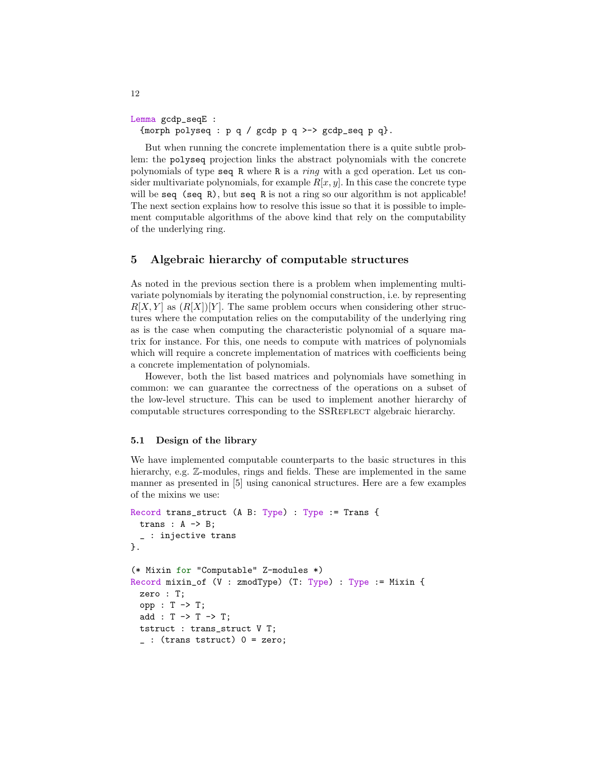```
Lemma gcdp_seqE :
  {morph polyseq : p q / gcdp p q >-> gcdp_seq p q}.
```

But when running the concrete implementation there is a quite subtle problem: the `polyseq` projection links the abstract polynomials with the concrete polynomials of type `seq R` where `R` is a *ring* with a gcd operation. Let us consider multivariate polynomials, for example $R[x, y]$. In this case the concrete type will be `seq (seq R)`, but `seq R` is not a ring so our algorithm is not applicable! The next section explains how to resolve this issue so that it is possible to implement computable algorithms of the above kind that rely on the computability of the underlying ring.

## 5 Algebraic hierarchy of computable structures

As noted in the previous section there is a problem when implementing multivariate polynomials by iterating the polynomial construction, i.e. by representing $R[X, Y]$ as $(R[X])[Y]$. The same problem occurs when considering other structures where the computation relies on the computability of the underlying ring as is the case when computing the characteristic polynomial of a square matrix for instance. For this, one needs to compute with matrices of polynomials which will require a concrete implementation of matrices with coefficients being a concrete implementation of polynomials.

However, both the list based matrices and polynomials have something in common: we can guarantee the correctness of the operations on a subset of the low-level structure. This can be used to implement another hierarchy of computable structures corresponding to the SSReflect algebraic hierarchy.

### 5.1 Design of the library

We have implemented computable counterparts to the basic structures in this hierarchy, e.g. $\mathbb{Z}$-modules, rings and fields. These are implemented in the same manner as presented in [5] using canonical structures. Here are a few examples of the mixins we use:

```
Record trans_struct (A B: Type) : Type := Trans {
  trans : A -> B;
  _ : injective trans
}.

(* Mixin for "Computable" Z-modules *)
Record mixin_of (V : zmodType) (T: Type) : Type := Mixin {
  zero : T;
  opp : T -> T;
  add : T -> T -> T;
  tstruct : trans_struct V T;
  _ : (trans tstruct) 0 = zero;
```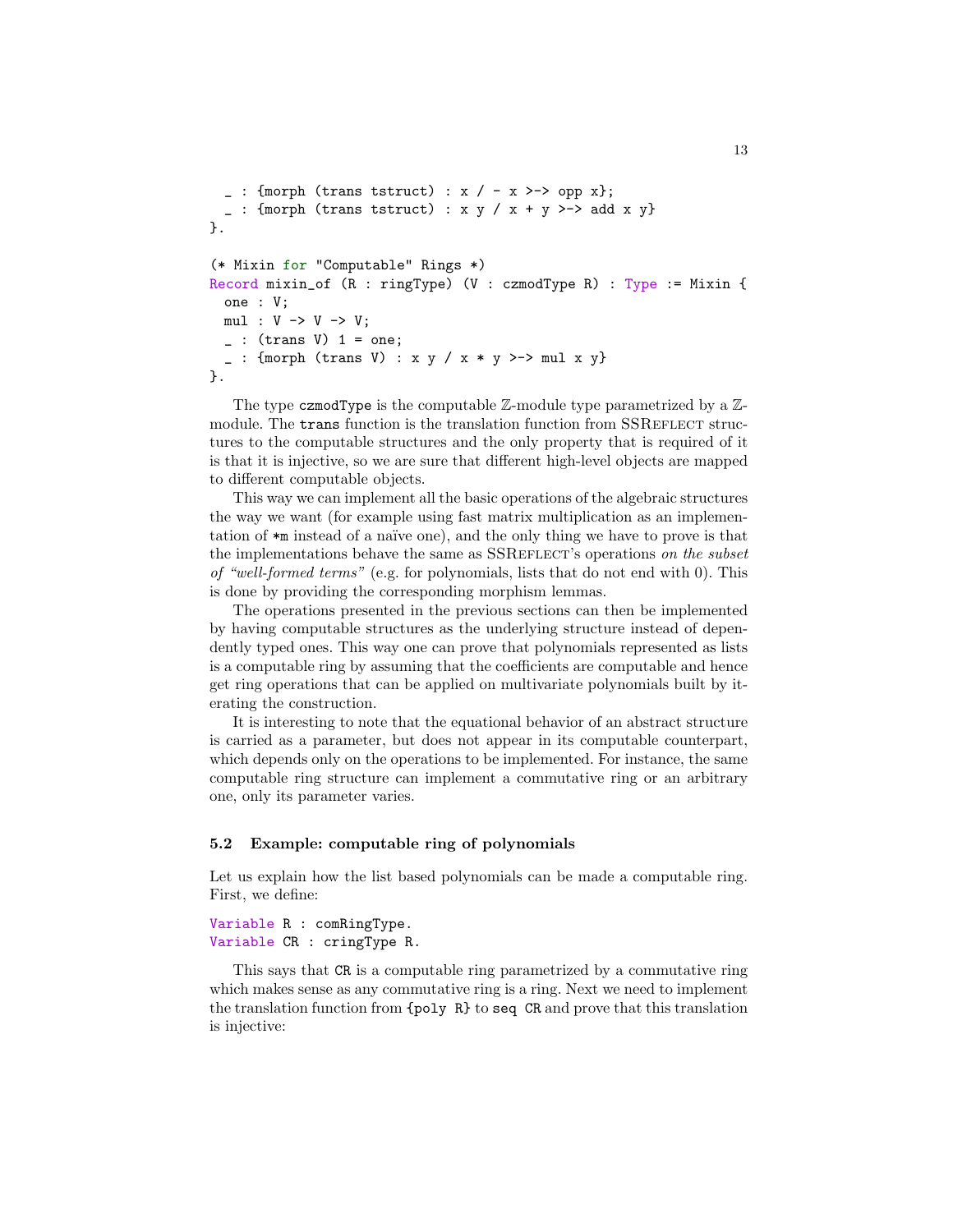```
  _ : {morph (trans tstruct) : x / - x >-> opp x};
  _ : {morph (trans tstruct) : x y / x + y >-> add x y}
}.

(* Mixin for "Computable" Rings *)
Record mixin_of (R : ringType) (V : czmodType R) : Type := Mixin {
  one : V;
  mul : V -> V -> V;
  _ : (trans V) 1 = one;
  _ : {morph (trans V) : x y / x * y >-> mul x y}
}.
```

The type `czmodType` is the computable $\mathbb{Z}$-module type parametrized by a $\mathbb{Z}$-module. The `trans` function is the translation function from SSReflect structures to the computable structures and the only property that is required of it is that it is injective, so we are sure that different high-level objects are mapped to different computable objects.

This way we can implement all the basic operations of the algebraic structures the way we want (for example using fast matrix multiplication as an implementation of `*m` instead of a naïve one), and the only thing we have to prove is that the implementations behave the same as SSReflect's operations *on the subset of "well-formed terms"* (e.g. for polynomials, lists that do not end with 0). This is done by providing the corresponding morphism lemmas.

The operations presented in the previous sections can then be implemented by having computable structures as the underlying structure instead of dependently typed ones. This way one can prove that polynomials represented as lists is a computable ring by assuming that the coefficients are computable and hence get ring operations that can be applied on multivariate polynomials built by iterating the construction.

It is interesting to note that the equational behavior of an abstract structure is carried as a parameter, but does not appear in its computable counterpart, which depends only on the operations to be implemented. For instance, the same computable ring structure can implement a commutative ring or an arbitrary one, only its parameter varies.

### 5.2 Example: computable ring of polynomials

Let us explain how the list based polynomials can be made a computable ring. First, we define:

```
Variable R : comRingType.
Variable CR : cringType R.
```

This says that `CR` is a computable ring parametrized by a commutative ring which makes sense as any commutative ring is a ring. Next we need to implement the translation function from `{poly R}` to `seq CR` and prove that this translation is injective: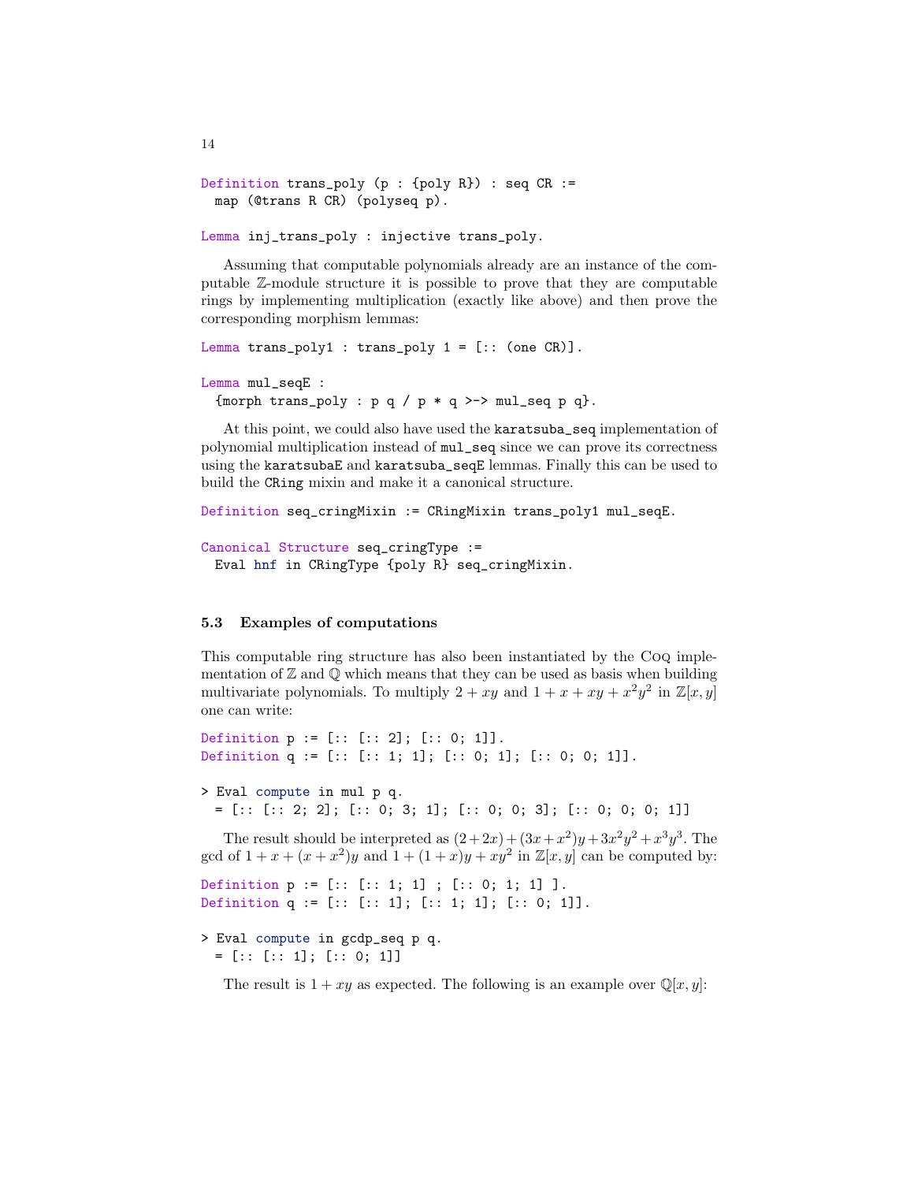```
Definition trans_poly (p : {poly R}) : seq CR :=
  map (@trans R CR) (polyseq p).

Lemma inj_trans_poly : injective trans_poly.
```

Assuming that computable polynomials already are an instance of the computable $\mathbb{Z}$-module structure it is possible to prove that they are computable rings by implementing multiplication (exactly like above) and then prove the corresponding morphism lemmas:

```
Lemma trans_poly1 : trans_poly 1 = [:: (one CR)].

Lemma mul_seqE :
  {morph trans_poly : p q / p * q >-> mul_seq p q}.
```

At this point, we could also have used the `karatsuba_seq` implementation of polynomial multiplication instead of `mul_seq` since we can prove its correctness using the `karatsubaE` and `karatsuba_seqE` lemmas. Finally this can be used to build the `CRing` mixin and make it a canonical structure.

```
Definition seq_cringMixin := CRingMixin trans_poly1 mul_seqE.

Canonical Structure seq_cringType :=
  Eval hnf in CRingType {poly R} seq_cringMixin.
```

### 5.3 Examples of computations

This computable ring structure has also been instantiated by the Coq implementation of $\mathbb{Z}$ and $\mathbb{Q}$ which means that they can be used as basis when building multivariate polynomials. To multiply $2 + xy$ and $1 + x + xy + x^2y^2$ in $\mathbb{Z}[x, y]$ one can write:

```
Definition p := [:: [:: 2]; [:: 0; 1]].
Definition q := [:: [:: 1; 1]; [:: 0; 1]; [:: 0; 0; 1]].

> Eval compute in mul p q.
  = [:: [:: 2; 2]; [:: 0; 3; 1]; [:: 0; 0; 3]; [:: 0; 0; 0; 1]]
```

The result should be interpreted as $(2+2x)+(3x+x^2)y+3x^2y^2+x^3y^3$. The gcd of $1 + x + (x + x^2)y$ and $1 + (1 + x)y + xy^2$ in $\mathbb{Z}[x, y]$ can be computed by:

```
Definition p := [:: [:: 1; 1] ; [:: 0; 1; 1] ].
Definition q := [:: [:: 1]; [:: 1; 1]; [:: 0; 1]].

> Eval compute in gcdp_seq p q.
  = [:: [:: 1]; [:: 0; 1]]
```

The result is $1 + xy$ as expected. The following is an example over $\mathbb{Q}[x, y]$: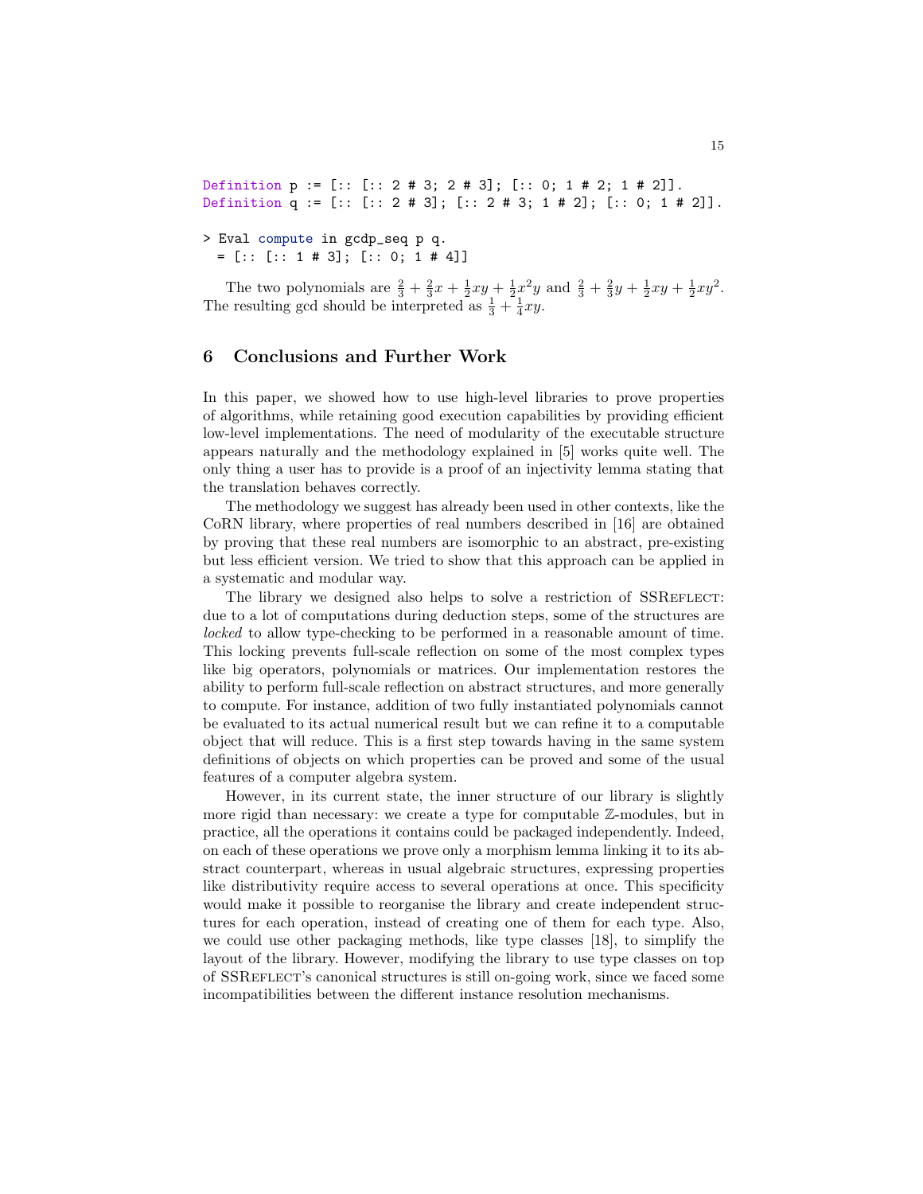```
Definition p := [:: [:: 2 # 3; 2 # 3]; [:: 0; 1 # 2; 1 # 2]].
Definition q := [:: [:: 2 # 3]; [:: 2 # 3; 1 # 2]; [:: 0; 1 # 2]].

> Eval compute in gcdp_seq p q.
  = [:: [:: 1 # 3]; [:: 0; 1 # 4]]
```

The two polynomials are $\frac{2}{3} + \frac{2}{3}x + \frac{1}{2}xy + \frac{1}{2}x^2y$ and $\frac{2}{3} + \frac{2}{3}y + \frac{1}{2}xy + \frac{1}{2}xy^2$. The resulting gcd should be interpreted as $\frac{1}{3} + \frac{1}{4}xy$.

## 6 Conclusions and Further Work

In this paper, we showed how to use high-level libraries to prove properties of algorithms, while retaining good execution capabilities by providing efficient low-level implementations. The need of modularity of the executable structure appears naturally and the methodology explained in [5] works quite well. The only thing a user has to provide is a proof of an injectivity lemma stating that the translation behaves correctly.

The methodology we suggest has already been used in other contexts, like the CoRN library, where properties of real numbers described in [16] are obtained by proving that these real numbers are isomorphic to an abstract, pre-existing but less efficient version. We tried to show that this approach can be applied in a systematic and modular way.

The library we designed also helps to solve a restriction of SSReflect: due to a lot of computations during deduction steps, some of the structures are *locked* to allow type-checking to be performed in a reasonable amount of time. This locking prevents full-scale reflection on some of the most complex types like big operators, polynomials or matrices. Our implementation restores the ability to perform full-scale reflection on abstract structures, and more generally to compute. For instance, addition of two fully instantiated polynomials cannot be evaluated to its actual numerical result but we can refine it to a computable object that will reduce. This is a first step towards having in the same system definitions of objects on which properties can be proved and some of the usual features of a computer algebra system.

However, in its current state, the inner structure of our library is slightly more rigid than necessary: we create a type for computable $\mathbb{Z}$-modules, but in practice, all the operations it contains could be packaged independently. Indeed, on each of these operations we prove only a morphism lemma linking it to its abstract counterpart, whereas in usual algebraic structures, expressing properties like distributivity require access to several operations at once. This specificity would make it possible to reorganise the library and create independent structures for each operation, instead of creating one of them for each type. Also, we could use other packaging methods, like type classes [18], to simplify the layout of the library. However, modifying the library to use type classes on top of SSReflect's canonical structures is still on-going work, since we faced some incompatibilities between the different instance resolution mechanisms.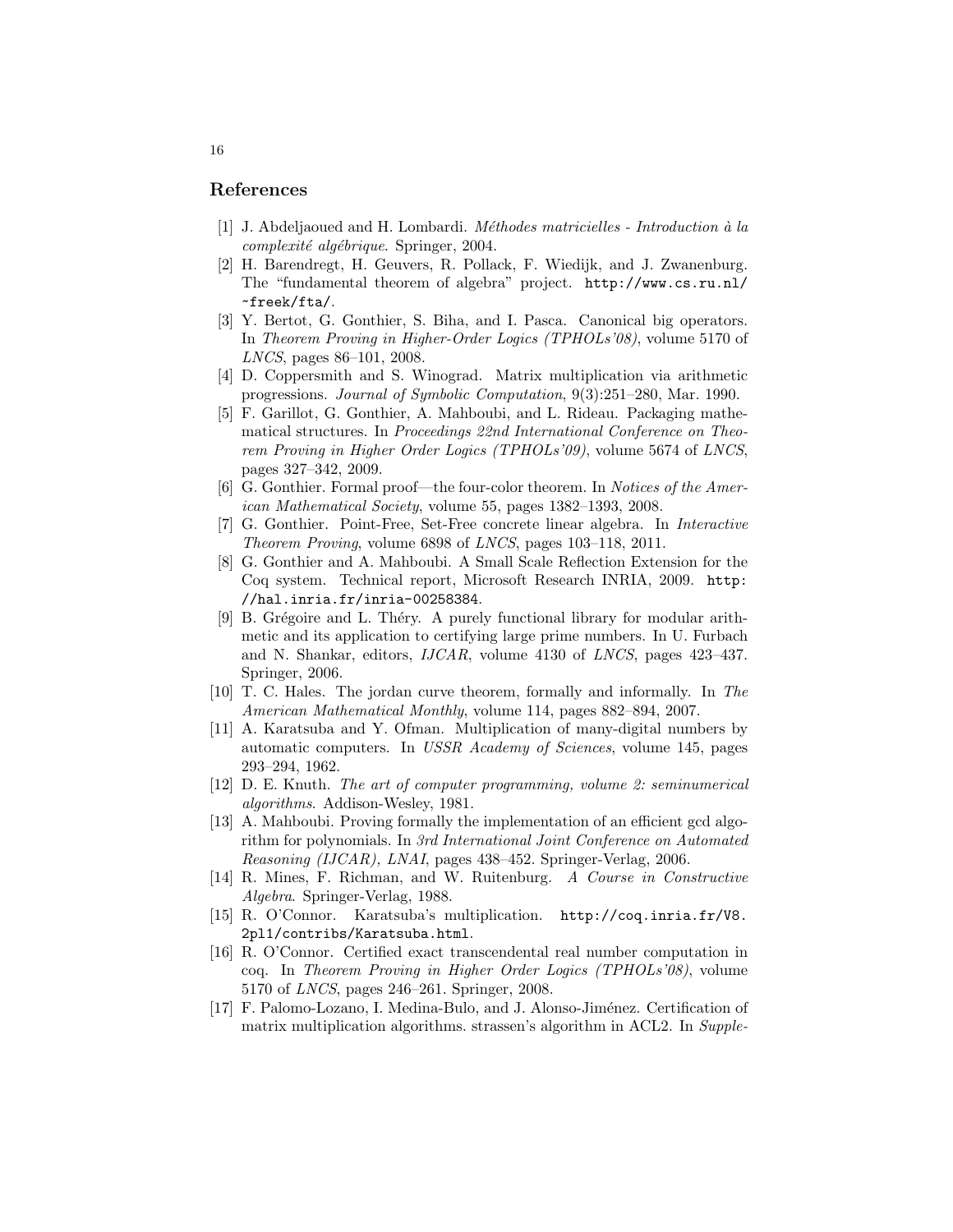## References

[1] J. Abdeljaoued and H. Lombardi. *Méthodes matricielles - Introduction à la complexité algébrique*. Springer, 2004.

[2] H. Barendregt, H. Geuvers, R. Pollack, F. Wiedijk, and J. Zwanenburg. The "fundamental theorem of algebra" project. `http://www.cs.ru.nl/~freek/fta/`.

[3] Y. Bertot, G. Gonthier, S. Biha, and I. Pasca. Canonical big operators. In *Theorem Proving in Higher-Order Logics (TPHOLs'08)*, volume 5170 of *LNCS*, pages 86–101, 2008.

[4] D. Coppersmith and S. Winograd. Matrix multiplication via arithmetic progressions. *Journal of Symbolic Computation*, 9(3):251–280, Mar. 1990.

[5] F. Garillot, G. Gonthier, A. Mahboubi, and L. Rideau. Packaging mathematical structures. In *Proceedings 22nd International Conference on Theorem Proving in Higher Order Logics (TPHOLs'09)*, volume 5674 of *LNCS*, pages 327–342, 2009.

[6] G. Gonthier. Formal proof—the four-color theorem. In *Notices of the American Mathematical Society*, volume 55, pages 1382–1393, 2008.

[7] G. Gonthier. Point-Free, Set-Free concrete linear algebra. In *Interactive Theorem Proving*, volume 6898 of *LNCS*, pages 103–118, 2011.

[8] G. Gonthier and A. Mahboubi. A Small Scale Reflection Extension for the Coq system. Technical report, Microsoft Research INRIA, 2009. `http://hal.inria.fr/inria-00258384`.

[9] B. Grégoire and L. Théry. A purely functional library for modular arithmetic and its application to certifying large prime numbers. In U. Furbach and N. Shankar, editors, *IJCAR*, volume 4130 of *LNCS*, pages 423–437. Springer, 2006.

[10] T. C. Hales. The jordan curve theorem, formally and informally. In *The American Mathematical Monthly*, volume 114, pages 882–894, 2007.

[11] A. Karatsuba and Y. Ofman. Multiplication of many-digital numbers by automatic computers. In *USSR Academy of Sciences*, volume 145, pages 293–294, 1962.

[12] D. E. Knuth. *The art of computer programming, volume 2: seminumerical algorithms*. Addison-Wesley, 1981.

[13] A. Mahboubi. Proving formally the implementation of an efficient gcd algorithm for polynomials. In *3rd International Joint Conference on Automated Reasoning (IJCAR), LNAI*, pages 438–452. Springer-Verlag, 2006.

[14] R. Mines, F. Richman, and W. Ruitenburg. *A Course in Constructive Algebra*. Springer-Verlag, 1988.

[15] R. O'Connor. Karatsuba's multiplication. `http://coq.inria.fr/V8.2pl1/contribs/Karatsuba.html`.

[16] R. O'Connor. Certified exact transcendental real number computation in coq. In *Theorem Proving in Higher Order Logics (TPHOLs'08)*, volume 5170 of *LNCS*, pages 246–261. Springer, 2008.

[17] F. Palomo-Lozano, I. Medina-Bulo, and J. Alonso-Jiménez. Certification of matrix multiplication algorithms. strassen's algorithm in ACL2. In *Supple-*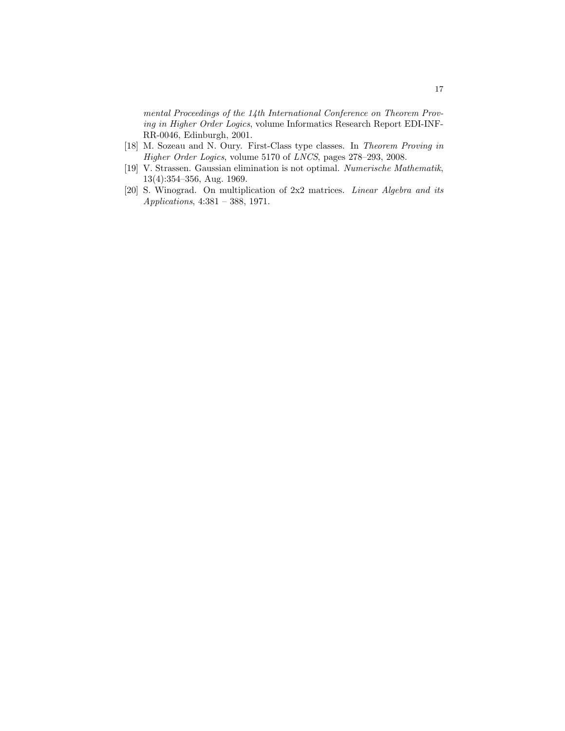*mental Proceedings of the 14th International Conference on Theorem Proving in Higher Order Logics*, volume Informatics Research Report EDI-INF-RR-0046, Edinburgh, 2001.

[18] M. Sozeau and N. Oury. First-Class type classes. In *Theorem Proving in Higher Order Logics*, volume 5170 of *LNCS*, pages 278–293, 2008.

[19] V. Strassen. Gaussian elimination is not optimal. *Numerische Mathematik*, 13(4):354–356, Aug. 1969.

[20] S. Winograd. On multiplication of 2x2 matrices. *Linear Algebra and its Applications*, 4:381 – 388, 1971.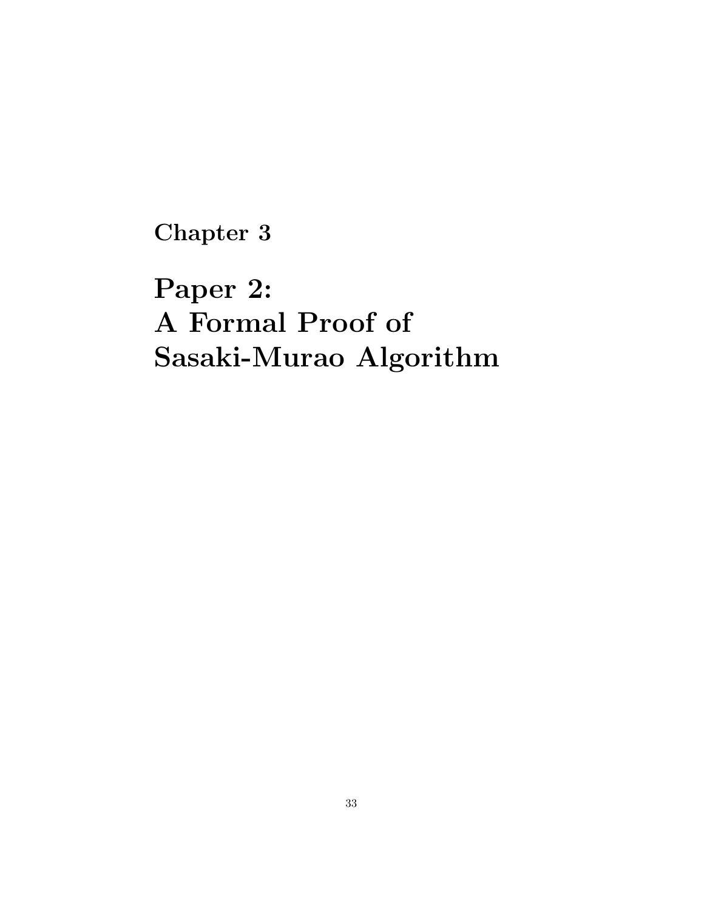# Chapter 3

# Paper 2: A Formal Proof of Sasaki-Murao Algorithm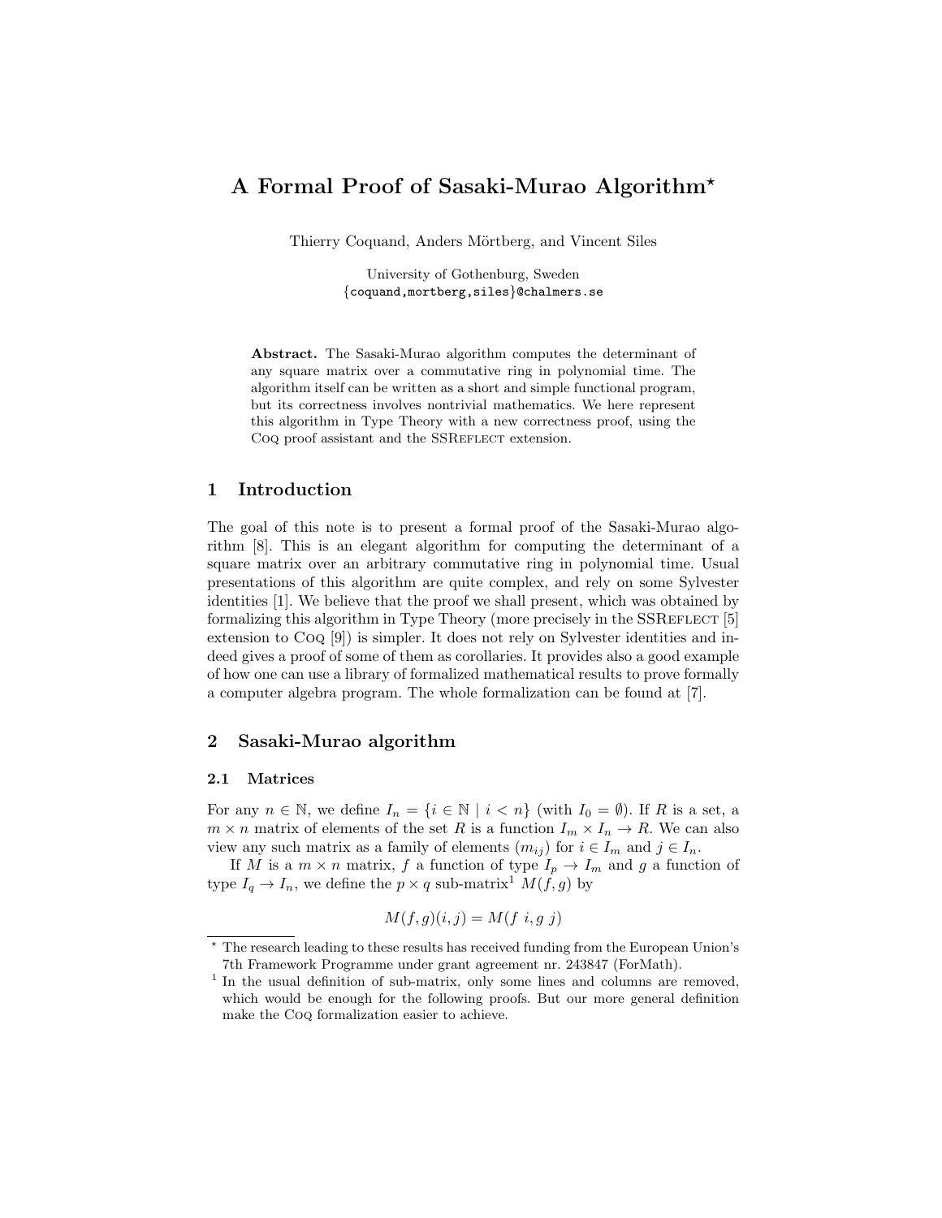# A Formal Proof of Sasaki-Murao Algorithm*

Thierry Coquand, Anders Mörtberg, and Vincent Siles

University of Gothenburg, Sweden
{coquand,mortberg,siles}@chalmers.se

**Abstract.** The Sasaki-Murao algorithm computes the determinant of any square matrix over a commutative ring in polynomial time. The algorithm itself can be written as a short and simple functional program, but its correctness involves nontrivial mathematics. We here represent this algorithm in Type Theory with a new correctness proof, using the Coq proof assistant and the SSReflect extension.

## 1 Introduction

The goal of this note is to present a formal proof of the Sasaki-Murao algorithm [8]. This is an elegant algorithm for computing the determinant of a square matrix over an arbitrary commutative ring in polynomial time. Usual presentations of this algorithm are quite complex, and rely on some Sylvester identities [1]. We believe that the proof we shall present, which was obtained by formalizing this algorithm in Type Theory (more precisely in the SSReflect [5] extension to Coq [9]) is simpler. It does not rely on Sylvester identities and indeed gives a proof of some of them as corollaries. It provides also a good example of how one can use a library of formalized mathematical results to prove formally a computer algebra program. The whole formalization can be found at [7].

## 2 Sasaki-Murao algorithm

### 2.1 Matrices

For any $n \in \mathbb{N}$, we define $I_n = \{i \in \mathbb{N} \mid i < n\}$ (with $I_0 = \emptyset$). If $R$ is a set, a $m \times n$ matrix of elements of the set $R$ is a function $I_m \times I_n \to R$. We can also view any such matrix as a family of elements $(m_{ij})$ for $i \in I_m$ and $j \in I_n$.

If $M$ is a $m \times n$ matrix, $f$ a function of type $I_p \to I_m$ and $g$ a function of type $I_q \to I_n$, we define the $p \times q$ sub-matrix[1] $M(f, g)$ by

$$M(f, g)(i, j) = M(f\ i, g\ j)$$

* The research leading to these results has received funding from the European Union's 7th Framework Programme under grant agreement nr. 243847 (ForMath).

[1] In the usual definition of sub-matrix, only some lines and columns are removed, which would be enough for the following proofs. But our more general definition make the Coq formalization easier to achieve.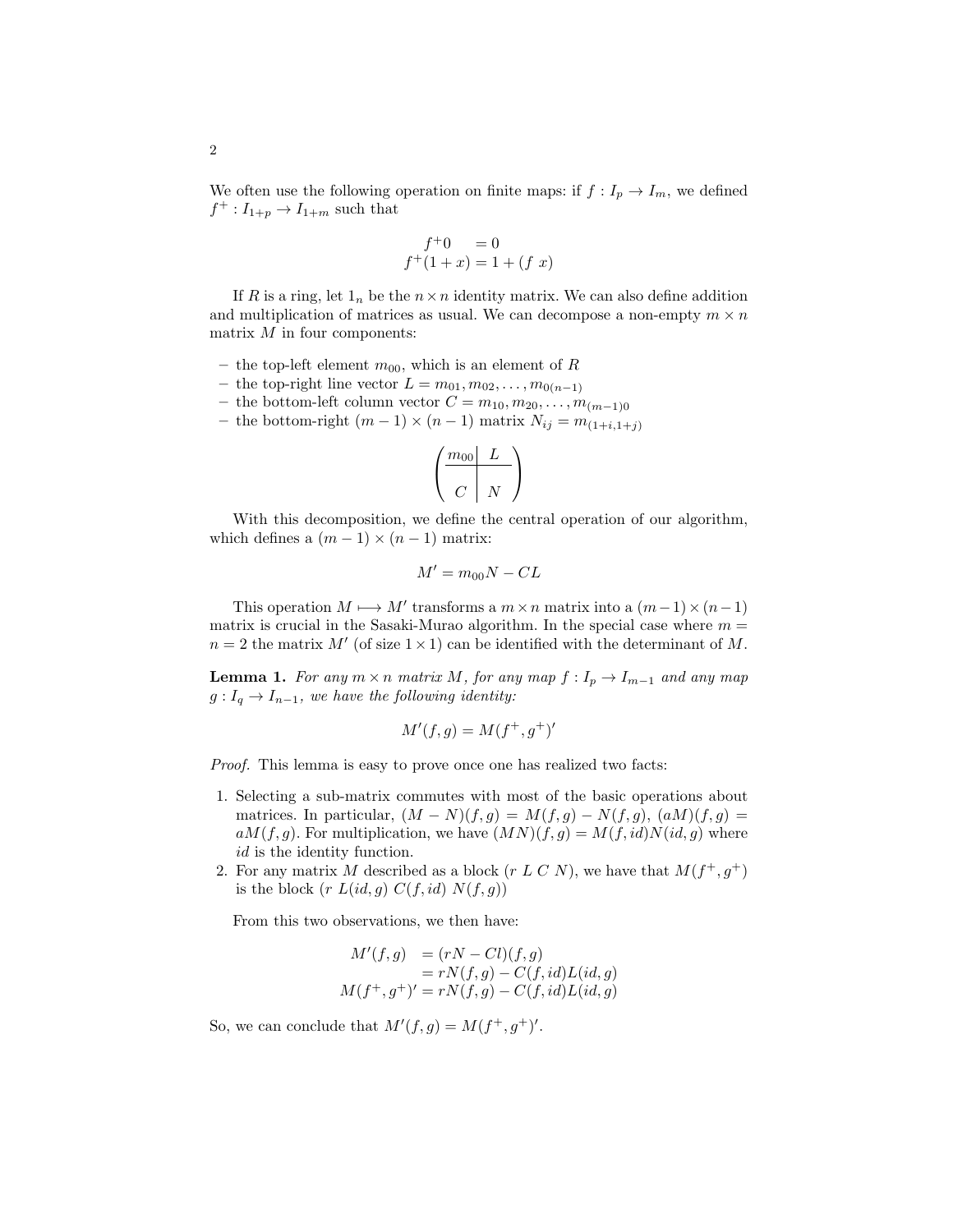We often use the following operation on finite maps: if $f : I_p \to I_m$, we defined $f^+ : I_{1+p} \to I_{1+m}$ such that

$$
\begin{aligned}
f^+ 0 &= 0 \\
f^+(1 + x) &= 1 + (f\ x)
\end{aligned}
$$

If $R$ is a ring, let $1_n$ be the $n \times n$ identity matrix. We can also define addition and multiplication of matrices as usual. We can decompose a non-empty $m \times n$ matrix $M$ in four components:

- the top-left element $m_{00}$, which is an element of $R$
- the top-right line vector $L = m_{01}, m_{02}, \ldots, m_{0(n-1)}$
- the bottom-left column vector $C = m_{10}, m_{20}, \ldots, m_{(m-1)0}$
- the bottom-right $(m-1) \times (n-1)$ matrix $N_{ij} = m_{(1+i,1+j)}$

$$
\left(\begin{array}{c|c}
m_{00} & L \\
\hline
C & N
\end{array}\right)
$$

With this decomposition, we define the central operation of our algorithm, which defines a $(m-1) \times (n-1)$ matrix:

$$
M' = m_{00}N - CL
$$

This operation $M \longmapsto M'$ transforms a $m \times n$ matrix into a $(m-1) \times (n-1)$ matrix is crucial in the Sasaki-Murao algorithm. In the special case where $m = n = 2$ the matrix $M'$ (of size $1 \times 1$) can be identified with the determinant of $M$.

**Lemma 1.** *For any $m \times n$ matrix $M$, for any map $f : I_p \to I_{m-1}$ and any map $g : I_q \to I_{n-1}$, we have the following identity:*

$$
M'(f, g) = M(f^+, g^+)'
$$

*Proof.* This lemma is easy to prove once one has realized two facts:

1. Selecting a sub-matrix commutes with most of the basic operations about matrices. In particular, $(M - N)(f, g) = M(f, g) - N(f, g)$, $(aM)(f, g) = aM(f, g)$. For multiplication, we have $(MN)(f, g) = M(f, id)N(id, g)$ where $id$ is the identity function.
2. For any matrix $M$ described as a block $(r\ L\ C\ N)$, we have that $M(f^+, g^+)$ is the block $(r\ L(id, g)\ C(f, id)\ N(f, g))$

From this two observations, we then have:

$$
\begin{aligned}
M'(f, g) &= (rN - Cl)(f, g) \\
&= rN(f, g) - C(f, id)L(id, g) \\
M(f^+, g^+)' &= rN(f, g) - C(f, id)L(id, g)
\end{aligned}
$$

So, we can conclude that $M'(f, g) = M(f^+, g^+)'$.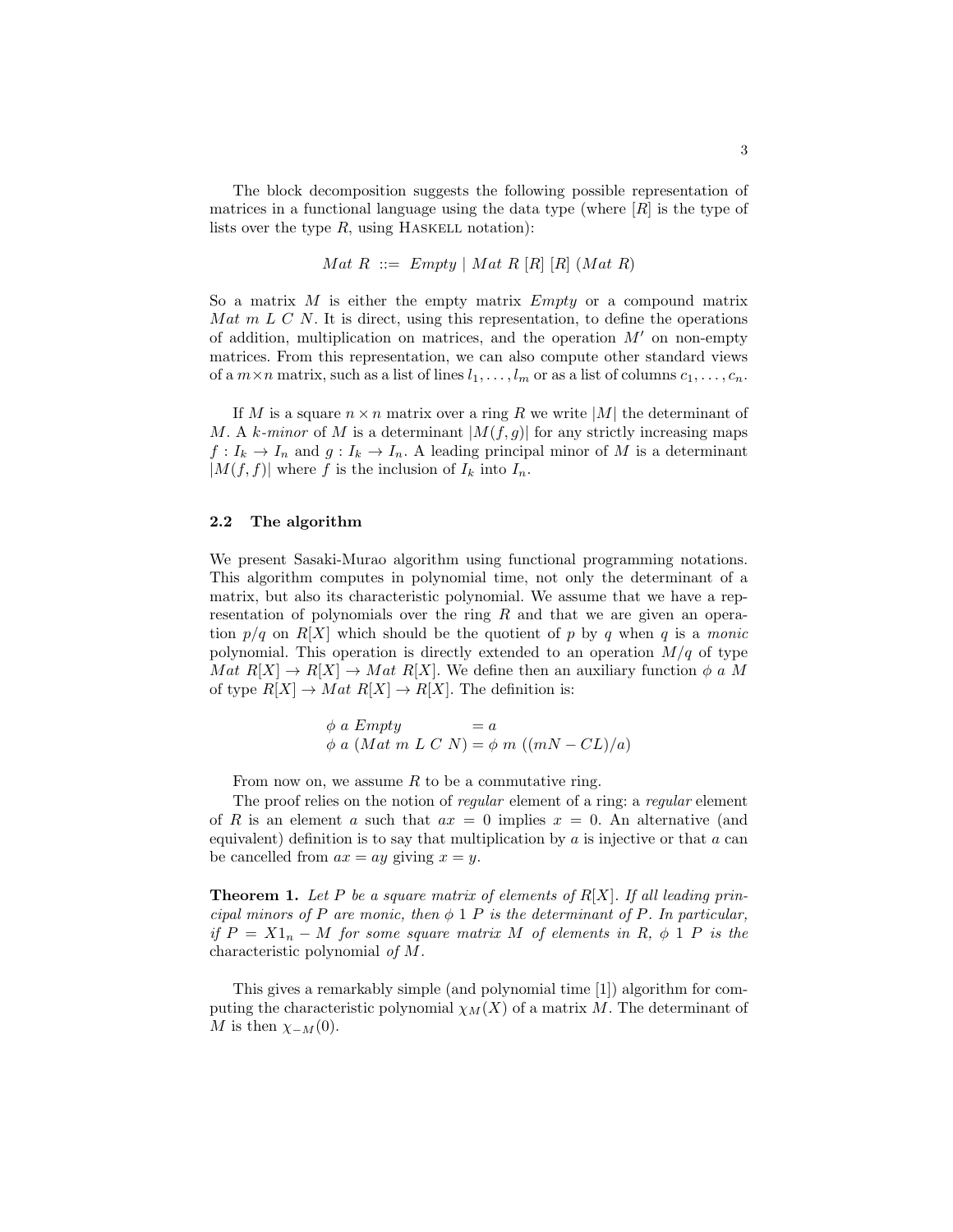The block decomposition suggests the following possible representation of matrices in a functional language using the data type (where $[R]$ is the type of lists over the type $R$, using HASKELL notation):

$$Mat\ R\ ::=\ Empty \mid Mat\ R\ [R]\ [R]\ (Mat\ R)$$

So a matrix $M$ is either the empty matrix $Empty$ or a compound matrix $Mat\ m\ L\ C\ N$. It is direct, using this representation, to define the operations of addition, multiplication on matrices, and the operation $M'$ on non-empty matrices. From this representation, we can also compute other standard views of a $m \times n$ matrix, such as a list of lines $l_1, \ldots, l_m$ or as a list of columns $c_1, \ldots, c_n$.

If $M$ is a square $n \times n$ matrix over a ring $R$ we write $|M|$ the determinant of $M$. A *k-minor* of $M$ is a determinant $|M(f, g)|$ for any strictly increasing maps $f : I_k \to I_n$ and $g : I_k \to I_n$. A leading principal minor of $M$ is a determinant $|M(f, f)|$ where $f$ is the inclusion of $I_k$ into $I_n$.

### 2.2 The algorithm

We present Sasaki-Murao algorithm using functional programming notations. This algorithm computes in polynomial time, not only the determinant of a matrix, but also its characteristic polynomial. We assume that we have a representation of polynomials over the ring $R$ and that we are given an operation $p/q$ on $R[X]$ which should be the quotient of $p$ by $q$ when $q$ is a *monic* polynomial. This operation is directly extended to an operation $M/q$ of type $Mat\ R[X] \to R[X] \to Mat\ R[X]$. We define then an auxiliary function $\phi\ a\ M$ of type $R[X] \to Mat\ R[X] \to R[X]$. The definition is:

$$
\begin{aligned}
\phi\ a\ Empty &= a \\
\phi\ a\ (Mat\ m\ L\ C\ N) &= \phi\ m\ ((mN - CL)/a)
\end{aligned}
$$

From now on, we assume $R$ to be a commutative ring.

The proof relies on the notion of *regular* element of a ring: a *regular* element of $R$ is an element $a$ such that $ax = 0$ implies $x = 0$. An alternative (and equivalent) definition is to say that multiplication by $a$ is injective or that $a$ can be cancelled from $ax = ay$ giving $x = y$.

**Theorem 1.** *Let $P$ be a square matrix of elements of $R[X]$. If all leading principal minors of $P$ are monic, then $\phi\ 1\ P$ is the determinant of $P$. In particular, if $P = X1_n - M$ for some square matrix $M$ of elements in $R$, $\phi\ 1\ P$ is the* characteristic polynomial *of $M$.*

This gives a remarkably simple (and polynomial time [1]) algorithm for computing the characteristic polynomial $\chi_M(X)$ of a matrix $M$. The determinant of $M$ is then $\chi_{-M}(0)$.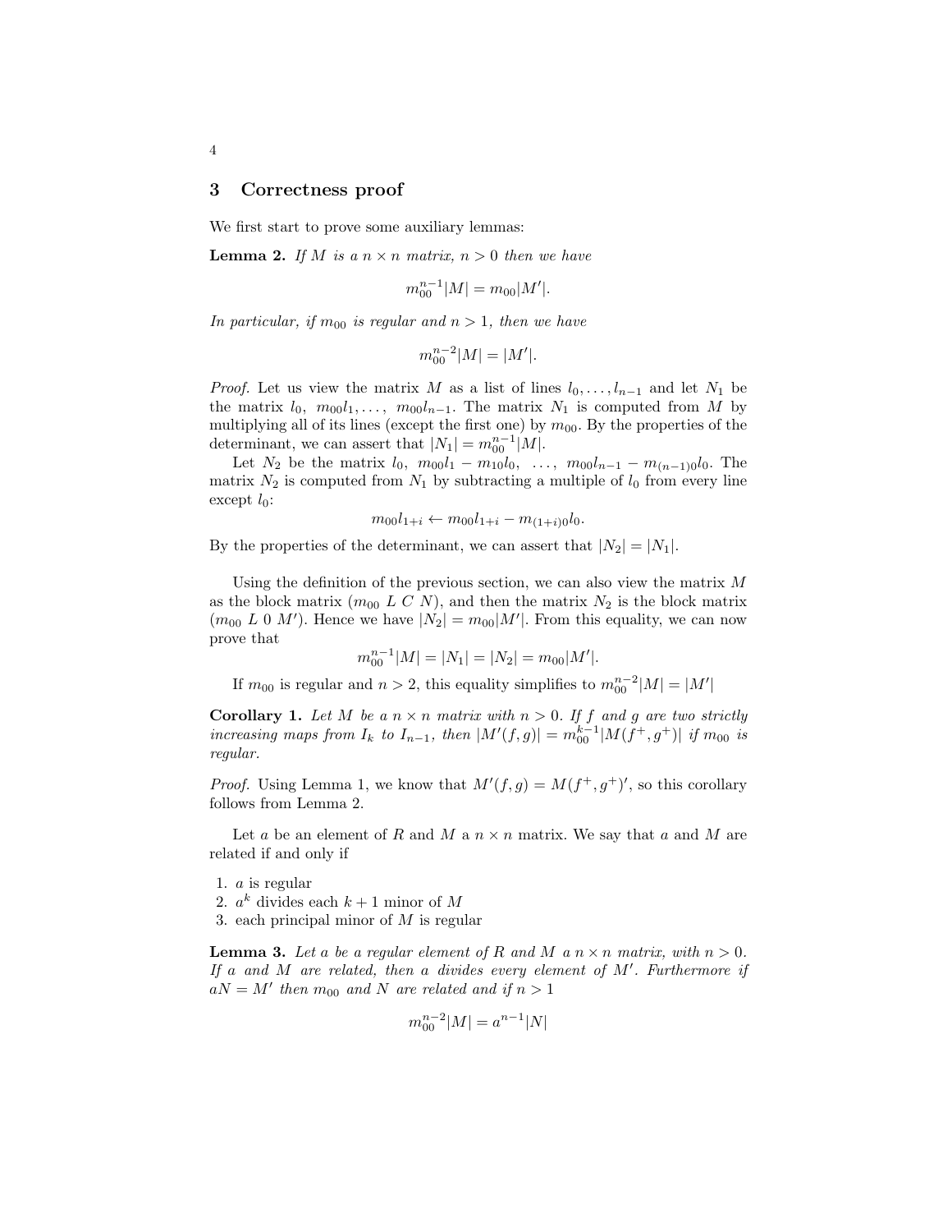## 3 Correctness proof

We first start to prove some auxiliary lemmas:

**Lemma 2.** *If $M$ is a $n \times n$ matrix, $n > 0$ then we have*

$$m_{00}^{n-1}|M| = m_{00}|M'|.$$

*In particular, if $m_{00}$ is regular and $n > 1$, then we have*

$$m_{00}^{n-2}|M| = |M'|.$$

*Proof.* Let us view the matrix $M$ as a list of lines $l_0, \ldots, l_{n-1}$ and let $N_1$ be the matrix $l_0,\ m_{00}l_1, \ldots,\ m_{00}l_{n-1}$. The matrix $N_1$ is computed from $M$ by multiplying all of its lines (except the first one) by $m_{00}$. By the properties of the determinant, we can assert that $|N_1| = m_{00}^{n-1}|M|$.

Let $N_2$ be the matrix $l_0,\ m_{00}l_1 - m_{10}l_0,\ \ldots,\ m_{00}l_{n-1} - m_{(n-1)0}l_0$. The matrix $N_2$ is computed from $N_1$ by subtracting a multiple of $l_0$ from every line except $l_0$:

$$m_{00}l_{1+i} \leftarrow m_{00}l_{1+i} - m_{(1+i)0}l_0.$$

By the properties of the determinant, we can assert that $|N_2| = |N_1|$.

Using the definition of the previous section, we can also view the matrix $M$ as the block matrix $(m_{00}\ L\ C\ N)$, and then the matrix $N_2$ is the block matrix $(m_{00}\ L\ 0\ M')$. Hence we have $|N_2| = m_{00}|M'|$. From this equality, we can now prove that

$$m_{00}^{n-1}|M| = |N_1| = |N_2| = m_{00}|M'|.$$

If $m_{00}$ is regular and $n > 2$, this equality simplifies to $m_{00}^{n-2}|M| = |M'|$

**Corollary 1.** *Let $M$ be a $n \times n$ matrix with $n > 0$. If $f$ and $g$ are two strictly increasing maps from $I_k$ to $I_{n-1}$, then $|M'(f,g)| = m_{00}^{k-1}|M(f^+, g^+)|$ if $m_{00}$ is regular.*

*Proof.* Using Lemma 1, we know that $M'(f,g) = M(f^+, g^+)'$, so this corollary follows from Lemma 2.

Let $a$ be an element of $R$ and $M$ a $n \times n$ matrix. We say that $a$ and $M$ are related if and only if

1. $a$ is regular
2. $a^k$ divides each $k+1$ minor of $M$
3. each principal minor of $M$ is regular

**Lemma 3.** *Let $a$ be a regular element of $R$ and $M$ a $n \times n$ matrix, with $n > 0$. If $a$ and $M$ are related, then $a$ divides every element of $M'$. Furthermore if $aN = M'$ then $m_{00}$ and $N$ are related and if $n > 1$*

$$m_{00}^{n-2}|M| = a^{n-1}|N|$$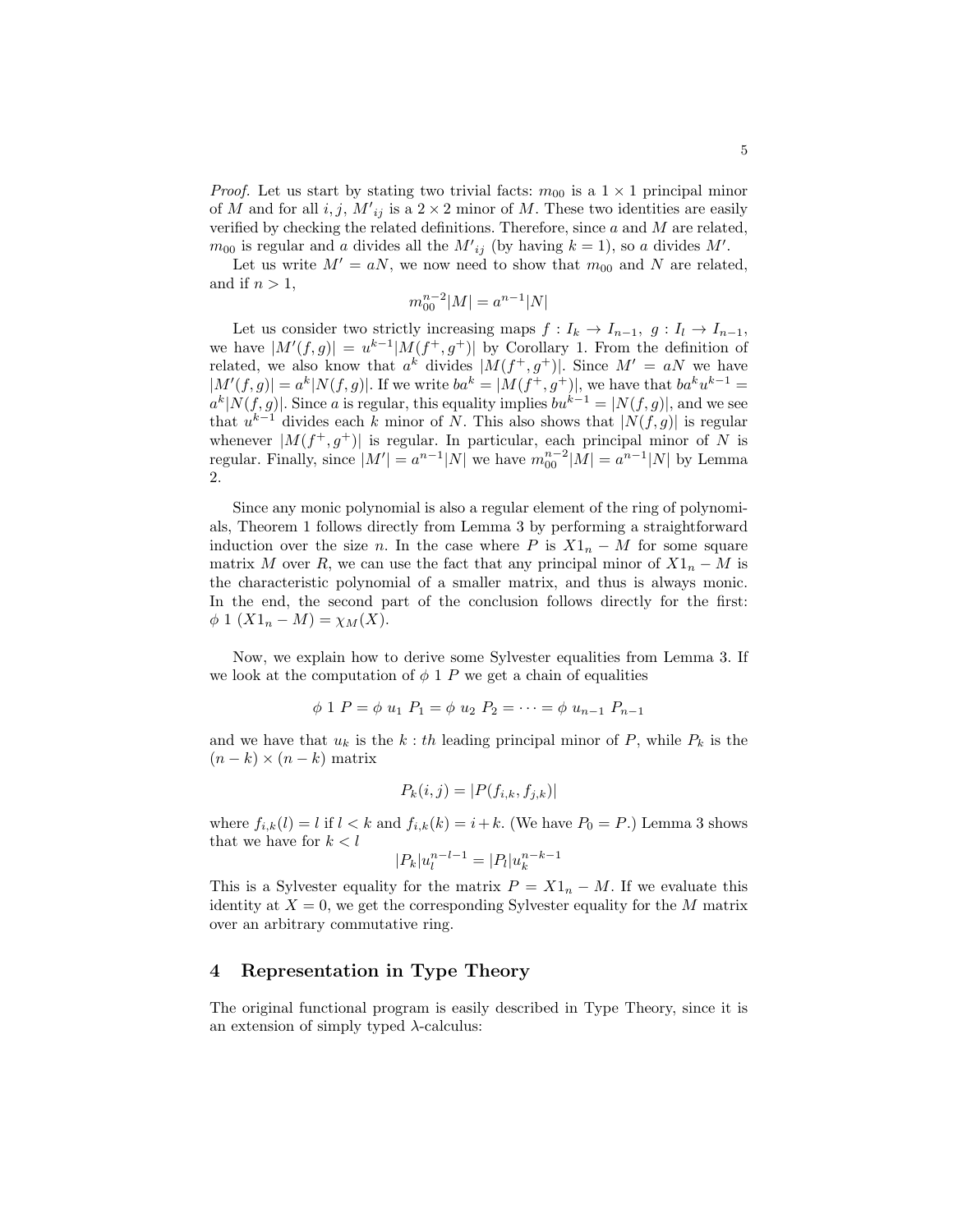*Proof.* Let us start by stating two trivial facts: $m_{00}$ is a $1 \times 1$ principal minor of $M$ and for all $i, j$, $M'_{ij}$ is a $2 \times 2$ minor of $M$. These two identities are easily verified by checking the related definitions. Therefore, since $a$ and $M$ are related, $m_{00}$ is regular and $a$ divides all the $M'_{ij}$ (by having $k = 1$), so $a$ divides $M'$.

Let us write $M' = aN$, we now need to show that $m_{00}$ and $N$ are related, and if $n > 1$,

$$m_{00}^{n-2}|M| = a^{n-1}|N|$$

Let us consider two strictly increasing maps $f : I_k \to I_{n-1}$, $g : I_l \to I_{n-1}$, we have $|M'(f, g)| = u^{k-1}|M(f^+, g^+)|$ by Corollary 1. From the definition of related, we also know that $a^k$ divides $|M(f^+, g^+)|$. Since $M' = aN$ we have $|M'(f, g)| = a^k|N(f, g)|$. If we write $ba^k = |M(f^+, g^+)|$, we have that $ba^k u^{k-1} = a^k|N(f, g)|$. Since $a$ is regular, this equality implies $bu^{k-1} = |N(f, g)|$, and we see that $u^{k-1}$ divides each $k$ minor of $N$. This also shows that $|N(f, g)|$ is regular whenever $|M(f^+, g^+)|$ is regular. In particular, each principal minor of $N$ is regular. Finally, since $|M'| = a^{n-1}|N|$ we have $m_{00}^{n-2}|M| = a^{n-1}|N|$ by Lemma 2.

Since any monic polynomial is also a regular element of the ring of polynomials, Theorem 1 follows directly from Lemma 3 by performing a straightforward induction over the size $n$. In the case where $P$ is $X1_n - M$ for some square matrix $M$ over $R$, we can use the fact that any principal minor of $X1_n - M$ is the characteristic polynomial of a smaller matrix, and thus is always monic. In the end, the second part of the conclusion follows directly for the first: $\phi\ 1\ (X1_n - M) = \chi_M(X)$.

Now, we explain how to derive some Sylvester equalities from Lemma 3. If we look at the computation of $\phi\ 1\ P$ we get a chain of equalities

$$\phi\ 1\ P = \phi\ u_1\ P_1 = \phi\ u_2\ P_2 = \cdots = \phi\ u_{n-1}\ P_{n-1}$$

and we have that $u_k$ is the $k : th$ leading principal minor of $P$, while $P_k$ is the $(n-k) \times (n-k)$ matrix

$$P_k(i, j) = |P(f_{i,k}, f_{j,k})|$$

where $f_{i,k}(l) = l$ if $l < k$ and $f_{i,k}(k) = i + k$. (We have $P_0 = P$.) Lemma 3 shows that we have for $k < l$

$$|P_k|u_l^{n-l-1} = |P_l|u_k^{n-k-1}$$

This is a Sylvester equality for the matrix $P = X1_n - M$. If we evaluate this identity at $X = 0$, we get the corresponding Sylvester equality for the $M$ matrix over an arbitrary commutative ring.

## 4 Representation in Type Theory

The original functional program is easily described in Type Theory, since it is an extension of simply typed $\lambda$-calculus: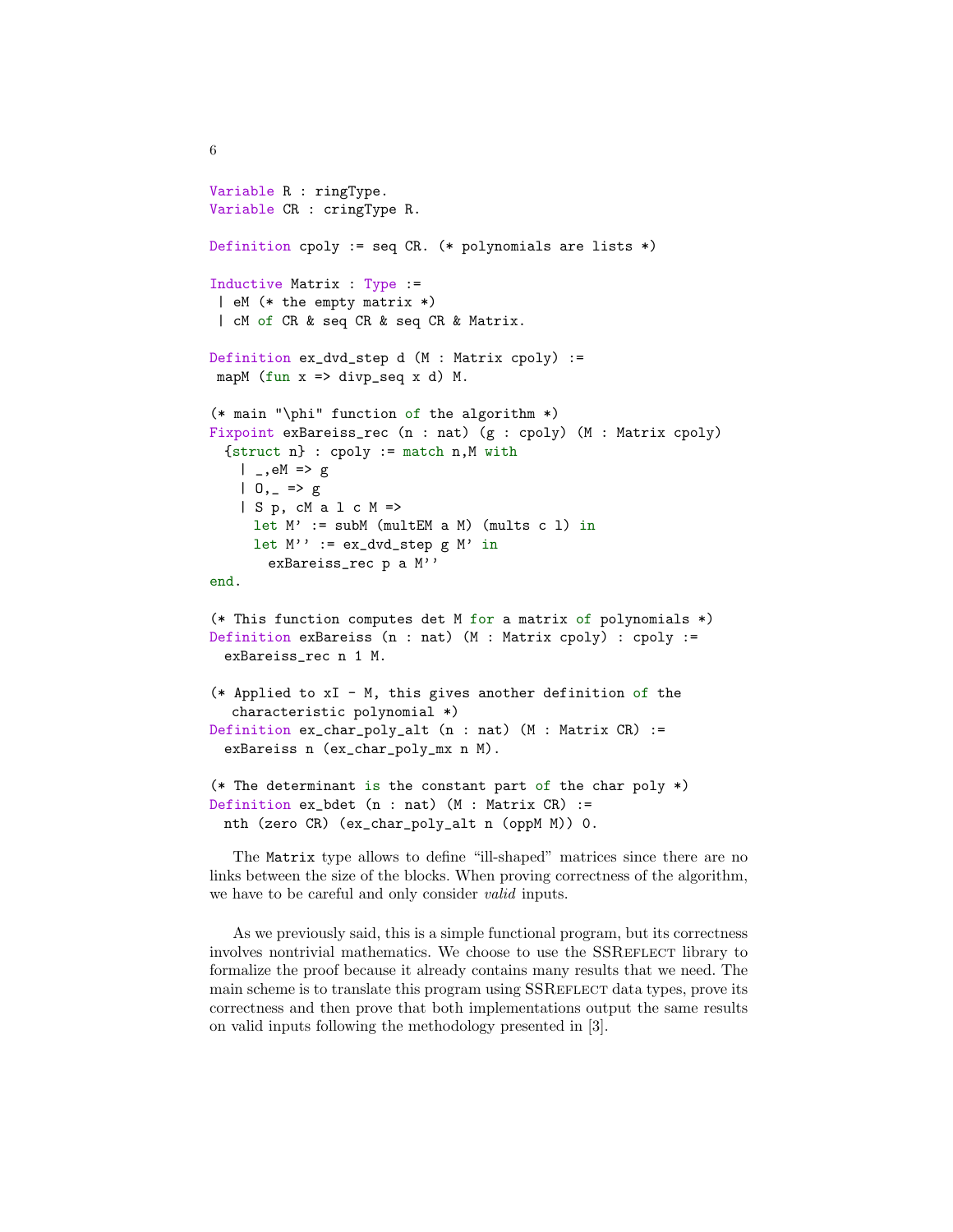```
Variable R : ringType.
Variable CR : cringType R.

Definition cpoly := seq CR. (* polynomials are lists *)

Inductive Matrix : Type :=
 | eM (* the empty matrix *)
 | cM of CR & seq CR & seq CR & Matrix.

Definition ex_dvd_step d (M : Matrix cpoly) :=
 mapM (fun x => divp_seq x d) M.

(* main "\phi" function of the algorithm *)
Fixpoint exBareiss_rec (n : nat) (g : cpoly) (M : Matrix cpoly)
  {struct n} : cpoly := match n,M with
    | _,eM => g
    | O,_ => g
    | S p, cM a l c M =>
      let M' := subM (multEM a M) (mults c l) in
      let M'' := ex_dvd_step g M' in
        exBareiss_rec p a M''
end.

(* This function computes det M for a matrix of polynomials *)
Definition exBareiss (n : nat) (M : Matrix cpoly) : cpoly :=
  exBareiss_rec n 1 M.

(* Applied to xI - M, this gives another definition of the
   characteristic polynomial *)
Definition ex_char_poly_alt (n : nat) (M : Matrix CR) :=
  exBareiss n (ex_char_poly_mx n M).

(* The determinant is the constant part of the char poly *)
Definition ex_bdet (n : nat) (M : Matrix CR) :=
  nth (zero CR) (ex_char_poly_alt n (oppM M)) 0.
```

The `Matrix` type allows to define "ill-shaped" matrices since there are no links between the size of the blocks. When proving correctness of the algorithm, we have to be careful and only consider *valid* inputs.

As we previously said, this is a simple functional program, but its correctness involves nontrivial mathematics. We choose to use the SSReflect library to formalize the proof because it already contains many results that we need. The main scheme is to translate this program using SSReflect data types, prove its correctness and then prove that both implementations output the same results on valid inputs following the methodology presented in [3].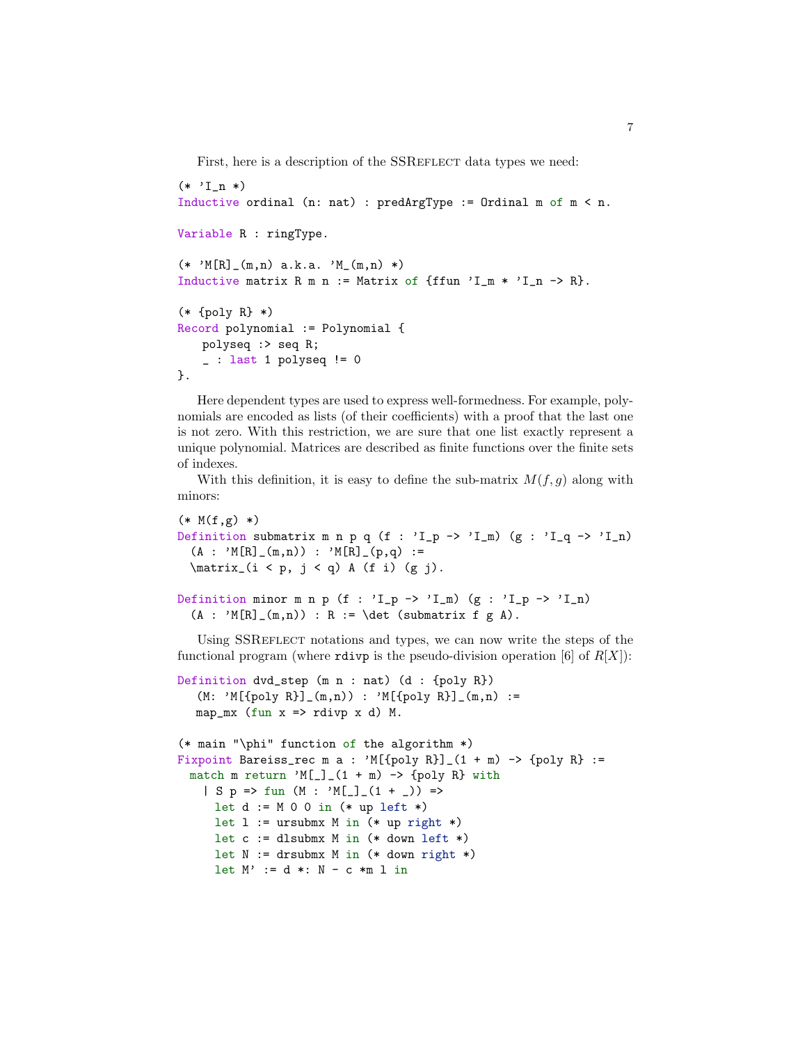First, here is a description of the SSReflect data types we need:

```
(* 'I_n *)
Inductive ordinal (n: nat) : predArgType := Ordinal m of m < n.

Variable R : ringType.

(* 'M[R]_(m,n) a.k.a. 'M_(m,n) *)
Inductive matrix R m n := Matrix of {ffun 'I_m * 'I_n -> R}.

(* {poly R} *)
Record polynomial := Polynomial {
    polyseq :> seq R;
    _ : last 1 polyseq != 0
}.
```

Here dependent types are used to express well-formedness. For example, polynomials are encoded as lists (of their coefficients) with a proof that the last one is not zero. With this restriction, we are sure that one list exactly represent a unique polynomial. Matrices are described as finite functions over the finite sets of indexes.

With this definition, it is easy to define the sub-matrix $M(f, g)$ along with minors:

```
(* M(f,g) *)
Definition submatrix m n p q (f : 'I_p -> 'I_m) (g : 'I_q -> 'I_n)
  (A : 'M[R]_(m,n)) : 'M[R]_(p,q) :=
  \matrix_(i < p, j < q) A (f i) (g j).

Definition minor m n p (f : 'I_p -> 'I_m) (g : 'I_p -> 'I_n)
  (A : 'M[R]_(m,n)) : R := \det (submatrix f g A).
```

Using SSReflect notations and types, we can now write the steps of the functional program (where `rdivp` is the pseudo-division operation [6] of $R[X]$):

```
Definition dvd_step (m n : nat) (d : {poly R})
   (M: 'M[{poly R}]_(m,n)) : 'M[{poly R}]_(m,n) :=
   map_mx (fun x => rdivp x d) M.

(* main "\phi" function of the algorithm *)
Fixpoint Bareiss_rec m a : 'M[{poly R}]_(1 + m) -> {poly R} :=
  match m return 'M[_]_(1 + m) -> {poly R} with
    | S p => fun (M : 'M[_]_(1 + _)) =>
      let d := M 0 0 in (* up left *)
      let l := ursubmx M in (* up right *)
      let c := dlsubmx M in (* down left *)
      let N := drsubmx M in (* down right *)
      let M' := d *: N - c *m l in
```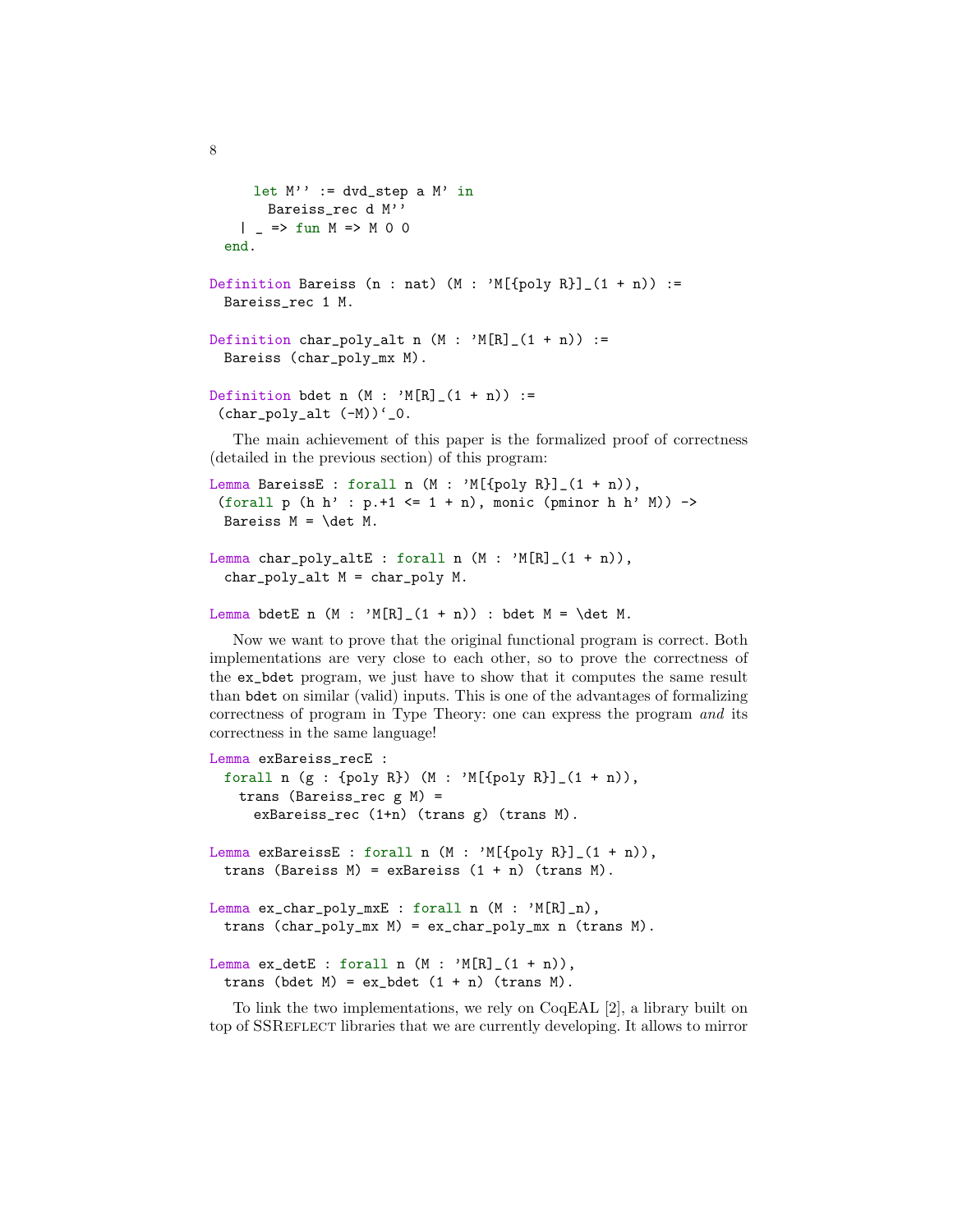```
    let M'' := dvd_step a M' in
      Bareiss_rec d M''
  | _ => fun M => M 0 0
  end.

Definition Bareiss (n : nat) (M : 'M[{poly R}]_(1 + n)) :=
  Bareiss_rec 1 M.

Definition char_poly_alt n (M : 'M[R]_(1 + n)) :=
  Bareiss (char_poly_mx M).

Definition bdet n (M : 'M[R]_(1 + n)) :=
 (char_poly_alt (-M))`_0.
```

The main achievement of this paper is the formalized proof of correctness (detailed in the previous section) of this program:

```
Lemma BareissE : forall n (M : 'M[{poly R}]_(1 + n)),
 (forall p (h h' : p.+1 <= 1 + n), monic (pminor h h' M)) ->
  Bareiss M = \det M.

Lemma char_poly_altE : forall n (M : 'M[R]_(1 + n)),
  char_poly_alt M = char_poly M.

Lemma bdetE n (M : 'M[R]_(1 + n)) : bdet M = \det M.
```

Now we want to prove that the original functional program is correct. Both implementations are very close to each other, so to prove the correctness of the `ex_bdet` program, we just have to show that it computes the same result than `bdet` on similar (valid) inputs. This is one of the advantages of formalizing correctness of program in Type Theory: one can express the program *and* its correctness in the same language!

```
Lemma exBareiss_recE :
  forall n (g : {poly R}) (M : 'M[{poly R}]_(1 + n)),
    trans (Bareiss_rec g M) =
      exBareiss_rec (1+n) (trans g) (trans M).

Lemma exBareissE : forall n (M : 'M[{poly R}]_(1 + n)),
  trans (Bareiss M) = exBareiss (1 + n) (trans M).

Lemma ex_char_poly_mxE : forall n (M : 'M[R]_n),
  trans (char_poly_mx M) = ex_char_poly_mx n (trans M).

Lemma ex_detE : forall n (M : 'M[R]_(1 + n)),
  trans (bdet M) = ex_bdet (1 + n) (trans M).
```

To link the two implementations, we rely on CoqEAL [2], a library built on top of SSReflect libraries that we are currently developing. It allows to mirror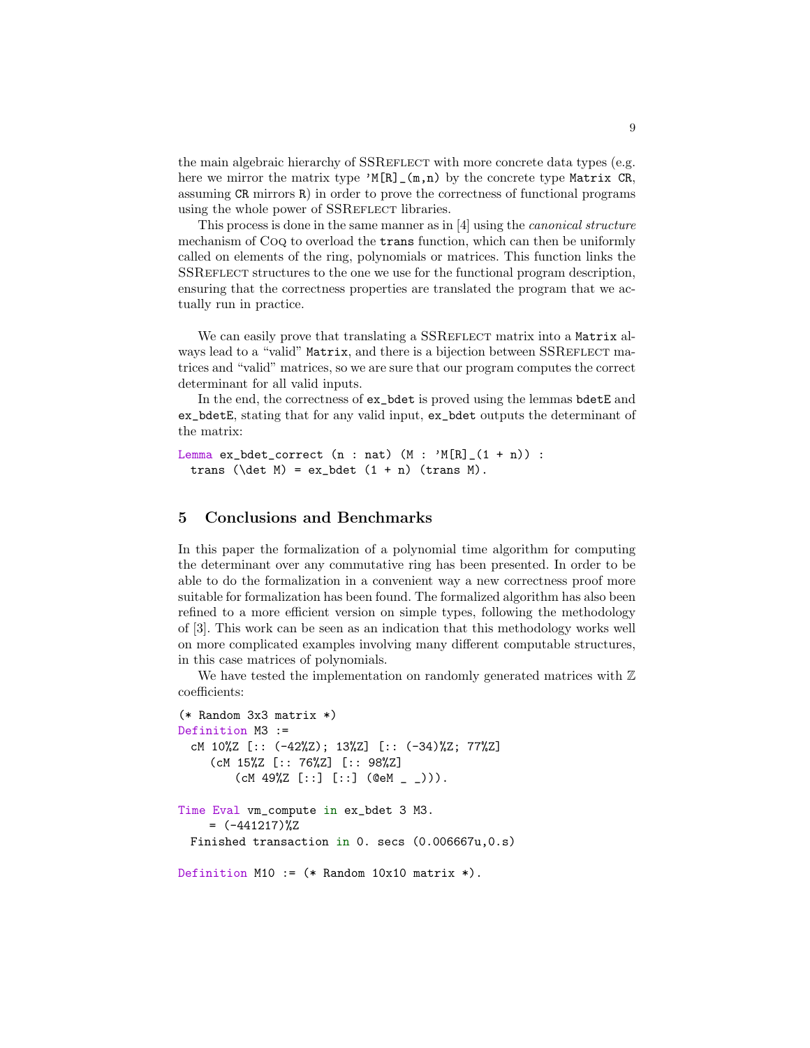the main algebraic hierarchy of SSReflect with more concrete data types (e.g. here we mirror the matrix type `'M[R]_(m,n)` by the concrete type `Matrix CR`, assuming `CR` mirrors `R`) in order to prove the correctness of functional programs using the whole power of SSReflect libraries.

This process is done in the same manner as in [4] using the *canonical structure* mechanism of Coq to overload the `trans` function, which can then be uniformly called on elements of the ring, polynomials or matrices. This function links the SSReflect structures to the one we use for the functional program description, ensuring that the correctness properties are translated the program that we actually run in practice.

We can easily prove that translating a SSReflect matrix into a `Matrix` always lead to a "valid" `Matrix`, and there is a bijection between SSReflect matrices and "valid" matrices, so we are sure that our program computes the correct determinant for all valid inputs.

In the end, the correctness of `ex_bdet` is proved using the lemmas `bdetE` and `ex_bdetE`, stating that for any valid input, `ex_bdet` outputs the determinant of the matrix:

```
Lemma ex_bdet_correct (n : nat) (M : 'M[R]_(1 + n)) :
  trans (\det M) = ex_bdet (1 + n) (trans M).
```

## 5 Conclusions and Benchmarks

In this paper the formalization of a polynomial time algorithm for computing the determinant over any commutative ring has been presented. In order to be able to do the formalization in a convenient way a new correctness proof more suitable for formalization has been found. The formalized algorithm has also been refined to a more efficient version on simple types, following the methodology of [3]. This work can be seen as an indication that this methodology works well on more complicated examples involving many different computable structures, in this case matrices of polynomials.

We have tested the implementation on randomly generated matrices with $\mathbb{Z}$ coefficients:

```
(* Random 3x3 matrix *)
Definition M3 :=
  cM 10%Z [:: (-42%Z); 13%Z] [:: (-34)%Z; 77%Z]
     (cM 15%Z [:: 76%Z] [:: 98%Z]
        (cM 49%Z [::] [::] (@eM _ _))).

Time Eval vm_compute in ex_bdet 3 M3.
     = (-441217)%Z
  Finished transaction in 0. secs (0.006667u,0.s)

Definition M10 := (* Random 10x10 matrix *).
```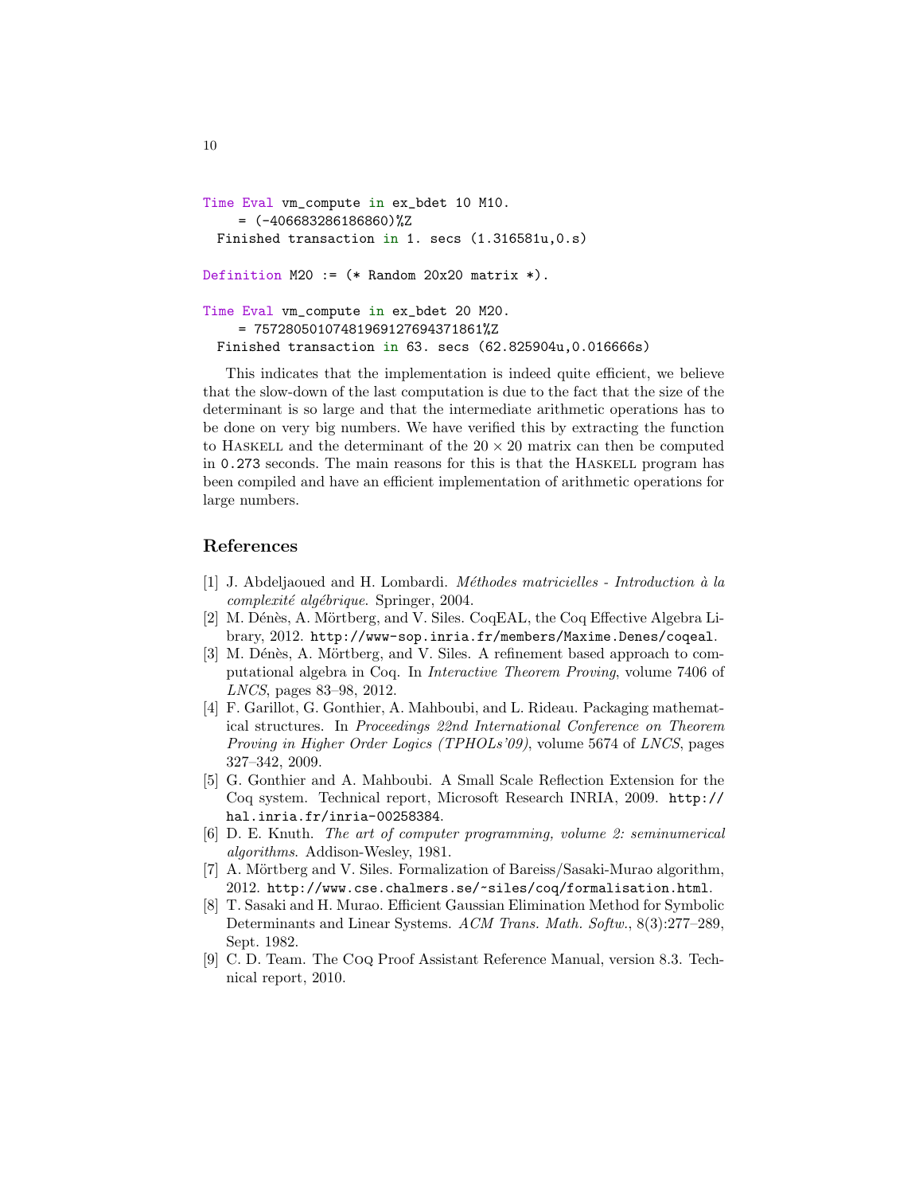```
Time Eval vm_compute in ex_bdet 10 M10.
     = (-406683286186860)%Z
  Finished transaction in 1. secs (1.316581u,0.s)

Definition M20 := (* Random 20x20 matrix *).

Time Eval vm_compute in ex_bdet 20 M20.
     = 75728050107481969127694371861%Z
  Finished transaction in 63. secs (62.825904u,0.016666s)
```

This indicates that the implementation is indeed quite efficient, we believe that the slow-down of the last computation is due to the fact that the size of the determinant is so large and that the intermediate arithmetic operations has to be done on very big numbers. We have verified this by extracting the function to Haskell and the determinant of the $20 \times 20$ matrix can then be computed in `0.273` seconds. The main reasons for this is that the Haskell program has been compiled and have an efficient implementation of arithmetic operations for large numbers.

## References

[1] J. Abdeljaoued and H. Lombardi. *Méthodes matricielles - Introduction à la complexité algébrique*. Springer, 2004.

[2] M. Dénès, A. Mörtberg, and V. Siles. CoqEAL, the Coq Effective Algebra Library, 2012. `http://www-sop.inria.fr/members/Maxime.Denes/coqeal`.

[3] M. Dénès, A. Mörtberg, and V. Siles. A refinement based approach to computational algebra in Coq. In *Interactive Theorem Proving*, volume 7406 of *LNCS*, pages 83–98, 2012.

[4] F. Garillot, G. Gonthier, A. Mahboubi, and L. Rideau. Packaging mathematical structures. In *Proceedings 22nd International Conference on Theorem Proving in Higher Order Logics (TPHOLs'09)*, volume 5674 of *LNCS*, pages 327–342, 2009.

[5] G. Gonthier and A. Mahboubi. A Small Scale Reflection Extension for the Coq system. Technical report, Microsoft Research INRIA, 2009. `http://hal.inria.fr/inria-00258384`.

[6] D. E. Knuth. *The art of computer programming, volume 2: seminumerical algorithms*. Addison-Wesley, 1981.

[7] A. Mörtberg and V. Siles. Formalization of Bareiss/Sasaki-Murao algorithm, 2012. `http://www.cse.chalmers.se/~siles/coq/formalisation.html`.

[8] T. Sasaki and H. Murao. Efficient Gaussian Elimination Method for Symbolic Determinants and Linear Systems. *ACM Trans. Math. Softw.*, 8(3):277–289, Sept. 1982.

[9] C. D. Team. The Coq Proof Assistant Reference Manual, version 8.3. Technical report, 2010.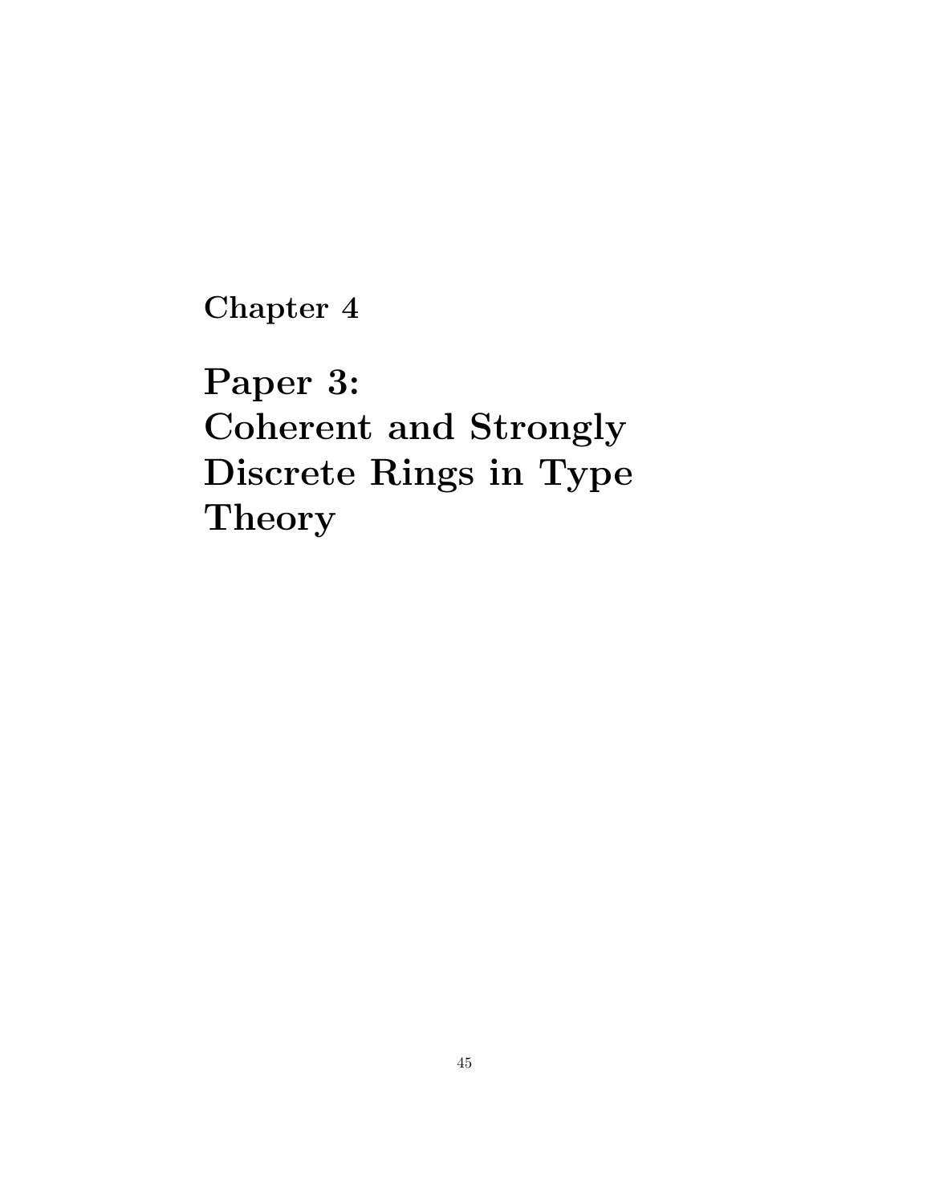# Chapter 4

# Paper 3: Coherent and Strongly Discrete Rings in Type Theory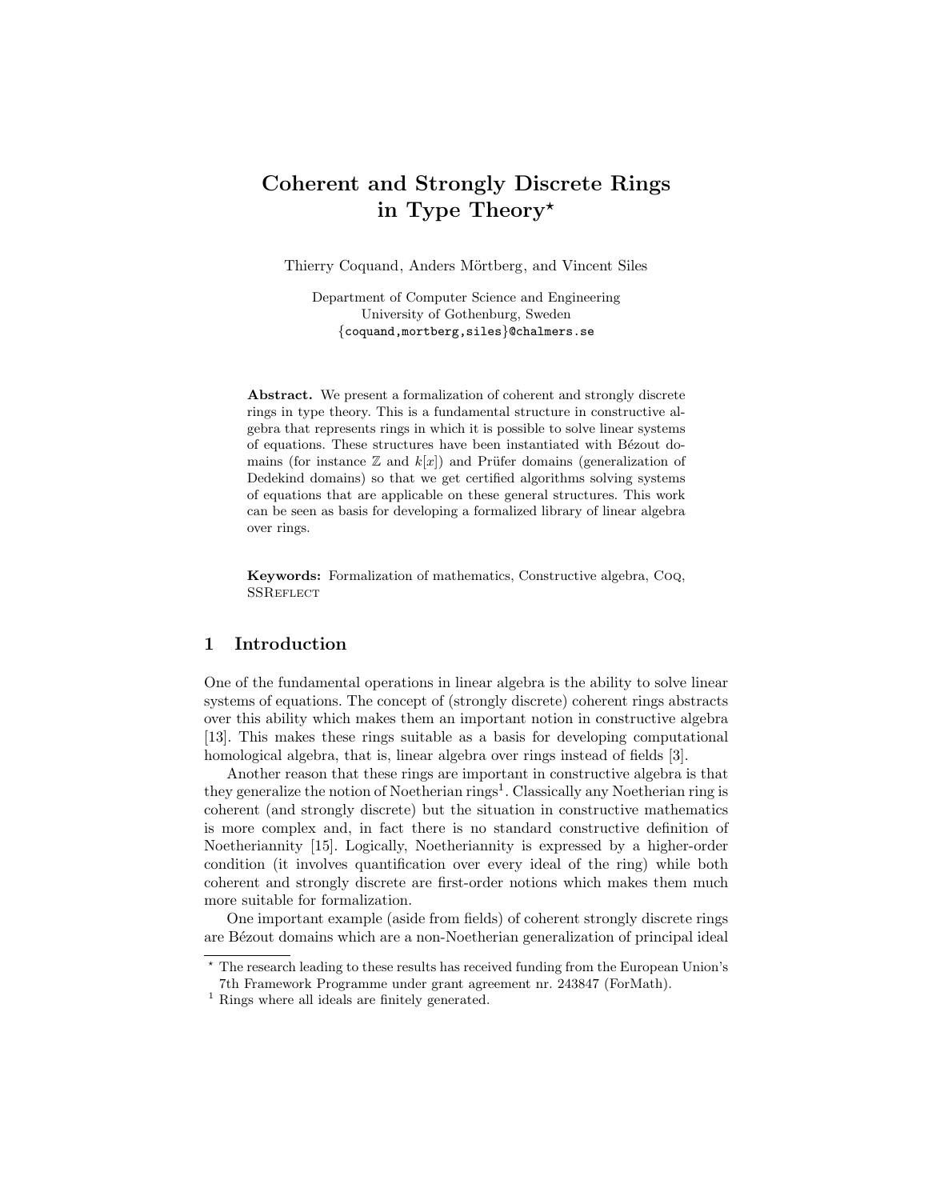# Coherent and Strongly Discrete Rings in Type Theory*

Thierry Coquand, Anders Mörtberg, and Vincent Siles

Department of Computer Science and Engineering
University of Gothenburg, Sweden
{coquand,mortberg,siles}@chalmers.se

**Abstract.** We present a formalization of coherent and strongly discrete rings in type theory. This is a fundamental structure in constructive algebra that represents rings in which it is possible to solve linear systems of equations. These structures have been instantiated with Bézout domains (for instance $\mathbb{Z}$ and $k[x]$) and Prüfer domains (generalization of Dedekind domains) so that we get certified algorithms solving systems of equations that are applicable on these general structures. This work can be seen as basis for developing a formalized library of linear algebra over rings.

**Keywords:** Formalization of mathematics, Constructive algebra, Coq, SSReflect

## 1 Introduction

One of the fundamental operations in linear algebra is the ability to solve linear systems of equations. The concept of (strongly discrete) coherent rings abstracts over this ability which makes them an important notion in constructive algebra [13]. This makes these rings suitable as a basis for developing computational homological algebra, that is, linear algebra over rings instead of fields [3].

Another reason that these rings are important in constructive algebra is that they generalize the notion of Noetherian rings[1]. Classically any Noetherian ring is coherent (and strongly discrete) but the situation in constructive mathematics is more complex and, in fact there is no standard constructive definition of Noetheriannity [15]. Logically, Noetheriannity is expressed by a higher-order condition (it involves quantification over every ideal of the ring) while both coherent and strongly discrete are first-order notions which makes them much more suitable for formalization.

One important example (aside from fields) of coherent strongly discrete rings are Bézout domains which are a non-Noetherian generalization of principal ideal

---

* The research leading to these results has received funding from the European Union's 7th Framework Programme under grant agreement nr. 243847 (ForMath).

[1] Rings where all ideals are finitely generated.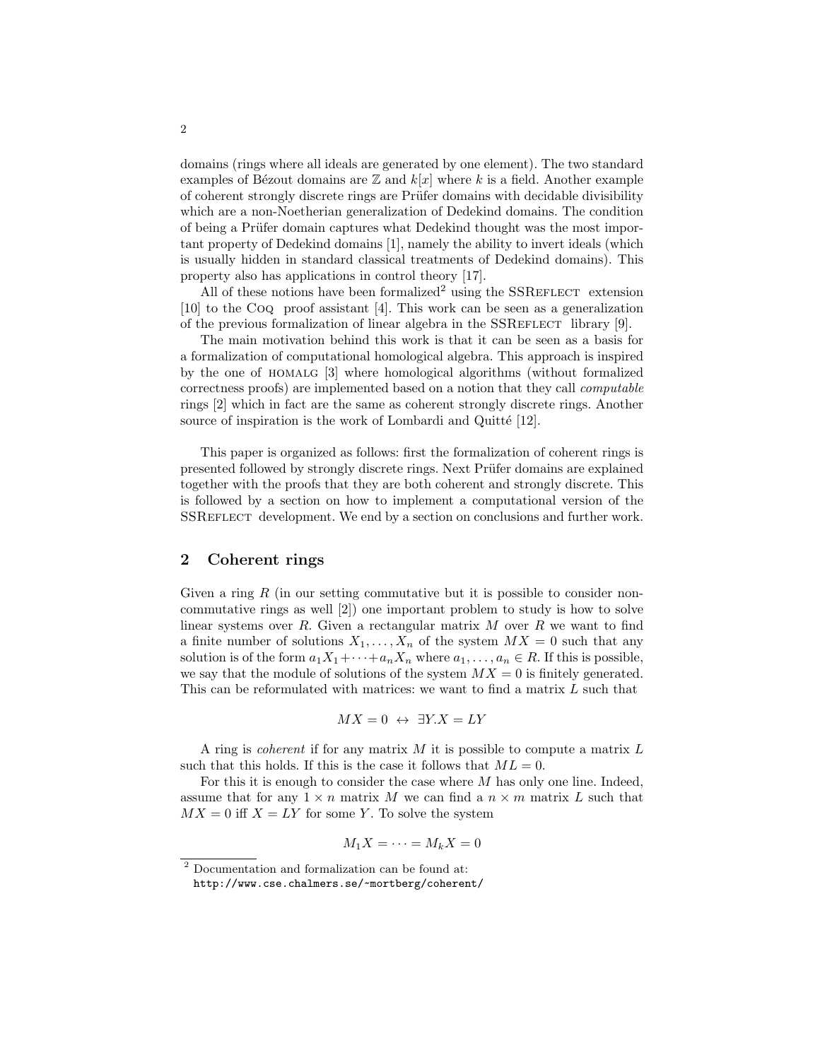domains (rings where all ideals are generated by one element). The two standard examples of Bézout domains are $\mathbb{Z}$ and $k[x]$ where $k$ is a field. Another example of coherent strongly discrete rings are Prüfer domains with decidable divisibility which are a non-Noetherian generalization of Dedekind domains. The condition of being a Prüfer domain captures what Dedekind thought was the most important property of Dedekind domains [1], namely the ability to invert ideals (which is usually hidden in standard classical treatments of Dedekind domains). This property also has applications in control theory [17].

All of these notions have been formalized[2] using the SSReflect extension [10] to the Coq proof assistant [4]. This work can be seen as a generalization of the previous formalization of linear algebra in the SSReflect library [9].

The main motivation behind this work is that it can be seen as a basis for a formalization of computational homological algebra. This approach is inspired by the one of homalg [3] where homological algorithms (without formalized correctness proofs) are implemented based on a notion that they call *computable* rings [2] which in fact are the same as coherent strongly discrete rings. Another source of inspiration is the work of Lombardi and Quitté [12].

This paper is organized as follows: first the formalization of coherent rings is presented followed by strongly discrete rings. Next Prüfer domains are explained together with the proofs that they are both coherent and strongly discrete. This is followed by a section on how to implement a computational version of the SSReflect development. We end by a section on conclusions and further work.

## 2 Coherent rings

Given a ring $R$ (in our setting commutative but it is possible to consider non-commutative rings as well [2]) one important problem to study is how to solve linear systems over $R$. Given a rectangular matrix $M$ over $R$ we want to find a finite number of solutions $X_1, \ldots, X_n$ of the system $MX = 0$ such that any solution is of the form $a_1X_1 + \cdots + a_nX_n$ where $a_1, \ldots, a_n \in R$. If this is possible, we say that the module of solutions of the system $MX = 0$ is finitely generated. This can be reformulated with matrices: we want to find a matrix $L$ such that

$$MX = 0 \leftrightarrow \exists Y. X = LY$$

A ring is *coherent* if for any matrix $M$ it is possible to compute a matrix $L$ such that this holds. If this is the case it follows that $ML = 0$.

For this it is enough to consider the case where $M$ has only one line. Indeed, assume that for any $1 \times n$ matrix $M$ we can find a $n \times m$ matrix $L$ such that $MX = 0$ iff $X = LY$ for some $Y$. To solve the system

$$M_1X = \cdots = M_kX = 0$$

[2] Documentation and formalization can be found at:
`http://www.cse.chalmers.se/~mortberg/coherent/`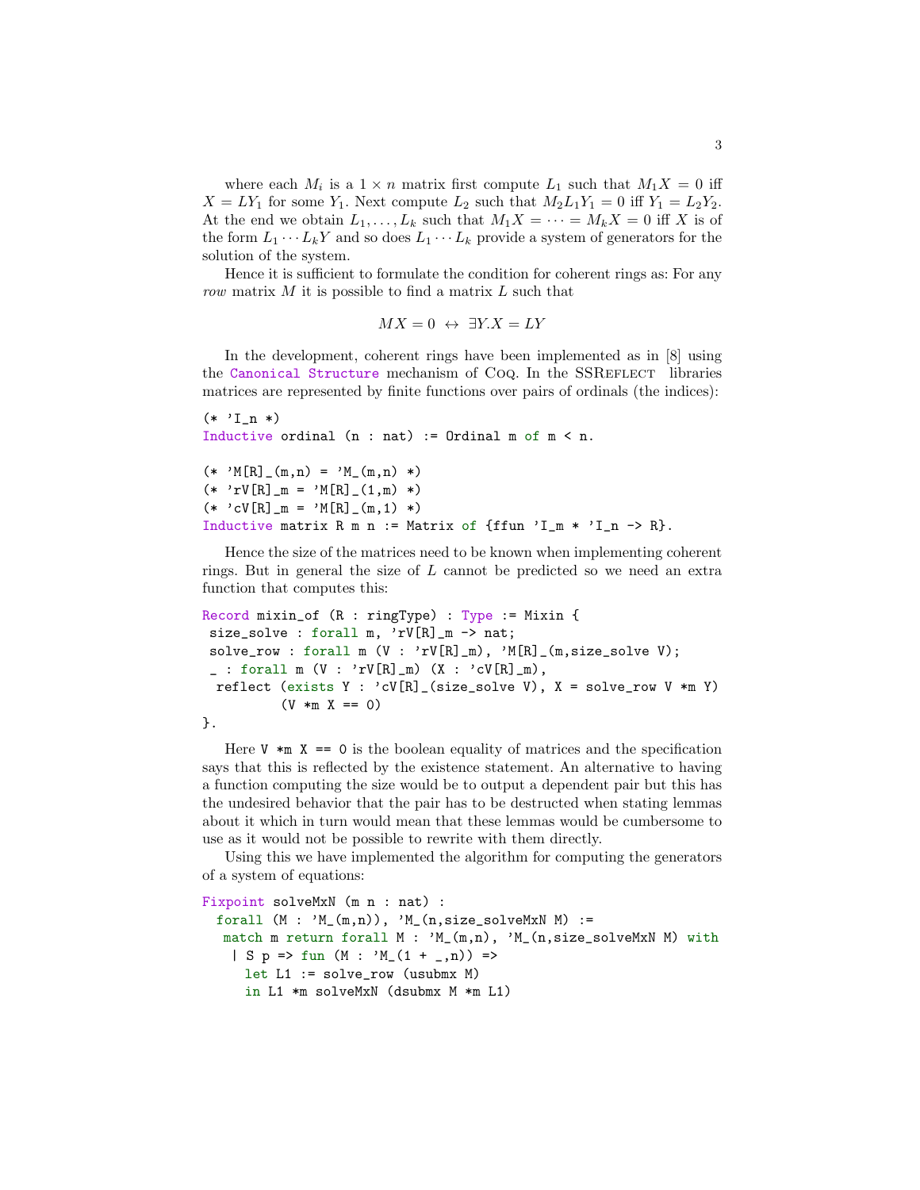where each $M_i$ is a $1 \times n$ matrix first compute $L_1$ such that $M_1X = 0$ iff $X = LY_1$ for some $Y_1$. Next compute $L_2$ such that $M_2L_1Y_1 = 0$ iff $Y_1 = L_2Y_2$. At the end we obtain $L_1, \ldots, L_k$ such that $M_1X = \cdots = M_kX = 0$ iff $X$ is of the form $L_1 \cdots L_kY$ and so does $L_1 \cdots L_k$ provide a system of generators for the solution of the system.

Hence it is sufficient to formulate the condition for coherent rings as: For any *row* matrix $M$ it is possible to find a matrix $L$ such that

$$MX = 0 \leftrightarrow \exists Y. X = LY$$

In the development, coherent rings have been implemented as in [8] using the Canonical Structure mechanism of Coq. In the SSReflect libraries matrices are represented by finite functions over pairs of ordinals (the indices):

```
(* 'I_n *)
Inductive ordinal (n : nat) := Ordinal m of m < n.

(* 'M[R]_(m,n) = 'M_(m,n) *)
(* 'rV[R]_m = 'M[R]_(1,m) *)
(* 'cV[R]_m = 'M[R]_(m,1) *)
Inductive matrix R m n := Matrix of {ffun 'I_m * 'I_n -> R}.
```

Hence the size of the matrices need to be known when implementing coherent rings. But in general the size of $L$ cannot be predicted so we need an extra function that computes this:

```
Record mixin_of (R : ringType) : Type := Mixin {
 size_solve : forall m, 'rV[R]_m -> nat;
 solve_row : forall m (V : 'rV[R]_m), 'M[R]_(m,size_solve V);
 _ : forall m (V : 'rV[R]_m) (X : 'cV[R]_m),
  reflect (exists Y : 'cV[R]_(size_solve V), X = solve_row V *m Y)
          (V *m X == 0)
}.
```

Here `V *m X == 0` is the boolean equality of matrices and the specification says that this is reflected by the existence statement. An alternative to having a function computing the size would be to output a dependent pair but this has the undesired behavior that the pair has to be destructed when stating lemmas about it which in turn would mean that these lemmas would be cumbersome to use as it would not be possible to rewrite with them directly.

Using this we have implemented the algorithm for computing the generators of a system of equations:

```
Fixpoint solveMxN (m n : nat) :
  forall (M : 'M_(m,n)), 'M_(n,size_solveMxN M) :=
   match m return forall M : 'M_(m,n), 'M_(n,size_solveMxN M) with
    | S p => fun (M : 'M_(1 + _,n)) =>
      let L1 := solve_row (usubmx M)
      in L1 *m solveMxN (dsubmx M *m L1)
```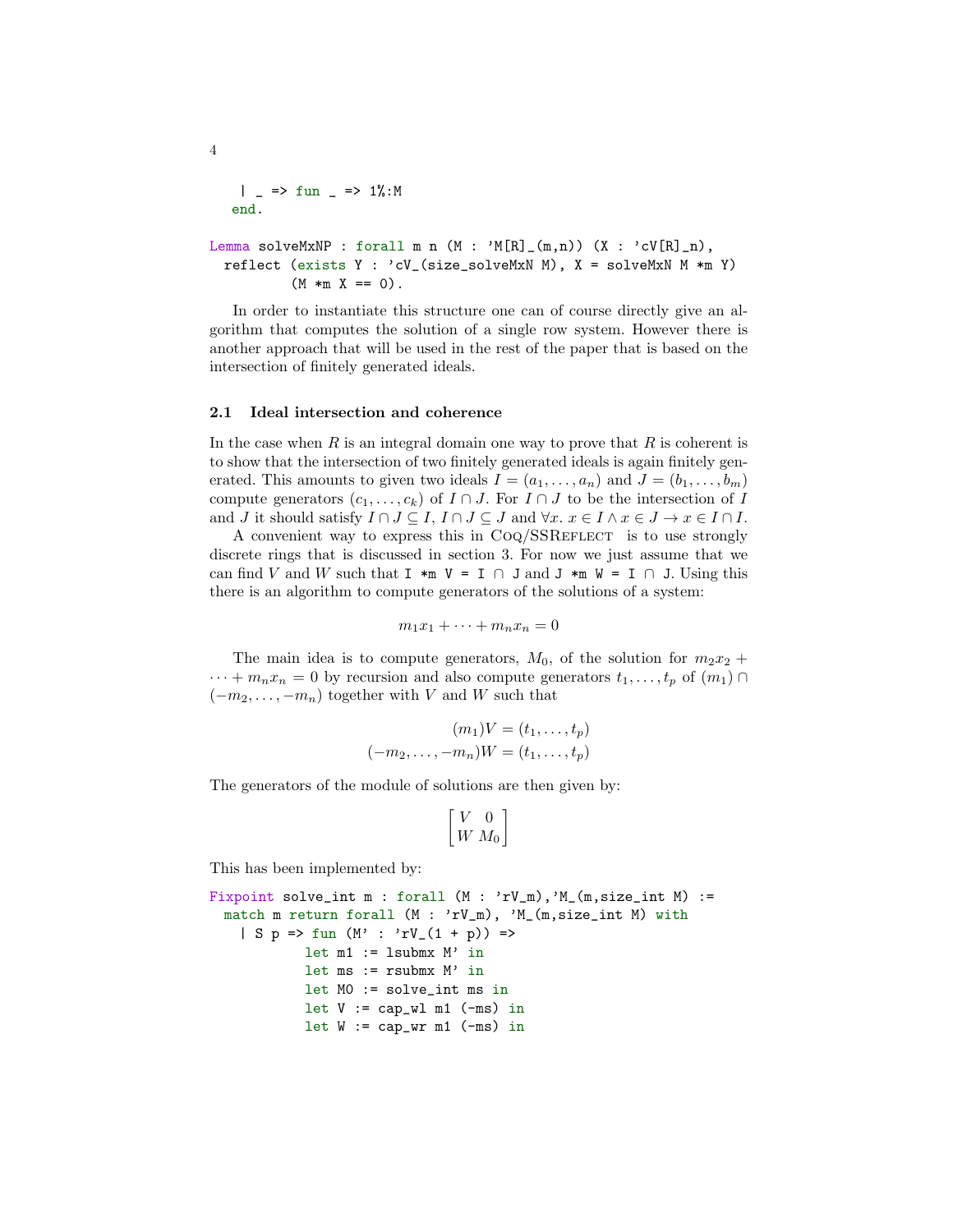```
  | _ => fun _ => 1%:M
  end.

Lemma solveMxNP : forall m n (M : 'M[R]_(m,n)) (X : 'cV[R]_n),
  reflect (exists Y : 'cV_(size_solveMxN M), X = solveMxN M *m Y)
          (M *m X == 0).
```

In order to instantiate this structure one can of course directly give an algorithm that computes the solution of a single row system. However there is another approach that will be used in the rest of the paper that is based on the intersection of finitely generated ideals.

### 2.1 Ideal intersection and coherence

In the case when $R$ is an integral domain one way to prove that $R$ is coherent is to show that the intersection of two finitely generated ideals is again finitely generated. This amounts to given two ideals $I = (a_1, \ldots, a_n)$ and $J = (b_1, \ldots, b_m)$ compute generators $(c_1, \ldots, c_k)$ of $I \cap J$. For $I \cap J$ to be the intersection of $I$ and $J$ it should satisfy $I \cap J \subseteq I$, $I \cap J \subseteq J$ and $\forall x.\ x \in I \wedge x \in J \rightarrow x \in I \cap I$.

A convenient way to express this in Coq/SSReflect is to use strongly discrete rings that is discussed in section 3. For now we just assume that we can find $V$ and $W$ such that `I *m V = I ∩ J` and `J *m W = I ∩ J`. Using this there is an algorithm to compute generators of the solutions of a system:

$$m_1 x_1 + \cdots + m_n x_n = 0$$

The main idea is to compute generators, $M_0$, of the solution for $m_2 x_2 + \cdots + m_n x_n = 0$ by recursion and also compute generators $t_1, \ldots, t_p$ of $(m_1) \cap (-m_2, \ldots, -m_n)$ together with $V$ and $W$ such that

$$(m_1)V = (t_1, \ldots, t_p)$$
$$(-m_2, \ldots, -m_n)W = (t_1, \ldots, t_p)$$

The generators of the module of solutions are then given by:

$$\begin{bmatrix} V & 0 \\ W & M_0 \end{bmatrix}$$

This has been implemented by:

```
Fixpoint solve_int m : forall (M : 'rV_m),'M_(m,size_int M) :=
  match m return forall (M : 'rV_m), 'M_(m,size_int M) with
    | S p => fun (M' : 'rV_(1 + p)) =>
           let m1 := lsubmx M' in
           let ms := rsubmx M' in
           let M0 := solve_int ms in
           let V := cap_wl m1 (-ms) in
           let W := cap_wr m1 (-ms) in
```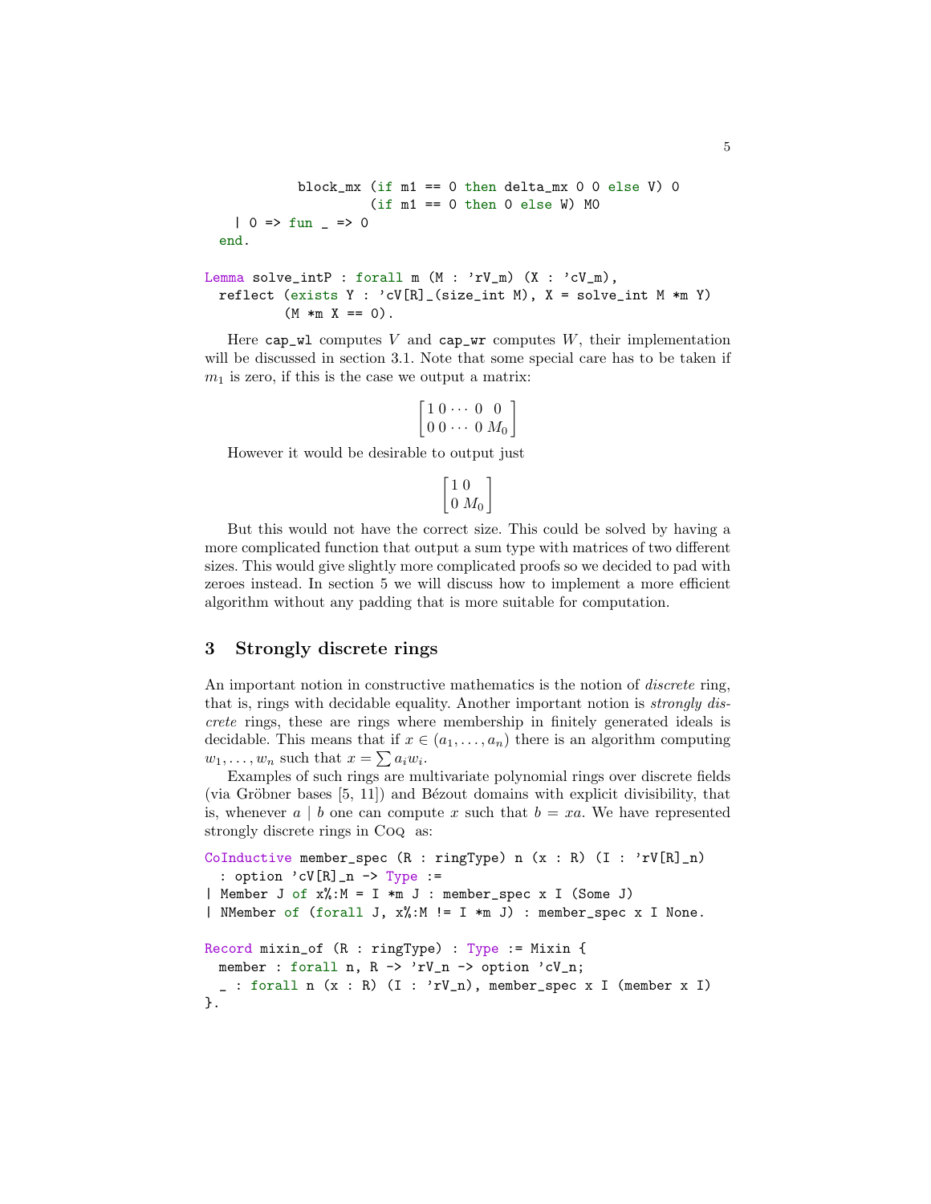```
          block_mx (if m1 == 0 then delta_mx 0 0 else V) 0
                   (if m1 == 0 then 0 else W) M0
    | 0 => fun _ => 0
  end.

Lemma solve_intP : forall m (M : 'rV_m) (X : 'cV_m),
  reflect (exists Y : 'cV[R]_(size_int M), X = solve_int M *m Y)
          (M *m X == 0).
```

Here cap_wl computes $V$ and cap_wr computes $W$, their implementation will be discussed in section 3.1. Note that some special care has to be taken if $m_1$ is zero, if this is the case we output a matrix:

$$\begin{bmatrix} 1 \; 0 \cdots 0 & 0 \\ 0 \; 0 \cdots 0 & M_0 \end{bmatrix}$$

However it would be desirable to output just

$$\begin{bmatrix} 1 & 0 \\ 0 & M_0 \end{bmatrix}$$

But this would not have the correct size. This could be solved by having a more complicated function that output a sum type with matrices of two different sizes. This would give slightly more complicated proofs so we decided to pad with zeroes instead. In section 5 we will discuss how to implement a more efficient algorithm without any padding that is more suitable for computation.

## 3 Strongly discrete rings

An important notion in constructive mathematics is the notion of *discrete* ring, that is, rings with decidable equality. Another important notion is *strongly discrete* rings, these are rings where membership in finitely generated ideals is decidable. This means that if $x \in (a_1, \ldots, a_n)$ there is an algorithm computing $w_1, \ldots, w_n$ such that $x = \sum a_i w_i$.

Examples of such rings are multivariate polynomial rings over discrete fields (via Gröbner bases [5, 11]) and Bézout domains with explicit divisibility, that is, whenever $a \mid b$ one can compute $x$ such that $b = xa$. We have represented strongly discrete rings in Coq as:

```
CoInductive member_spec (R : ringType) n (x : R) (I : 'rV[R]_n)
  : option 'cV[R]_n -> Type :=
| Member J of x%:M = I *m J : member_spec x I (Some J)
| NMember of (forall J, x%:M != I *m J) : member_spec x I None.

Record mixin_of (R : ringType) : Type := Mixin {
  member : forall n, R -> 'rV_n -> option 'cV_n;
  _ : forall n (x : R) (I : 'rV_n), member_spec x I (member x I)
}.
```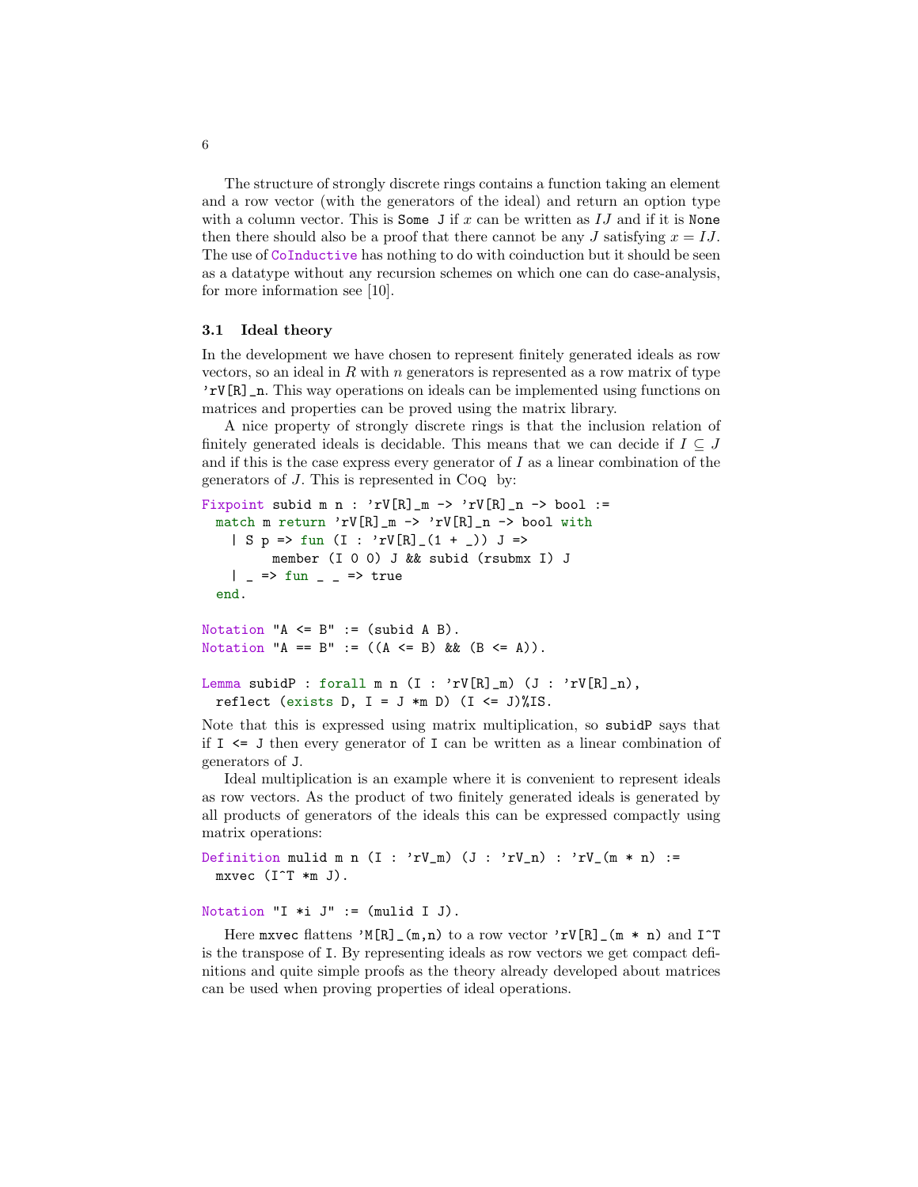The structure of strongly discrete rings contains a function taking an element and a row vector (with the generators of the ideal) and return an option type with a column vector. This is `Some J` if $x$ can be written as $IJ$ and if it is `None` then there should also be a proof that there cannot be any $J$ satisfying $x = IJ$. The use of `CoInductive` has nothing to do with coinduction but it should be seen as a datatype without any recursion schemes on which one can do case-analysis, for more information see [10].

### 3.1 Ideal theory

In the development we have chosen to represent finitely generated ideals as row vectors, so an ideal in $R$ with $n$ generators is represented as a row matrix of type `'rV[R]_n`. This way operations on ideals can be implemented using functions on matrices and properties can be proved using the matrix library.

A nice property of strongly discrete rings is that the inclusion relation of finitely generated ideals is decidable. This means that we can decide if $I \subseteq J$ and if this is the case express every generator of $I$ as a linear combination of the generators of $J$. This is represented in Coq by:

```
Fixpoint subid m n : 'rV[R]_m -> 'rV[R]_n -> bool :=
  match m return 'rV[R]_m -> 'rV[R]_n -> bool with
    | S p => fun (I : 'rV[R]_(1 + _)) J =>
          member (I 0 0) J && subid (rsubmx I) J
    | _ => fun _ _ => true
  end.

Notation "A <= B" := (subid A B).
Notation "A == B" := ((A <= B) && (B <= A)).

Lemma subidP : forall m n (I : 'rV[R]_m) (J : 'rV[R]_n),
  reflect (exists D, I = J *m D) (I <= J)%IS.
```

Note that this is expressed using matrix multiplication, so `subidP` says that if `I <= J` then every generator of `I` can be written as a linear combination of generators of `J`.

Ideal multiplication is an example where it is convenient to represent ideals as row vectors. As the product of two finitely generated ideals is generated by all products of generators of the ideals this can be expressed compactly using matrix operations:

```
Definition mulid m n (I : 'rV_m) (J : 'rV_n) : 'rV_(m * n) :=
  mxvec (I^T *m J).

Notation "I *i J" := (mulid I J).
```

Here `mxvec` flattens `'M[R]_(m,n)` to a row vector `'rV[R]_(m * n)` and `I^T` is the transpose of `I`. By representing ideals as row vectors we get compact definitions and quite simple proofs as the theory already developed about matrices can be used when proving properties of ideal operations.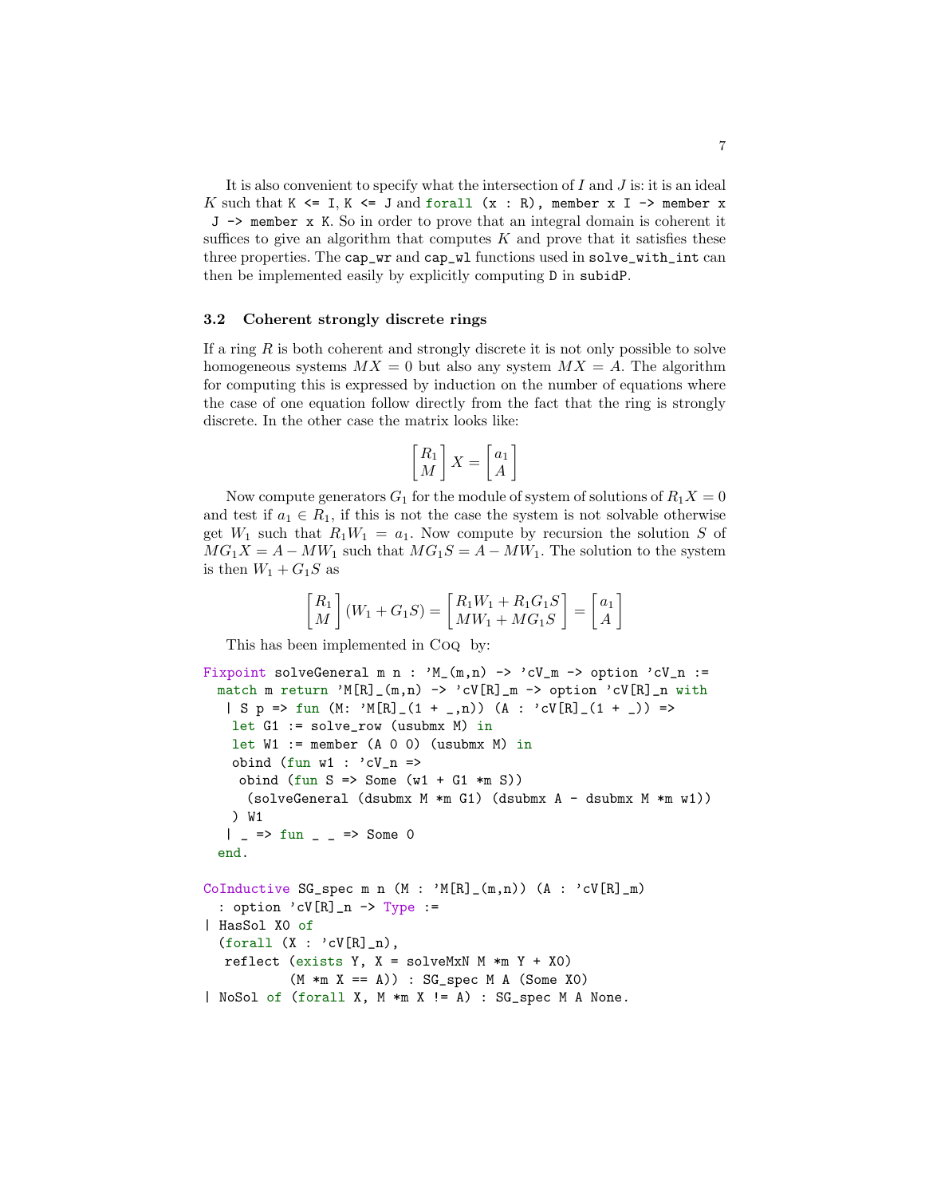It is also convenient to specify what the intersection of $I$ and $J$ is: it is an ideal $K$ such that `K <= I`, `K <= J` and `forall (x : R), member x I -> member x J -> member x K`. So in order to prove that an integral domain is coherent it suffices to give an algorithm that computes $K$ and prove that it satisfies these three properties. The `cap_wr` and `cap_wl` functions used in `solve_with_int` can then be implemented easily by explicitly computing `D` in `subidP`.

### 3.2 Coherent strongly discrete rings

If a ring $R$ is both coherent and strongly discrete it is not only possible to solve homogeneous systems $MX = 0$ but also any system $MX = A$. The algorithm for computing this is expressed by induction on the number of equations where the case of one equation follow directly from the fact that the ring is strongly discrete. In the other case the matrix looks like:

$$\begin{bmatrix} R_1 \\ M \end{bmatrix} X = \begin{bmatrix} a_1 \\ A \end{bmatrix}$$

Now compute generators $G_1$ for the module of system of solutions of $R_1X = 0$ and test if $a_1 \in R_1$, if this is not the case the system is not solvable otherwise get $W_1$ such that $R_1W_1 = a_1$. Now compute by recursion the solution $S$ of $MG_1X = A - MW_1$ such that $MG_1S = A - MW_1$. The solution to the system is then $W_1 + G_1S$ as

$$\begin{bmatrix} R_1 \\ M \end{bmatrix} (W_1 + G_1S) = \begin{bmatrix} R_1W_1 + R_1G_1S \\ MW_1 + MG_1S \end{bmatrix} = \begin{bmatrix} a_1 \\ A \end{bmatrix}$$

This has been implemented in Coq by:

```
Fixpoint solveGeneral m n : 'M_(m,n) -> 'cV_m -> option 'cV_n :=
  match m return 'M[R]_(m,n) -> 'cV[R]_m -> option 'cV[R]_n with
   | S p => fun (M: 'M[R]_(1 + _,n)) (A : 'cV[R]_(1 + _)) =>
    let G1 := solve_row (usubmx M) in
    let W1 := member (A 0 0) (usubmx M) in
    obind (fun w1 : 'cV_n =>
     obind (fun S => Some (w1 + G1 *m S))
      (solveGeneral (dsubmx M *m G1) (dsubmx A - dsubmx M *m w1))
    ) W1
   | _ => fun _ _ => Some 0
  end.

CoInductive SG_spec m n (M : 'M[R]_(m,n)) (A : 'cV[R]_m)
  : option 'cV[R]_n -> Type :=
| HasSol X0 of
  (forall (X : 'cV[R]_n),
   reflect (exists Y, X = solveMxN M *m Y + X0)
           (M *m X == A)) : SG_spec M A (Some X0)
| NoSol of (forall X, M *m X != A) : SG_spec M A None.
```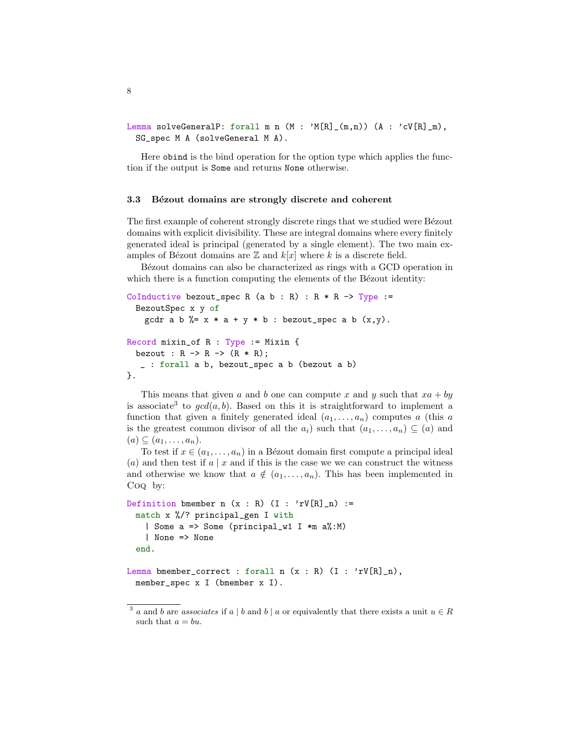```
Lemma solveGeneralP: forall m n (M : 'M[R]_(m,n)) (A : 'cV[R]_m),
  SG_spec M A (solveGeneral M A).
```

Here `obind` is the bind operation for the option type which applies the function if the output is `Some` and returns `None` otherwise.

### 3.3 Bézout domains are strongly discrete and coherent

The first example of coherent strongly discrete rings that we studied were Bézout domains with explicit divisibility. These are integral domains where every finitely generated ideal is principal (generated by a single element). The two main examples of Bézout domains are $\mathbb{Z}$ and $k[x]$ where $k$ is a discrete field.

Bézout domains can also be characterized as rings with a GCD operation in which there is a function computing the elements of the Bézout identity:

```
CoInductive bezout_spec R (a b : R) : R * R -> Type :=
  BezoutSpec x y of
    gcdr a b %= x * a + y * b : bezout_spec a b (x,y).

Record mixin_of R : Type := Mixin {
  bezout : R -> R -> (R * R);
   _ : forall a b, bezout_spec a b (bezout a b)
}.
```

This means that given $a$ and $b$ one can compute $x$ and $y$ such that $xa + by$ is associate[3] to $gcd(a, b)$. Based on this it is straightforward to implement a function that given a finitely generated ideal $(a_1, \ldots, a_n)$ computes $a$ (this $a$ is the greatest common divisor of all the $a_i$) such that $(a_1, \ldots, a_n) \subseteq (a)$ and $(a) \subseteq (a_1, \ldots, a_n)$.

To test if $x \in (a_1, \ldots, a_n)$ in a Bézout domain first compute a principal ideal $(a)$ and then test if $a \mid x$ and if this is the case we we can construct the witness and otherwise we know that $a \notin (a_1, \ldots, a_n)$. This has been implemented in Coq by:

```
Definition bmember n (x : R) (I : 'rV[R]_n) :=
  match x %/? principal_gen I with
    | Some a => Some (principal_w1 I *m a%:M)
    | None => None
  end.

Lemma bmember_correct : forall n (x : R) (I : 'rV[R]_n),
  member_spec x I (bmember x I).
```

[3] $a$ and $b$ are *associates* if $a \mid b$ and $b \mid a$ or equivalently that there exists a unit $u \in R$ such that $a = bu$.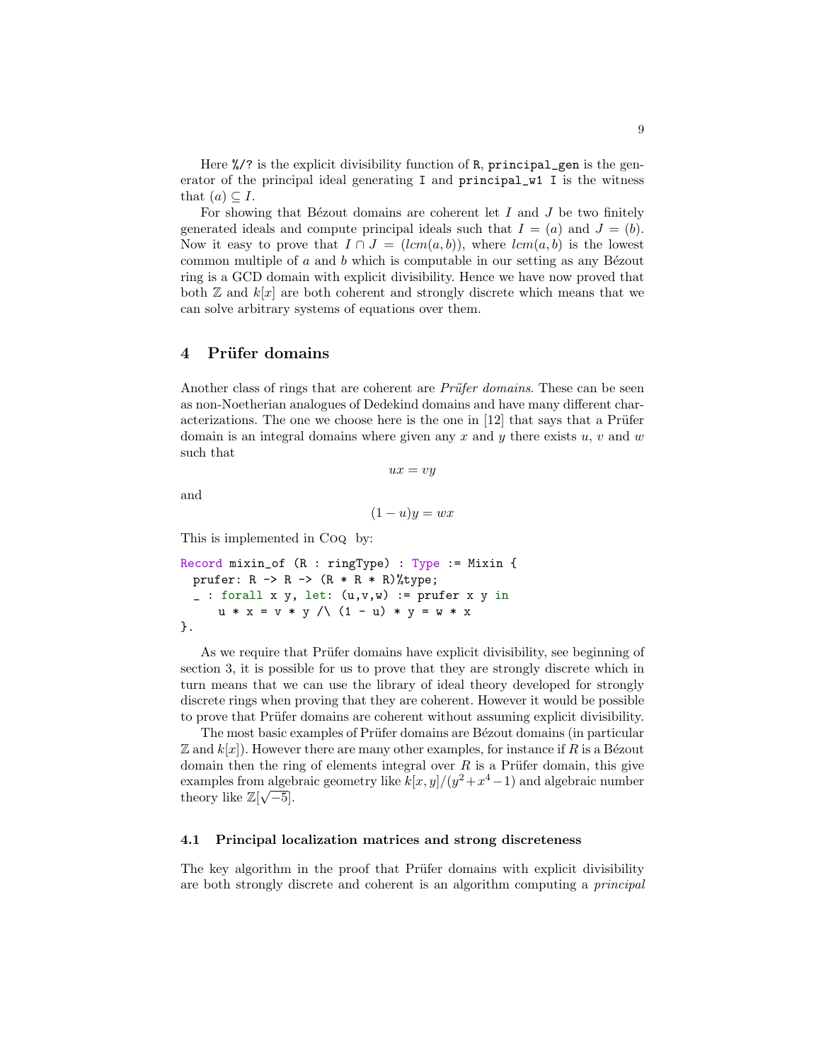Here `%/?` is the explicit divisibility function of `R`, `principal_gen` is the generator of the principal ideal generating `I` and `principal_w1 I` is the witness that $(a) \subseteq I$.

For showing that Bézout domains are coherent let $I$ and $J$ be two finitely generated ideals and compute principal ideals such that $I = (a)$ and $J = (b)$. Now it easy to prove that $I \cap J = (lcm(a, b))$, where $lcm(a, b)$ is the lowest common multiple of $a$ and $b$ which is computable in our setting as any Bézout ring is a GCD domain with explicit divisibility. Hence we have now proved that both $\mathbb{Z}$ and $k[x]$ are both coherent and strongly discrete which means that we can solve arbitrary systems of equations over them.

## 4 Prüfer domains

Another class of rings that are coherent are *Prüfer domains*. These can be seen as non-Noetherian analogues of Dedekind domains and have many different characterizations. The one we choose here is the one in [12] that says that a Prüfer domain is an integral domains where given any $x$ and $y$ there exists $u$, $v$ and $w$ such that

$$ux = vy$$

and

$$(1 - u)y = wx$$

This is implemented in Coq by:

```
Record mixin_of (R : ringType) : Type := Mixin {
  prufer: R -> R -> (R * R * R)%type;
  _ : forall x y, let: (u,v,w) := prufer x y in
      u * x = v * y /\ (1 - u) * y = w * x
}.
```

As we require that Prüfer domains have explicit divisibility, see beginning of section 3, it is possible for us to prove that they are strongly discrete which in turn means that we can use the library of ideal theory developed for strongly discrete rings when proving that they are coherent. However it would be possible to prove that Prüfer domains are coherent without assuming explicit divisibility.

The most basic examples of Prüfer domains are Bézout domains (in particular $\mathbb{Z}$ and $k[x]$). However there are many other examples, for instance if $R$ is a Bézout domain then the ring of elements integral over $R$ is a Prüfer domain, this give examples from algebraic geometry like $k[x, y]/(y^2 + x^4 - 1)$ and algebraic number theory like $\mathbb{Z}[\sqrt{-5}]$.

### 4.1 Principal localization matrices and strong discreteness

The key algorithm in the proof that Prüfer domains with explicit divisibility are both strongly discrete and coherent is an algorithm computing a *principal*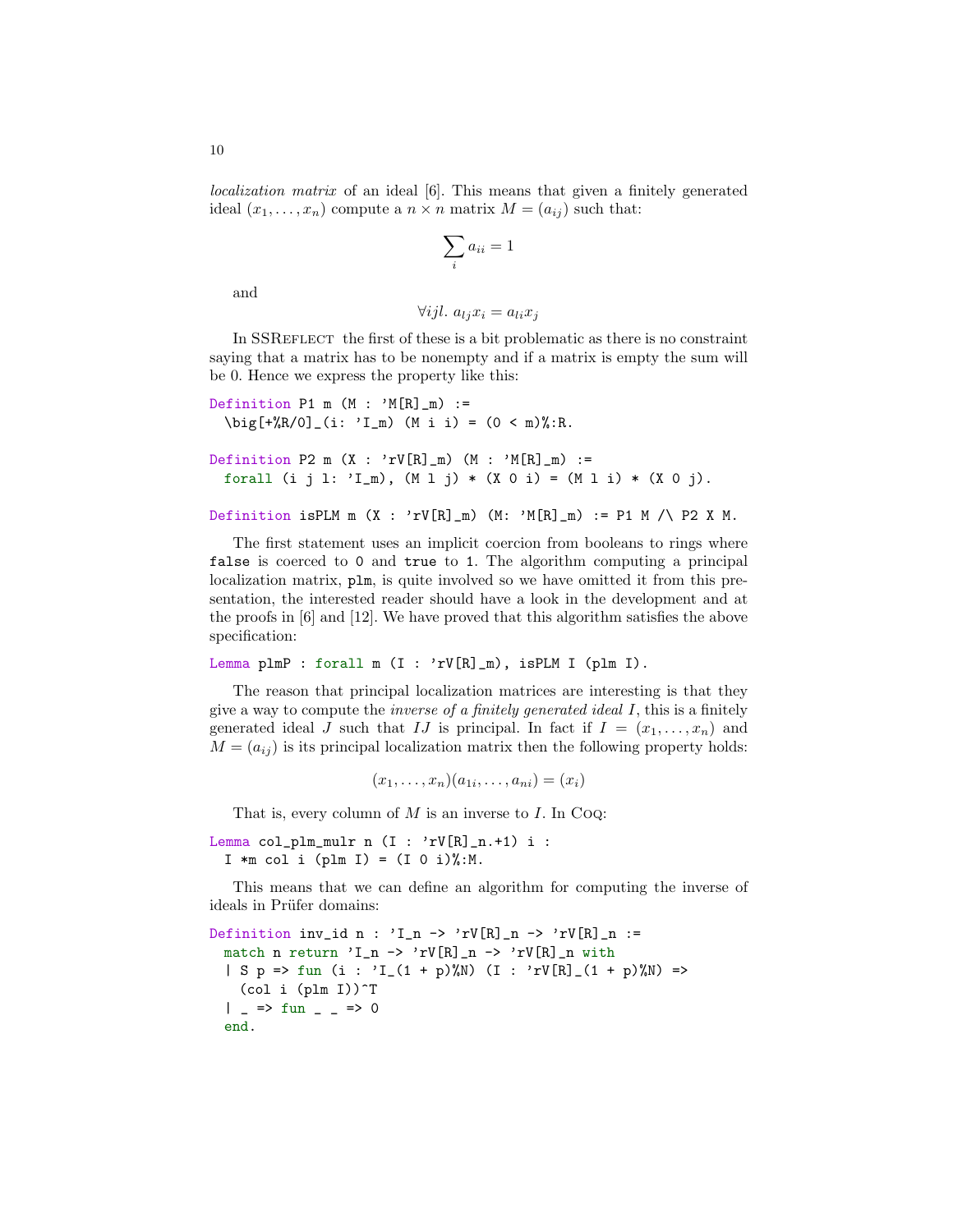*localization matrix* of an ideal [6]. This means that given a finitely generated ideal $(x_1, \ldots, x_n)$ compute a $n \times n$ matrix $M = (a_{ij})$ such that:

$$\sum_i a_{ii} = 1$$

and

$$\forall ijl.\ a_{lj} x_i = a_{li} x_j$$

In SSReflect the first of these is a bit problematic as there is no constraint saying that a matrix has to be nonempty and if a matrix is empty the sum will be 0. Hence we express the property like this:

```
Definition P1 m (M : 'M[R]_m) :=
  \big[+%R/0]_(i: 'I_m) (M i i) = (0 < m)%:R.

Definition P2 m (X : 'rV[R]_m) (M : 'M[R]_m) :=
  forall (i j l: 'I_m), (M l j) * (X 0 i) = (M l i) * (X 0 j).

Definition isPLM m (X : 'rV[R]_m) (M: 'M[R]_m) := P1 M /\ P2 X M.
```

The first statement uses an implicit coercion from booleans to rings where `false` is coerced to `0` and `true` to `1`. The algorithm computing a principal localization matrix, `plm`, is quite involved so we have omitted it from this presentation, the interested reader should have a look in the development and at the proofs in [6] and [12]. We have proved that this algorithm satisfies the above specification:

```
Lemma plmP : forall m (I : 'rV[R]_m), isPLM I (plm I).
```

The reason that principal localization matrices are interesting is that they give a way to compute the *inverse of a finitely generated ideal* $I$, this is a finitely generated ideal $J$ such that $IJ$ is principal. In fact if $I = (x_1, \ldots, x_n)$ and $M = (a_{ij})$ is its principal localization matrix then the following property holds:

$$(x_1, \ldots, x_n)(a_{1i}, \ldots, a_{ni}) = (x_i)$$

That is, every column of $M$ is an inverse to $I$. In Coq:

```
Lemma col_plm_mulr n (I : 'rV[R]_n.+1) i :
  I *m col i (plm I) = (I 0 i)%:M.
```

This means that we can define an algorithm for computing the inverse of ideals in Prüfer domains:

```
Definition inv_id n : 'I_n -> 'rV[R]_n -> 'rV[R]_n :=
  match n return 'I_n -> 'rV[R]_n -> 'rV[R]_n with
  | S p => fun (i : 'I_(1 + p)%N) (I : 'rV[R]_(1 + p)%N) =>
    (col i (plm I))^T
  | _ => fun _ _ => 0
  end.
```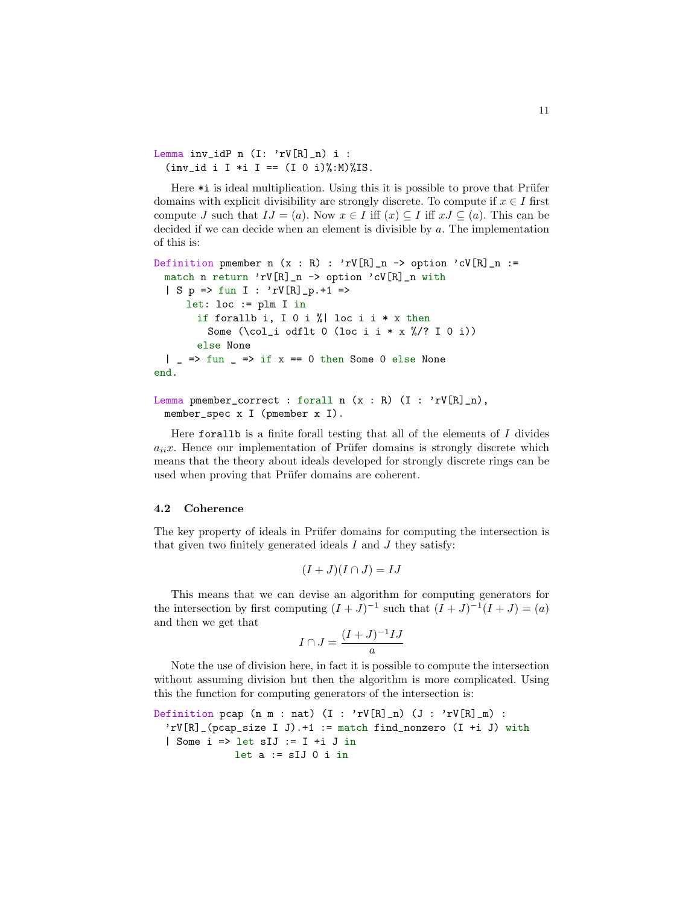```
Lemma inv_idP n (I: 'rV[R]_n) i :
  (inv_id i I *i I == (I 0 i)%:M)%IS.
```

Here `*i` is ideal multiplication. Using this it is possible to prove that Prüfer domains with explicit divisibility are strongly discrete. To compute if $x \in I$ first compute $J$ such that $IJ = (a)$. Now $x \in I$ iff $(x) \subseteq I$ iff $xJ \subseteq (a)$. This can be decided if we can decide when an element is divisible by $a$. The implementation of this is:

```
Definition pmember n (x : R) : 'rV[R]_n -> option 'cV[R]_n :=
  match n return 'rV[R]_n -> option 'cV[R]_n with
  | S p => fun I : 'rV[R]_p.+1 =>
      let: loc := plm I in
        if forallb i, I 0 i %| loc i i * x then
          Some (\col_i odflt 0 (loc i i * x %/? I 0 i))
        else None
  | _ => fun _ => if x == 0 then Some 0 else None
end.

Lemma pmember_correct : forall n (x : R) (I : 'rV[R]_n),
  member_spec x I (pmember x I).
```

Here `forallb` is a finite forall testing that all of the elements of $I$ divides $a_{ii}x$. Hence our implementation of Prüfer domains is strongly discrete which means that the theory about ideals developed for strongly discrete rings can be used when proving that Prüfer domains are coherent.

### 4.2 Coherence

The key property of ideals in Prüfer domains for computing the intersection is that given two finitely generated ideals $I$ and $J$ they satisfy:

$$(I + J)(I \cap J) = IJ$$

This means that we can devise an algorithm for computing generators for the intersection by first computing $(I + J)^{-1}$ such that $(I + J)^{-1}(I + J) = (a)$ and then we get that

$$I \cap J = \frac{(I + J)^{-1}IJ}{a}$$

Note the use of division here, in fact it is possible to compute the intersection without assuming division but then the algorithm is more complicated. Using this the function for computing generators of the intersection is:

```
Definition pcap (n m : nat) (I : 'rV[R]_n) (J : 'rV[R]_m) :
  'rV[R]_(pcap_size I J).+1 := match find_nonzero (I +i J) with
  | Some i => let sIJ := I +i J in
              let a := sIJ 0 i in
```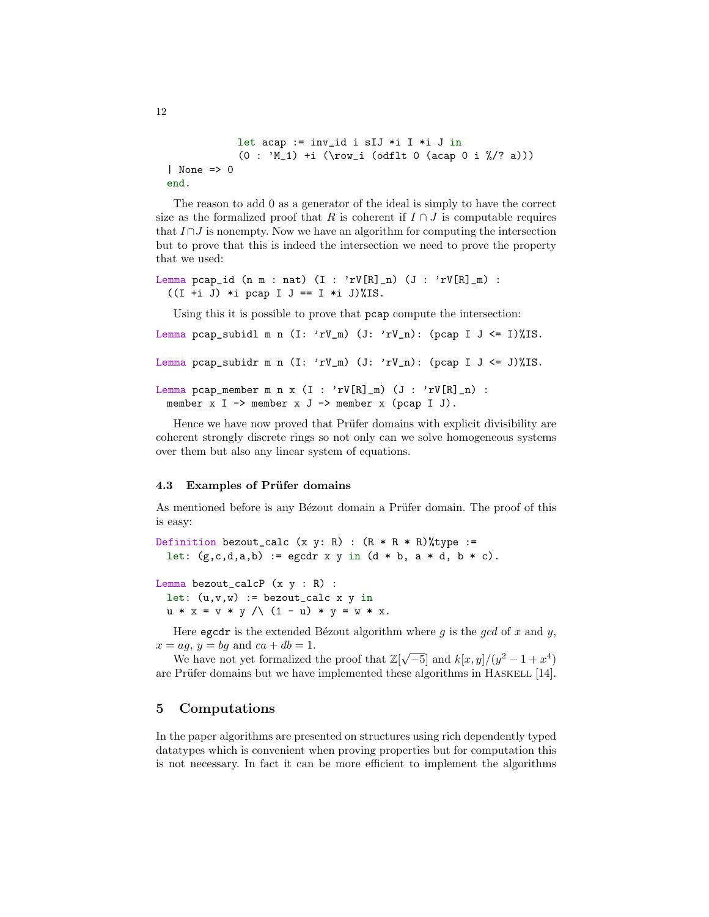```
            let acap := inv_id i sIJ *i I *i J in
            (0 : 'M_1) +i (\row_i (odflt 0 (acap 0 i %/? a)))
  | None => 0
  end.
```

The reason to add 0 as a generator of the ideal is simply to have the correct size as the formalized proof that $R$ is coherent if $I \cap J$ is computable requires that $I \cap J$ is nonempty. Now we have an algorithm for computing the intersection but to prove that this is indeed the intersection we need to prove the property that we used:

```
Lemma pcap_id (n m : nat) (I : 'rV[R]_n) (J : 'rV[R]_m) :
  ((I +i J) *i pcap I J == I *i J)%IS.
```

Using this it is possible to prove that `pcap` compute the intersection:

```
Lemma pcap_subidl m n (I: 'rV_m) (J: 'rV_n): (pcap I J <= I)%IS.

Lemma pcap_subidr m n (I: 'rV_m) (J: 'rV_n): (pcap I J <= J)%IS.

Lemma pcap_member m n x (I : 'rV[R]_m) (J : 'rV[R]_n) :
  member x I -> member x J -> member x (pcap I J).
```

Hence we have now proved that Prüfer domains with explicit divisibility are coherent strongly discrete rings so not only can we solve homogeneous systems over them but also any linear system of equations.

### 4.3 Examples of Prüfer domains

As mentioned before is any Bézout domain a Prüfer domain. The proof of this is easy:

```
Definition bezout_calc (x y: R) : (R * R * R)%type :=
  let: (g,c,d,a,b) := egcdr x y in (d * b, a * d, b * c).

Lemma bezout_calcP (x y : R) :
  let: (u,v,w) := bezout_calc x y in
  u * x = v * y /\ (1 - u) * y = w * x.
```

Here `egcdr` is the extended Bézout algorithm where $g$ is the *gcd* of $x$ and $y$, $x = ag$, $y = bg$ and $ca + db = 1$.

We have not yet formalized the proof that $\mathbb{Z}[\sqrt{-5}]$ and $k[x, y]/(y^2 - 1 + x^4)$ are Prüfer domains but we have implemented these algorithms in HASKELL [14].

## 5 Computations

In the paper algorithms are presented on structures using rich dependently typed datatypes which is convenient when proving properties but for computation this is not necessary. In fact it can be more efficient to implement the algorithms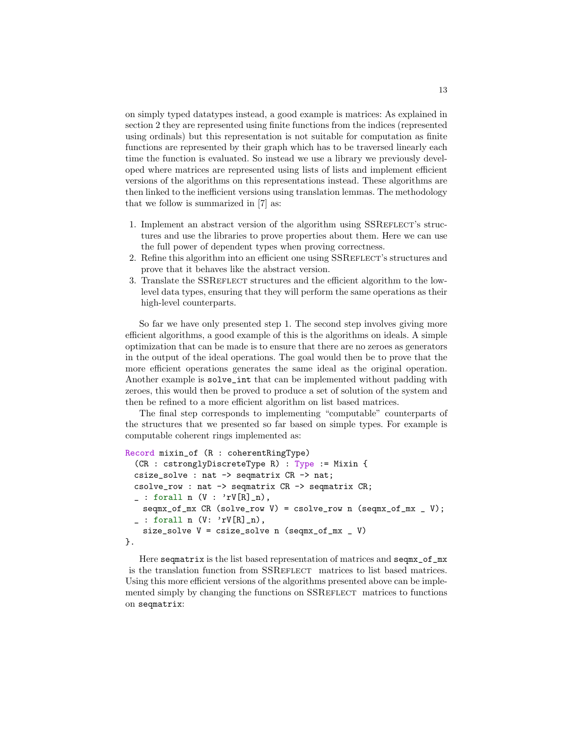on simply typed datatypes instead, a good example is matrices: As explained in section 2 they are represented using finite functions from the indices (represented using ordinals) but this representation is not suitable for computation as finite functions are represented by their graph which has to be traversed linearly each time the function is evaluated. So instead we use a library we previously developed where matrices are represented using lists of lists and implement efficient versions of the algorithms on this representations instead. These algorithms are then linked to the inefficient versions using translation lemmas. The methodology that we follow is summarized in [7] as:

1. Implement an abstract version of the algorithm using SSReflect's structures and use the libraries to prove properties about them. Here we can use the full power of dependent types when proving correctness.
2. Refine this algorithm into an efficient one using SSReflect's structures and prove that it behaves like the abstract version.
3. Translate the SSReflect structures and the efficient algorithm to the low-level data types, ensuring that they will perform the same operations as their high-level counterparts.

So far we have only presented step 1. The second step involves giving more efficient algorithms, a good example of this is the algorithms on ideals. A simple optimization that can be made is to ensure that there are no zeroes as generators in the output of the ideal operations. The goal would then be to prove that the more efficient operations generates the same ideal as the original operation. Another example is `solve_int` that can be implemented without padding with zeroes, this would then be proved to produce a set of solution of the system and then be refined to a more efficient algorithm on list based matrices.

The final step corresponds to implementing "computable" counterparts of the structures that we presented so far based on simple types. For example is computable coherent rings implemented as:

```
Record mixin_of (R : coherentRingType)
  (CR : cstronglyDiscreteType R) : Type := Mixin {
  csize_solve : nat -> seqmatrix CR -> nat;
  csolve_row : nat -> seqmatrix CR -> seqmatrix CR;
  _ : forall n (V : 'rV[R]_n),
    seqmx_of_mx CR (solve_row V) = csolve_row n (seqmx_of_mx _ V);
  _ : forall n (V: 'rV[R]_n),
    size_solve V = csize_solve n (seqmx_of_mx _ V)
}.
```

Here `seqmatrix` is the list based representation of matrices and `seqmx_of_mx` is the translation function from SSReflect matrices to list based matrices. Using this more efficient versions of the algorithms presented above can be implemented simply by changing the functions on SSReflect matrices to functions on `seqmatrix`: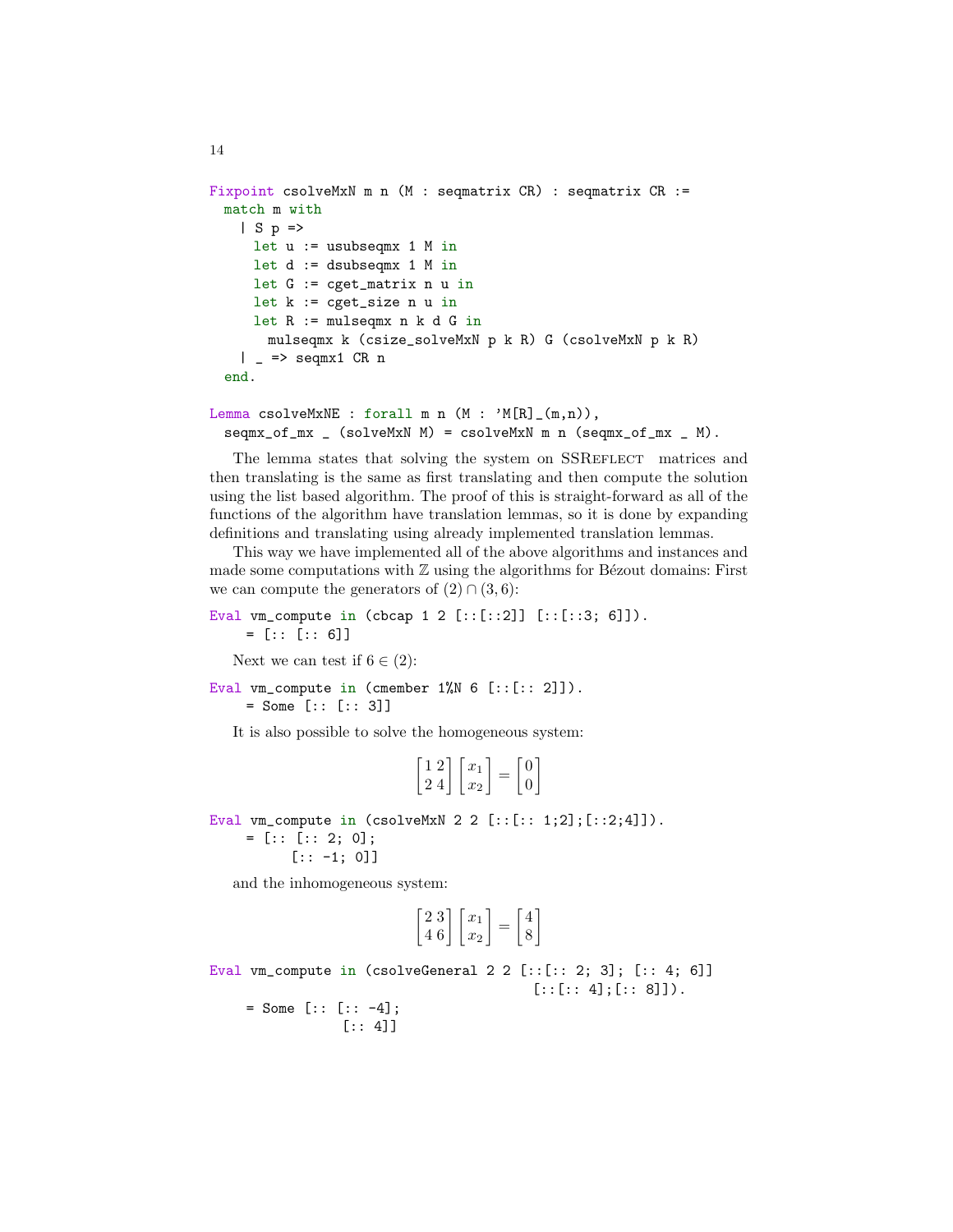```
Fixpoint csolveMxN m n (M : seqmatrix CR) : seqmatrix CR :=
  match m with
    | S p =>
      let u := usubseqmx 1 M in
      let d := dsubseqmx 1 M in
      let G := cget_matrix n u in
      let k := cget_size n u in
      let R := mulseqmx n k d G in
        mulseqmx k (csize_solveMxN p k R) G (csolveMxN p k R)
    | _ => seqmx1 CR n
  end.
```

```
Lemma csolveMxNE : forall m n (M : 'M[R]_(m,n)),
  seqmx_of_mx _ (solveMxN M) = csolveMxN m n (seqmx_of_mx _ M).
```

The lemma states that solving the system on SSReflect matrices and then translating is the same as first translating and then compute the solution using the list based algorithm. The proof of this is straight-forward as all of the functions of the algorithm have translation lemmas, so it is done by expanding definitions and translating using already implemented translation lemmas.

This way we have implemented all of the above algorithms and instances and made some computations with $\mathbb{Z}$ using the algorithms for Bézout domains: First we can compute the generators of $(2) \cap (3, 6)$:

```
Eval vm_compute in (cbcap 1 2 [::[::2]] [::[::3; 6]]).
     = [:: [:: 6]]
```

Next we can test if $6 \in (2)$:

```
Eval vm_compute in (cmember 1%N 6 [::[:: 2]]).
     = Some [:: [:: 3]]
```

It is also possible to solve the homogeneous system:

$$\begin{bmatrix} 1 & 2 \\ 2 & 4 \end{bmatrix} \begin{bmatrix} x_1 \\ x_2 \end{bmatrix} = \begin{bmatrix} 0 \\ 0 \end{bmatrix}$$

```
Eval vm_compute in (csolveMxN 2 2 [::[:: 1;2];[::2;4]]).
     = [:: [:: 2; 0];
           [:: -1; 0]]
```

and the inhomogeneous system:

$$\begin{bmatrix} 2 & 3 \\ 4 & 6 \end{bmatrix} \begin{bmatrix} x_1 \\ x_2 \end{bmatrix} = \begin{bmatrix} 4 \\ 8 \end{bmatrix}$$

```
Eval vm_compute in (csolveGeneral 2 2 [::[:: 2; 3]; [:: 4; 6]]
                                       [::[:: 4];[:: 8]]).
     = Some [:: [:: -4];
                [:: 4]]
```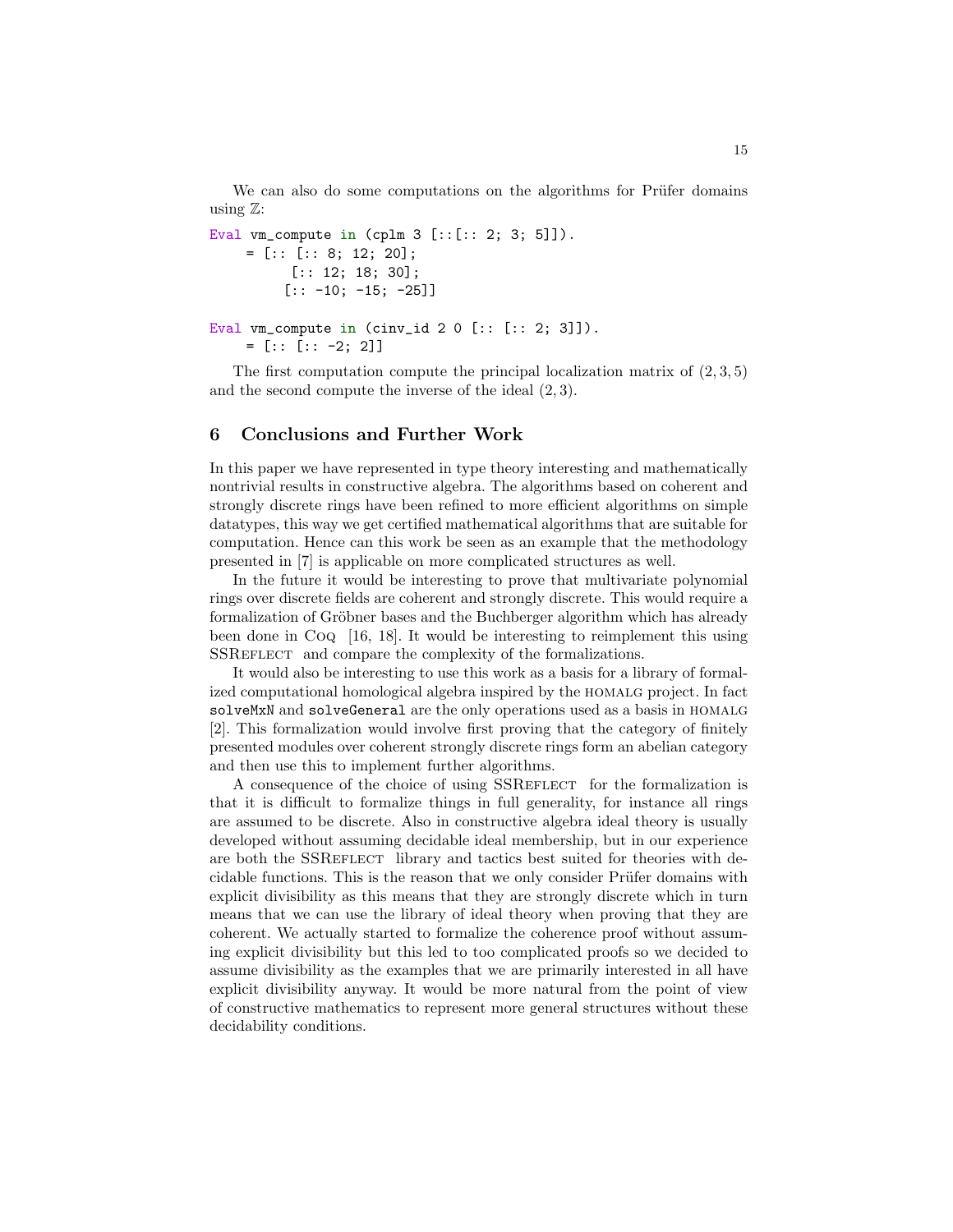We can also do some computations on the algorithms for Prüfer domains using $\mathbb{Z}$:

```
Eval vm_compute in (cplm 3 [::[:: 2; 3; 5]]).
    = [:: [:: 8; 12; 20];
          [:: 12; 18; 30];
         [:: -10; -15; -25]]

Eval vm_compute in (cinv_id 2 0 [:: [:: 2; 3]]).
    = [:: [:: -2; 2]]
```

The first computation compute the principal localization matrix of $(2, 3, 5)$ and the second compute the inverse of the ideal $(2, 3)$.

## 6 Conclusions and Further Work

In this paper we have represented in type theory interesting and mathematically nontrivial results in constructive algebra. The algorithms based on coherent and strongly discrete rings have been refined to more efficient algorithms on simple datatypes, this way we get certified mathematical algorithms that are suitable for computation. Hence can this work be seen as an example that the methodology presented in [7] is applicable on more complicated structures as well.

In the future it would be interesting to prove that multivariate polynomial rings over discrete fields are coherent and strongly discrete. This would require a formalization of Gröbner bases and the Buchberger algorithm which has already been done in Coq [16, 18]. It would be interesting to reimplement this using SSReflect and compare the complexity of the formalizations.

It would also be interesting to use this work as a basis for a library of formalized computational homological algebra inspired by the homalg project. In fact `solveMxN` and `solveGeneral` are the only operations used as a basis in homalg [2]. This formalization would involve first proving that the category of finitely presented modules over coherent strongly discrete rings form an abelian category and then use this to implement further algorithms.

A consequence of the choice of using SSReflect for the formalization is that it is difficult to formalize things in full generality, for instance all rings are assumed to be discrete. Also in constructive algebra ideal theory is usually developed without assuming decidable ideal membership, but in our experience are both the SSReflect library and tactics best suited for theories with decidable functions. This is the reason that we only consider Prüfer domains with explicit divisibility as this means that they are strongly discrete which in turn means that we can use the library of ideal theory when proving that they are coherent. We actually started to formalize the coherence proof without assuming explicit divisibility but this led to too complicated proofs so we decided to assume divisibility as the examples that we are primarily interested in all have explicit divisibility anyway. It would be more natural from the point of view of constructive mathematics to represent more general structures without these decidability conditions.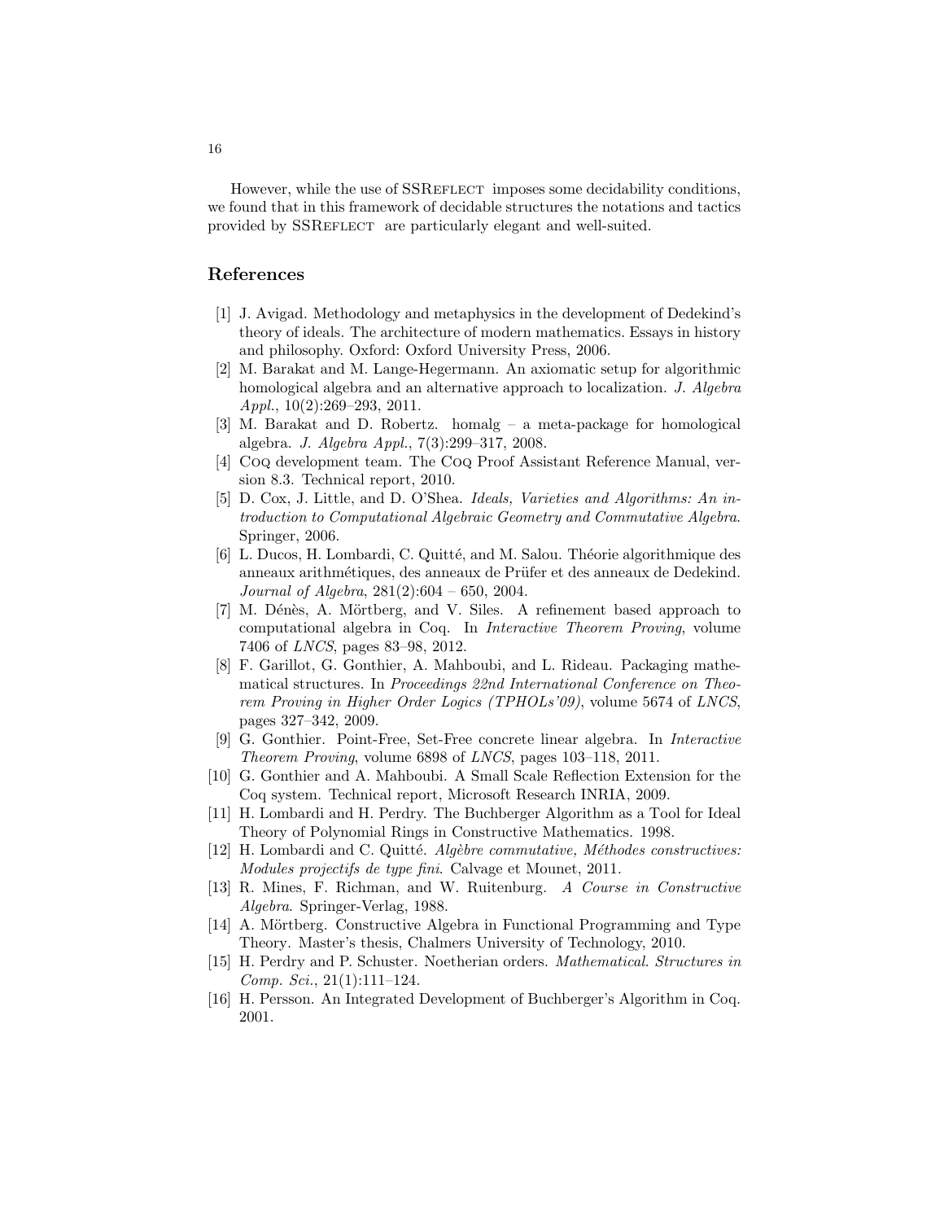However, while the use of SSReflect imposes some decidability conditions, we found that in this framework of decidable structures the notations and tactics provided by SSReflect are particularly elegant and well-suited.

## References

[1] J. Avigad. Methodology and metaphysics in the development of Dedekind's theory of ideals. The architecture of modern mathematics. Essays in history and philosophy. Oxford: Oxford University Press, 2006.

[2] M. Barakat and M. Lange-Hegermann. An axiomatic setup for algorithmic homological algebra and an alternative approach to localization. *J. Algebra Appl.*, 10(2):269–293, 2011.

[3] M. Barakat and D. Robertz. homalg – a meta-package for homological algebra. *J. Algebra Appl.*, 7(3):299–317, 2008.

[4] Coq development team. The Coq Proof Assistant Reference Manual, version 8.3. Technical report, 2010.

[5] D. Cox, J. Little, and D. O'Shea. *Ideals, Varieties and Algorithms: An introduction to Computational Algebraic Geometry and Commutative Algebra.* Springer, 2006.

[6] L. Ducos, H. Lombardi, C. Quitté, and M. Salou. Théorie algorithmique des anneaux arithmétiques, des anneaux de Prüfer et des anneaux de Dedekind. *Journal of Algebra*, 281(2):604 – 650, 2004.

[7] M. Dénès, A. Mörtberg, and V. Siles. A refinement based approach to computational algebra in Coq. In *Interactive Theorem Proving*, volume 7406 of *LNCS*, pages 83–98, 2012.

[8] F. Garillot, G. Gonthier, A. Mahboubi, and L. Rideau. Packaging mathematical structures. In *Proceedings 22nd International Conference on Theorem Proving in Higher Order Logics (TPHOLs'09)*, volume 5674 of *LNCS*, pages 327–342, 2009.

[9] G. Gonthier. Point-Free, Set-Free concrete linear algebra. In *Interactive Theorem Proving*, volume 6898 of *LNCS*, pages 103–118, 2011.

[10] G. Gonthier and A. Mahboubi. A Small Scale Reflection Extension for the Coq system. Technical report, Microsoft Research INRIA, 2009.

[11] H. Lombardi and H. Perdry. The Buchberger Algorithm as a Tool for Ideal Theory of Polynomial Rings in Constructive Mathematics. 1998.

[12] H. Lombardi and C. Quitté. *Algèbre commutative, Méthodes constructives: Modules projectifs de type fini*. Calvage et Mounet, 2011.

[13] R. Mines, F. Richman, and W. Ruitenburg. *A Course in Constructive Algebra*. Springer-Verlag, 1988.

[14] A. Mörtberg. Constructive Algebra in Functional Programming and Type Theory. Master's thesis, Chalmers University of Technology, 2010.

[15] H. Perdry and P. Schuster. Noetherian orders. *Mathematical. Structures in Comp. Sci.*, 21(1):111–124.

[16] H. Persson. An Integrated Development of Buchberger's Algorithm in Coq. 2001.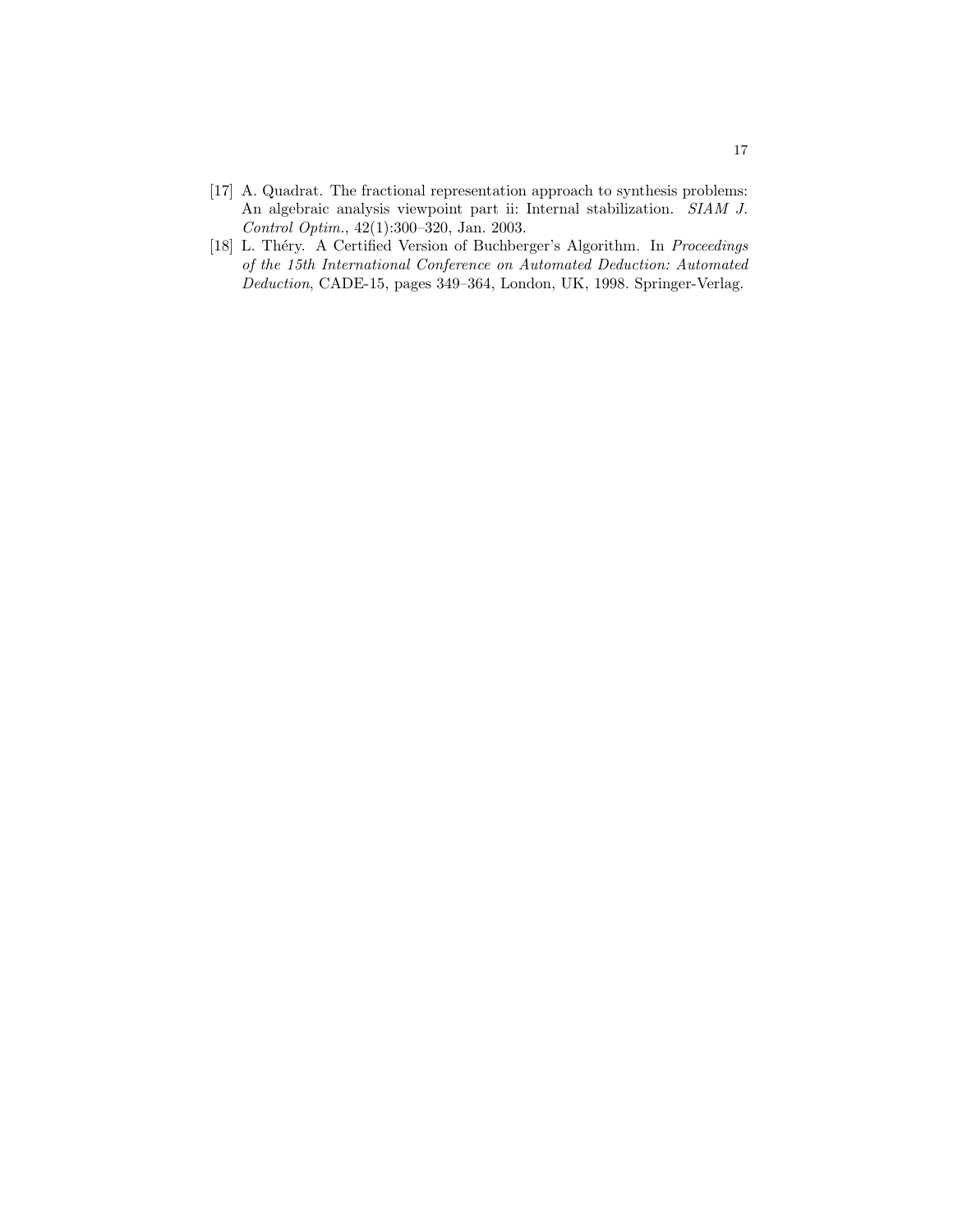[17] A. Quadrat. The fractional representation approach to synthesis problems: An algebraic analysis viewpoint part ii: Internal stabilization. *SIAM J. Control Optim.*, 42(1):300–320, Jan. 2003.

[18] L. Théry. A Certified Version of Buchberger's Algorithm. In *Proceedings of the 15th International Conference on Automated Deduction: Automated Deduction*, CADE-15, pages 349–364, London, UK, 1998. Springer-Verlag.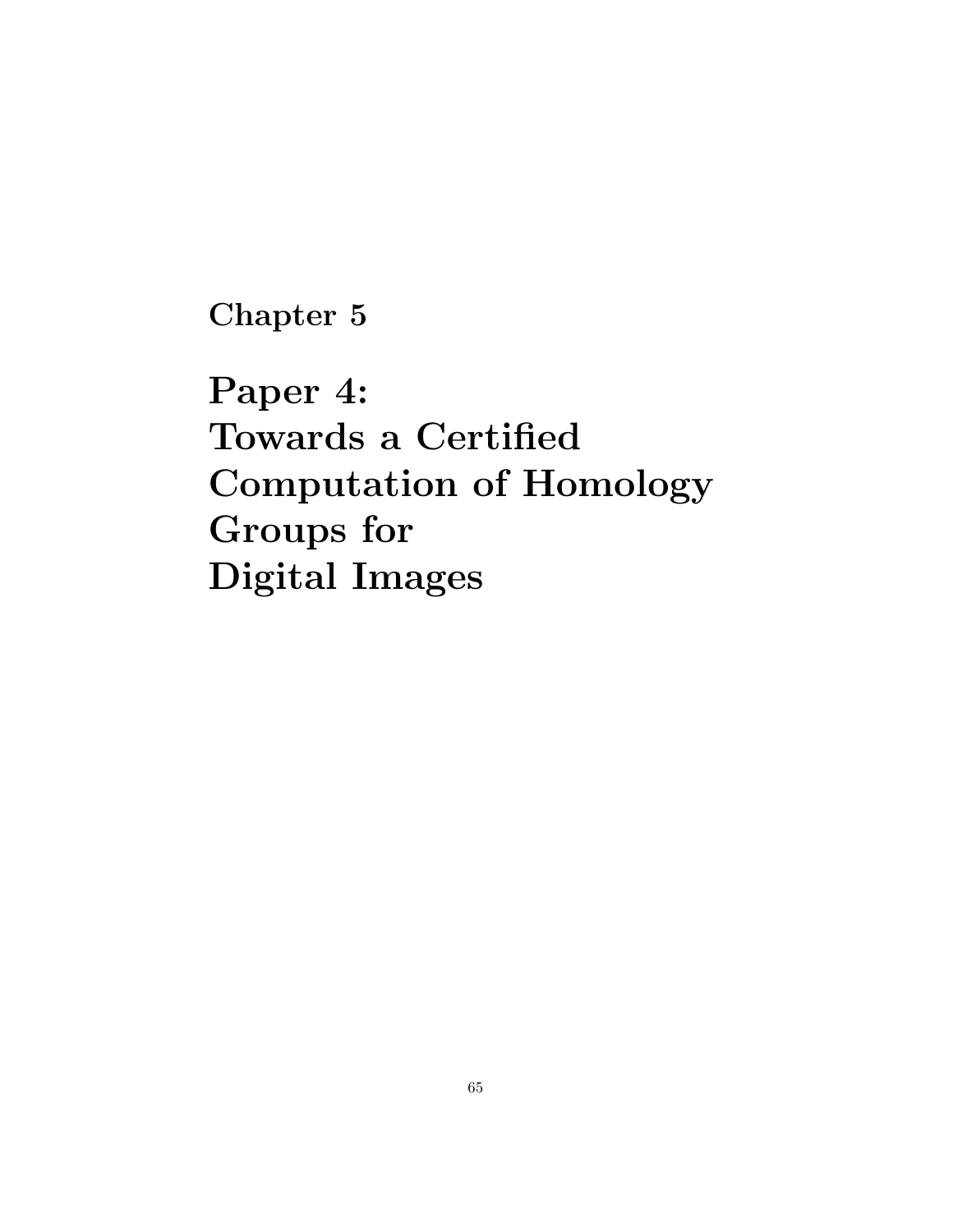# Chapter 5

# Paper 4: Towards a Certified Computation of Homology Groups for Digital Images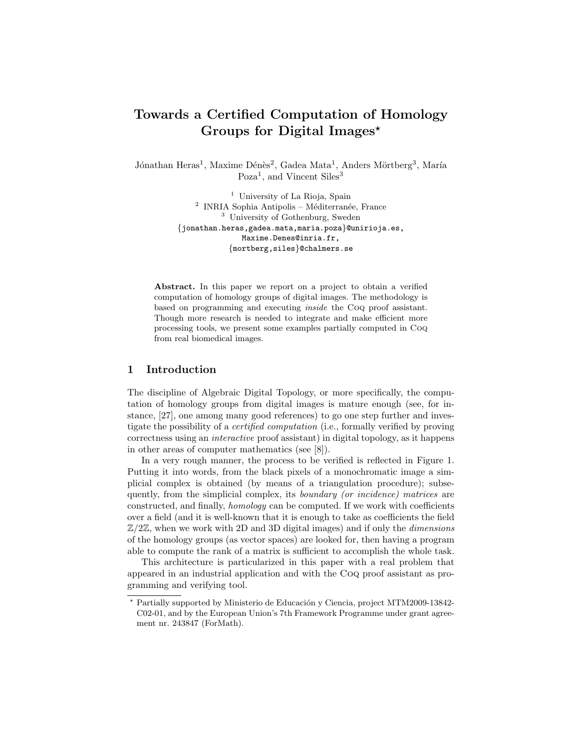# Towards a Certified Computation of Homology Groups for Digital Images*

Jónathan Heras[1], Maxime Dénès[2], Gadea Mata[1], Anders Mörtberg[3], María Poza[1], and Vincent Siles[3]

[1] University of La Rioja, Spain
[2] INRIA Sophia Antipolis – Méditerranée, France
[3] University of Gothenburg, Sweden

{jonathan.heras,gadea.mata,maria.poza}@unirioja.es,
Maxime.Denes@inria.fr,
{mortberg,siles}@chalmers.se

**Abstract.** In this paper we report on a project to obtain a verified computation of homology groups of digital images. The methodology is based on programming and executing *inside* the Coq proof assistant. Though more research is needed to integrate and make efficient more processing tools, we present some examples partially computed in Coq from real biomedical images.

## 1 Introduction

The discipline of Algebraic Digital Topology, or more specifically, the computation of homology groups from digital images is mature enough (see, for instance, [27], one among many good references) to go one step further and investigate the possibility of a *certified computation* (i.e., formally verified by proving correctness using an *interactive* proof assistant) in digital topology, as it happens in other areas of computer mathematics (see [8]).

In a very rough manner, the process to be verified is reflected in Figure 1. Putting it into words, from the black pixels of a monochromatic image a simplicial complex is obtained (by means of a triangulation procedure); subsequently, from the simplicial complex, its *boundary (or incidence) matrices* are constructed, and finally, *homology* can be computed. If we work with coefficients over a field (and it is well-known that it is enough to take as coefficients the field $\mathbb{Z}/2\mathbb{Z}$, when we work with 2D and 3D digital images) and if only the *dimensions* of the homology groups (as vector spaces) are looked for, then having a program able to compute the rank of a matrix is sufficient to accomplish the whole task.

This architecture is particularized in this paper with a real problem that appeared in an industrial application and with the Coq proof assistant as programming and verifying tool.

* Partially supported by Ministerio de Educación y Ciencia, project MTM2009-13842-C02-01, and by the European Union's 7th Framework Programme under grant agreement nr. 243847 (ForMath).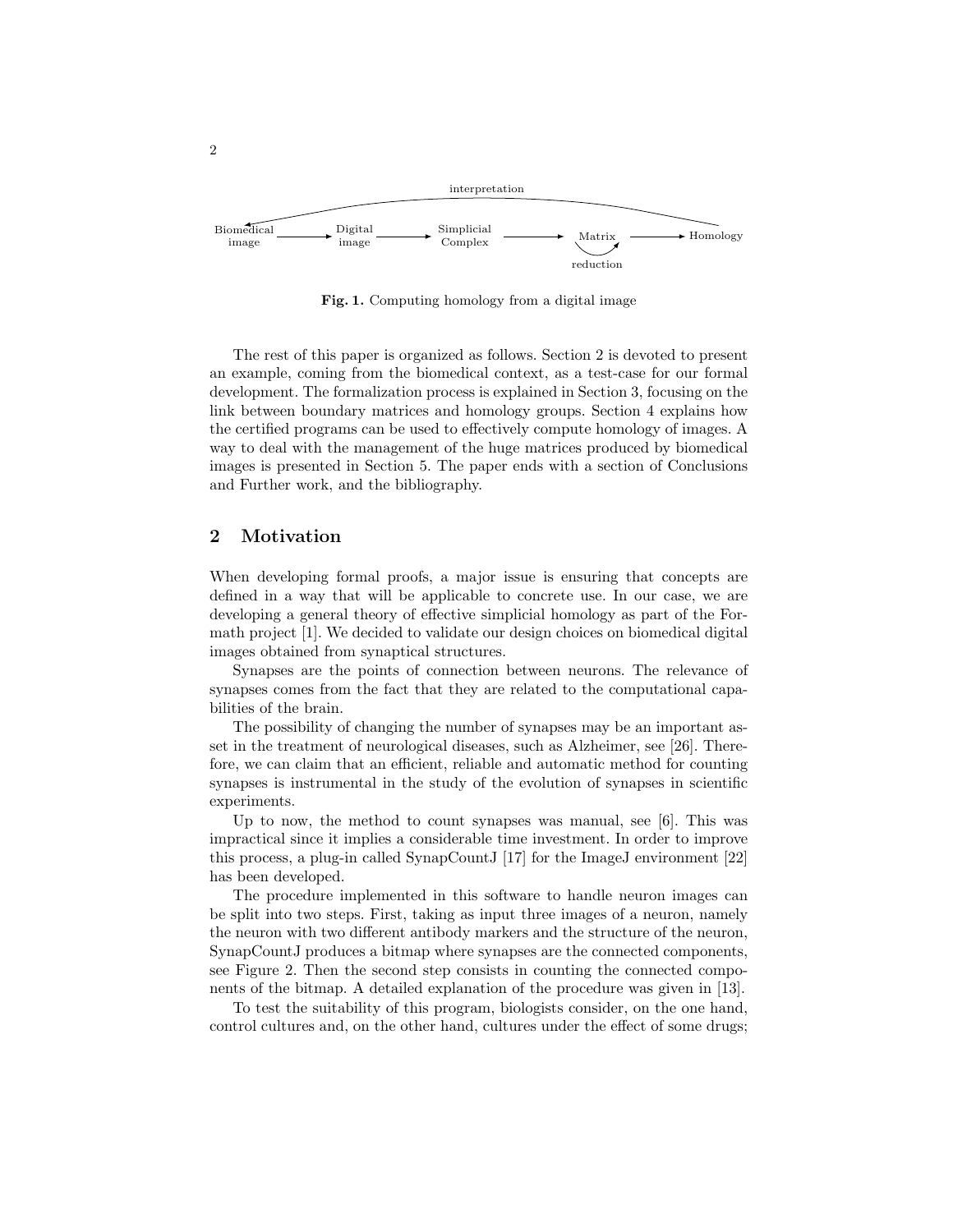interpretation

Biomedical image

Digital image

Simplicial Complex

Matrix

reduction

Homology

**Fig. 1.** Computing homology from a digital image

The rest of this paper is organized as follows. Section 2 is devoted to present an example, coming from the biomedical context, as a test-case for our formal development. The formalization process is explained in Section 3, focusing on the link between boundary matrices and homology groups. Section 4 explains how the certified programs can be used to effectively compute homology of images. A way to deal with the management of the huge matrices produced by biomedical images is presented in Section 5. The paper ends with a section of Conclusions and Further work, and the bibliography.

## 2 Motivation

When developing formal proofs, a major issue is ensuring that concepts are defined in a way that will be applicable to concrete use. In our case, we are developing a general theory of effective simplicial homology as part of the Formath project [1]. We decided to validate our design choices on biomedical digital images obtained from synaptical structures.

Synapses are the points of connection between neurons. The relevance of synapses comes from the fact that they are related to the computational capabilities of the brain.

The possibility of changing the number of synapses may be an important asset in the treatment of neurological diseases, such as Alzheimer, see [26]. Therefore, we can claim that an efficient, reliable and automatic method for counting synapses is instrumental in the study of the evolution of synapses in scientific experiments.

Up to now, the method to count synapses was manual, see [6]. This was impractical since it implies a considerable time investment. In order to improve this process, a plug-in called SynapCountJ [17] for the ImageJ environment [22] has been developed.

The procedure implemented in this software to handle neuron images can be split into two steps. First, taking as input three images of a neuron, namely the neuron with two different antibody markers and the structure of the neuron, SynapCountJ produces a bitmap where synapses are the connected components, see Figure 2. Then the second step consists in counting the connected components of the bitmap. A detailed explanation of the procedure was given in [13].

To test the suitability of this program, biologists consider, on the one hand, control cultures and, on the other hand, cultures under the effect of some drugs;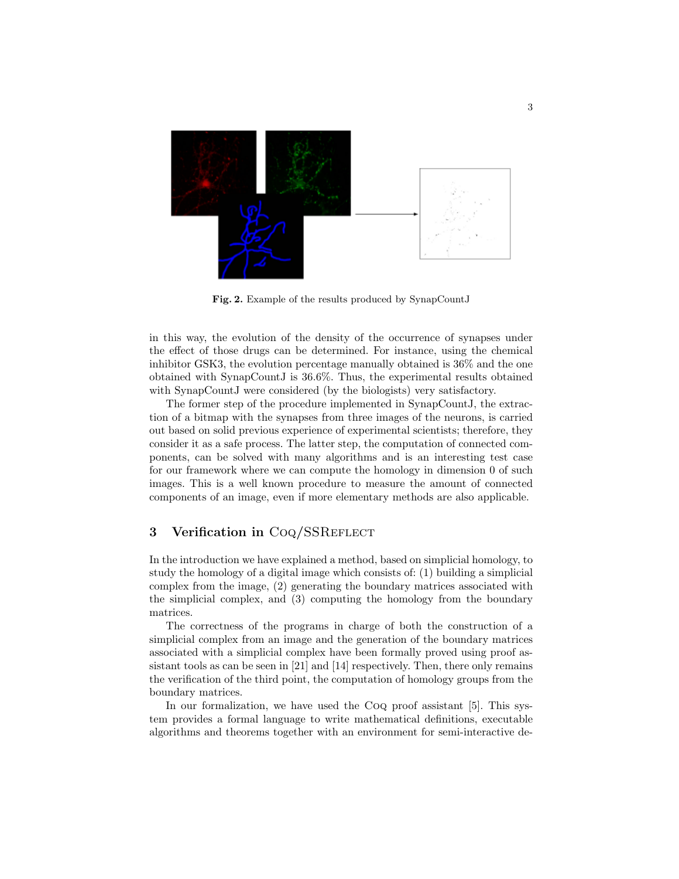**Fig. 2.** Example of the results produced by SynapCountJ

in this way, the evolution of the density of the occurrence of synapses under the effect of those drugs can be determined. For instance, using the chemical inhibitor GSK3, the evolution percentage manually obtained is 36% and the one obtained with SynapCountJ is 36.6%. Thus, the experimental results obtained with SynapCountJ were considered (by the biologists) very satisfactory.

The former step of the procedure implemented in SynapCountJ, the extraction of a bitmap with the synapses from three images of the neurons, is carried out based on solid previous experience of experimental scientists; therefore, they consider it as a safe process. The latter step, the computation of connected components, can be solved with many algorithms and is an interesting test case for our framework where we can compute the homology in dimension 0 of such images. This is a well known procedure to measure the amount of connected components of an image, even if more elementary methods are also applicable.

## 3 Verification in Coq/SSReflect

In the introduction we have explained a method, based on simplicial homology, to study the homology of a digital image which consists of: (1) building a simplicial complex from the image, (2) generating the boundary matrices associated with the simplicial complex, and (3) computing the homology from the boundary matrices.

The correctness of the programs in charge of both the construction of a simplicial complex from an image and the generation of the boundary matrices associated with a simplicial complex have been formally proved using proof assistant tools as can be seen in [21] and [14] respectively. Then, there only remains the verification of the third point, the computation of homology groups from the boundary matrices.

In our formalization, we have used the Coq proof assistant [5]. This system provides a formal language to write mathematical definitions, executable algorithms and theorems together with an environment for semi-interactive de-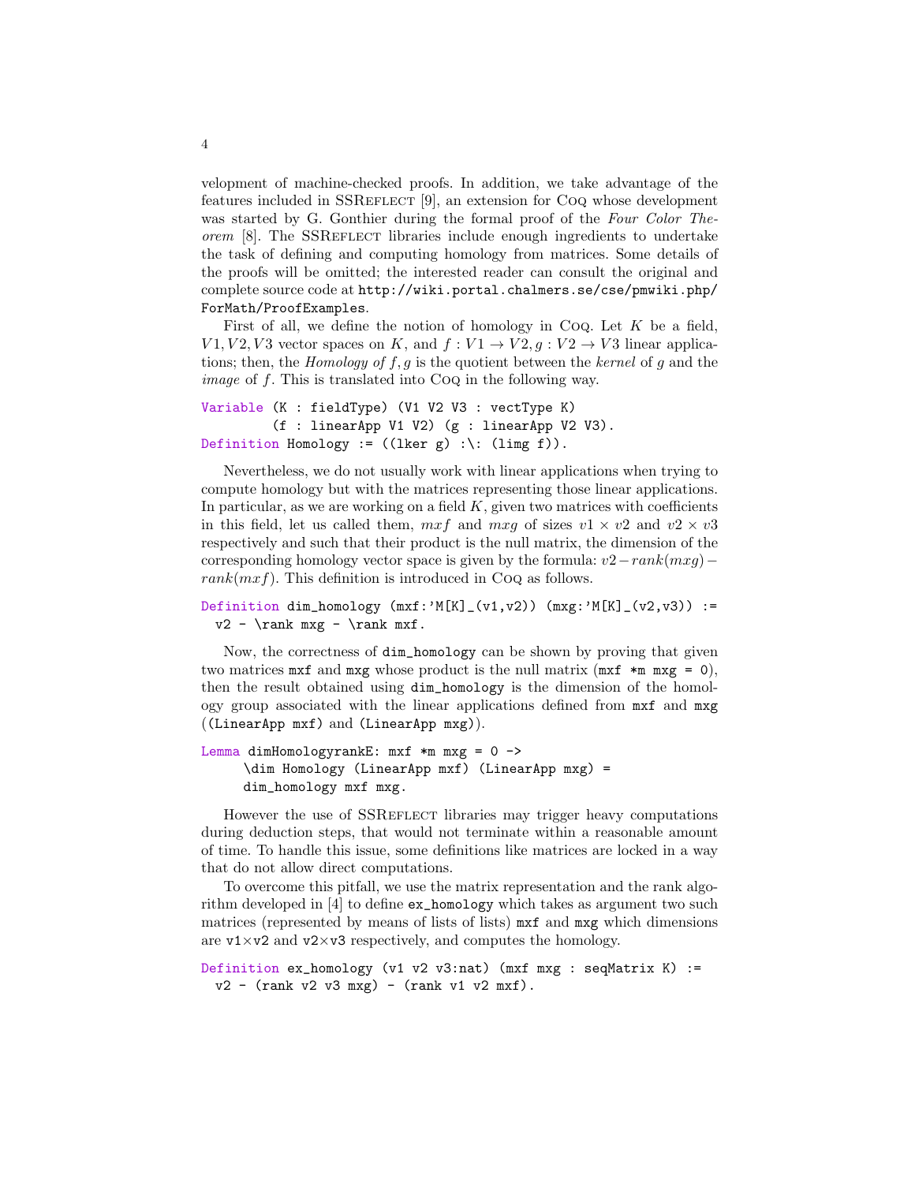velopment of machine-checked proofs. In addition, we take advantage of the features included in SSReflect [9], an extension for Coq whose development was started by G. Gonthier during the formal proof of the *Four Color Theorem* [8]. The SSReflect libraries include enough ingredients to undertake the task of defining and computing homology from matrices. Some details of the proofs will be omitted; the interested reader can consult the original and complete source code at `http://wiki.portal.chalmers.se/cse/pmwiki.php/ForMath/ProofExamples`.

First of all, we define the notion of homology in Coq. Let $K$ be a field, $V1, V2, V3$ vector spaces on $K$, and $f : V1 \to V2, g : V2 \to V3$ linear applications; then, the *Homology of* $f, g$ is the quotient between the *kernel* of $g$ and the *image* of $f$. This is translated into Coq in the following way.

```
Variable (K : fieldType) (V1 V2 V3 : vectType K)
         (f : linearApp V1 V2) (g : linearApp V2 V3).
Definition Homology := ((lker g) :\: (limg f)).
```

Nevertheless, we do not usually work with linear applications when trying to compute homology but with the matrices representing those linear applications. In particular, as we are working on a field $K$, given two matrices with coefficients in this field, let us called them, $mxf$ and $mxg$ of sizes $v1 \times v2$ and $v2 \times v3$ respectively and such that their product is the null matrix, the dimension of the corresponding homology vector space is given by the formula: $v2 - rank(mxg) - rank(mxf)$. This definition is introduced in Coq as follows.

```
Definition dim_homology (mxf:'M[K]_(v1,v2)) (mxg:'M[K]_(v2,v3)) :=
  v2 - \rank mxg - \rank mxf.
```

Now, the correctness of `dim_homology` can be shown by proving that given two matrices `mxf` and `mxg` whose product is the null matrix (`mxf *m mxg = 0`), then the result obtained using `dim_homology` is the dimension of the homology group associated with the linear applications defined from `mxf` and `mxg` (`(LinearApp mxf)` and `(LinearApp mxg)`).

```
Lemma dimHomologyrankE: mxf *m mxg = 0 ->
     \dim Homology (LinearApp mxf) (LinearApp mxg) =
     dim_homology mxf mxg.
```

However the use of SSReflect libraries may trigger heavy computations during deduction steps, that would not terminate within a reasonable amount of time. To handle this issue, some definitions like matrices are locked in a way that do not allow direct computations.

To overcome this pitfall, we use the matrix representation and the rank algorithm developed in [4] to define `ex_homology` which takes as argument two such matrices (represented by means of lists of lists) `mxf` and `mxg` which dimensions are `v1`×`v2` and `v2`×`v3` respectively, and computes the homology.

```
Definition ex_homology (v1 v2 v3:nat) (mxf mxg : seqMatrix K) :=
  v2 - (rank v2 v3 mxg) - (rank v1 v2 mxf).
```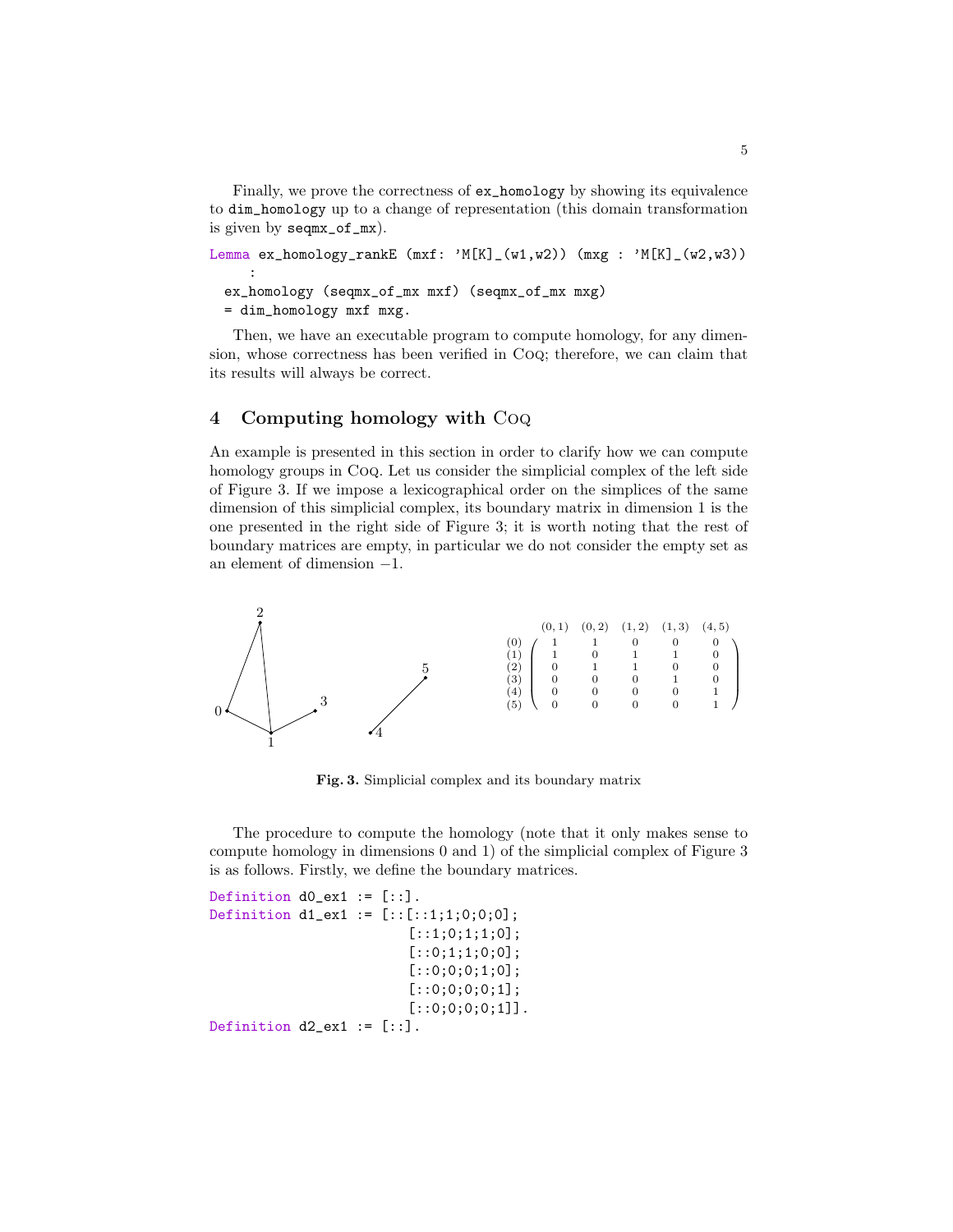Finally, we prove the correctness of `ex_homology` by showing its equivalence to `dim_homology` up to a change of representation (this domain transformation is given by `seqmx_of_mx`).

```
Lemma ex_homology_rankE (mxf: 'M[K]_(w1,w2)) (mxg : 'M[K]_(w2,w3))
    :
  ex_homology (seqmx_of_mx mxf) (seqmx_of_mx mxg)
  = dim_homology mxf mxg.
```

Then, we have an executable program to compute homology, for any dimension, whose correctness has been verified in Coq; therefore, we can claim that its results will always be correct.

## 4 Computing homology with Coq

An example is presented in this section in order to clarify how we can compute homology groups in Coq. Let us consider the simplicial complex of the left side of Figure 3. If we impose a lexicographical order on the simplices of the same dimension of this simplicial complex, its boundary matrix in dimension 1 is the one presented in the right side of Figure 3; it is worth noting that the rest of boundary matrices are empty, in particular we do not consider the empty set as an element of dimension $-1$.

2
0
1
3
5
4

| | (0,1) | (0,2) | (1,2) | (1,3) | (4,5) |
|---|---|---|---|---|---|
| (0) | 1 | 1 | 0 | 0 | 0 |
| (1) | 1 | 0 | 1 | 1 | 0 |
| (2) | 0 | 1 | 1 | 0 | 0 |
| (3) | 0 | 0 | 0 | 1 | 0 |
| (4) | 0 | 0 | 0 | 0 | 1 |
| (5) | 0 | 0 | 0 | 0 | 1 |

**Fig. 3.** Simplicial complex and its boundary matrix

The procedure to compute the homology (note that it only makes sense to compute homology in dimensions 0 and 1) of the simplicial complex of Figure 3 is as follows. Firstly, we define the boundary matrices.

```
Definition d0_ex1 := [::].
Definition d1_ex1 := [::[::1;1;0;0;0];
                        [::1;0;1;1;0];
                        [::0;1;1;0;0];
                        [::0;0;0;1;0];
                        [::0;0;0;0;1];
                        [::0;0;0;0;1]].
Definition d2_ex1 := [::].
```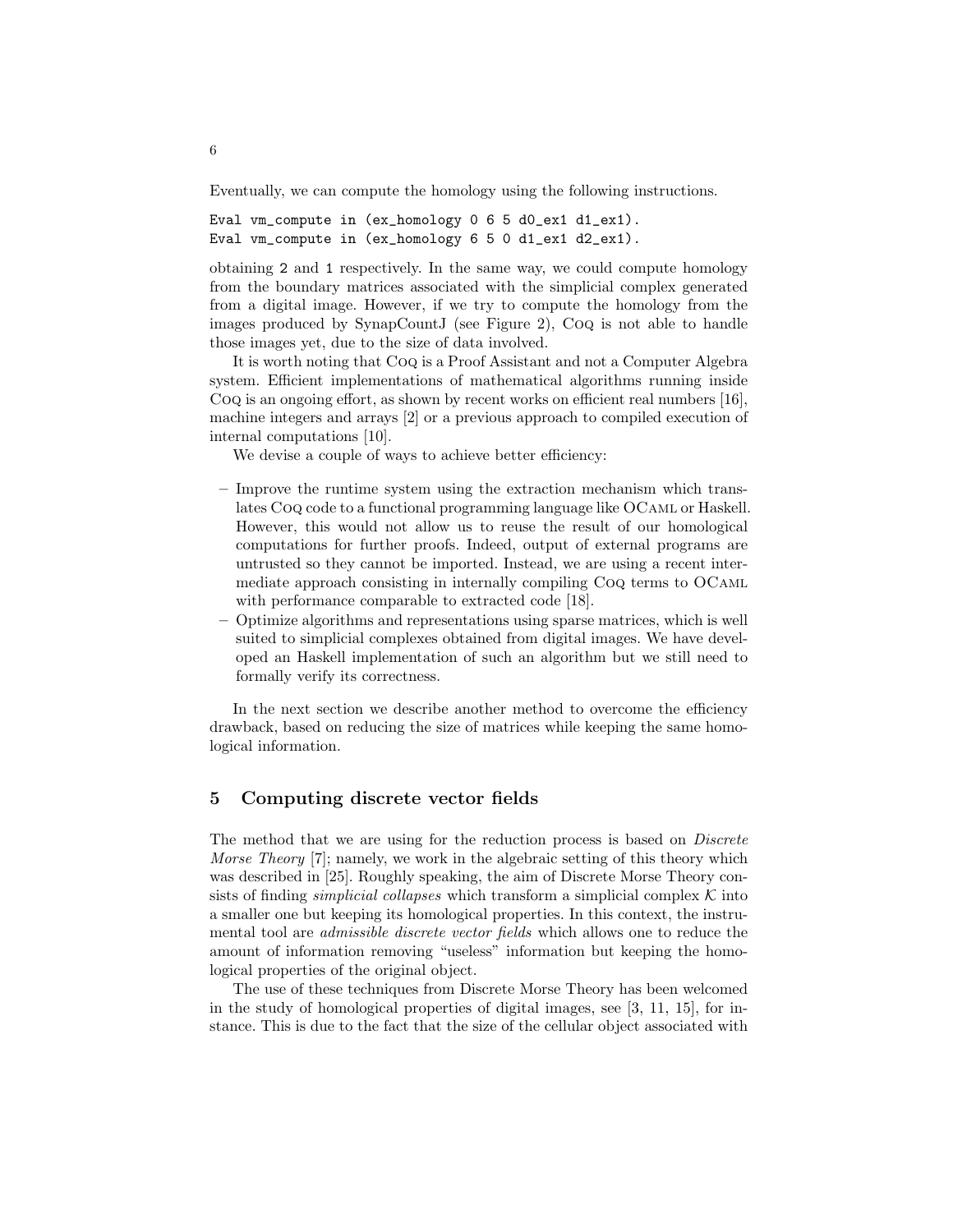Eventually, we can compute the homology using the following instructions.

```
Eval vm_compute in (ex_homology 0 6 5 d0_ex1 d1_ex1).
Eval vm_compute in (ex_homology 6 5 0 d1_ex1 d2_ex1).
```

obtaining 2 and 1 respectively. In the same way, we could compute homology from the boundary matrices associated with the simplicial complex generated from a digital image. However, if we try to compute the homology from the images produced by SynapCountJ (see Figure 2), Coq is not able to handle those images yet, due to the size of data involved.

It is worth noting that Coq is a Proof Assistant and not a Computer Algebra system. Efficient implementations of mathematical algorithms running inside Coq is an ongoing effort, as shown by recent works on efficient real numbers [16], machine integers and arrays [2] or a previous approach to compiled execution of internal computations [10].

We devise a couple of ways to achieve better efficiency:

- Improve the runtime system using the extraction mechanism which translates Coq code to a functional programming language like OCaml or Haskell. However, this would not allow us to reuse the result of our homological computations for further proofs. Indeed, output of external programs are untrusted so they cannot be imported. Instead, we are using a recent intermediate approach consisting in internally compiling Coq terms to OCaml with performance comparable to extracted code [18].
- Optimize algorithms and representations using sparse matrices, which is well suited to simplicial complexes obtained from digital images. We have developed an Haskell implementation of such an algorithm but we still need to formally verify its correctness.

In the next section we describe another method to overcome the efficiency drawback, based on reducing the size of matrices while keeping the same homological information.

## 5 Computing discrete vector fields

The method that we are using for the reduction process is based on *Discrete Morse Theory* [7]; namely, we work in the algebraic setting of this theory which was described in [25]. Roughly speaking, the aim of Discrete Morse Theory consists of finding *simplicial collapses* which transform a simplicial complex $\mathcal{K}$ into a smaller one but keeping its homological properties. In this context, the instrumental tool are *admissible discrete vector fields* which allows one to reduce the amount of information removing "useless" information but keeping the homological properties of the original object.

The use of these techniques from Discrete Morse Theory has been welcomed in the study of homological properties of digital images, see [3, 11, 15], for instance. This is due to the fact that the size of the cellular object associated with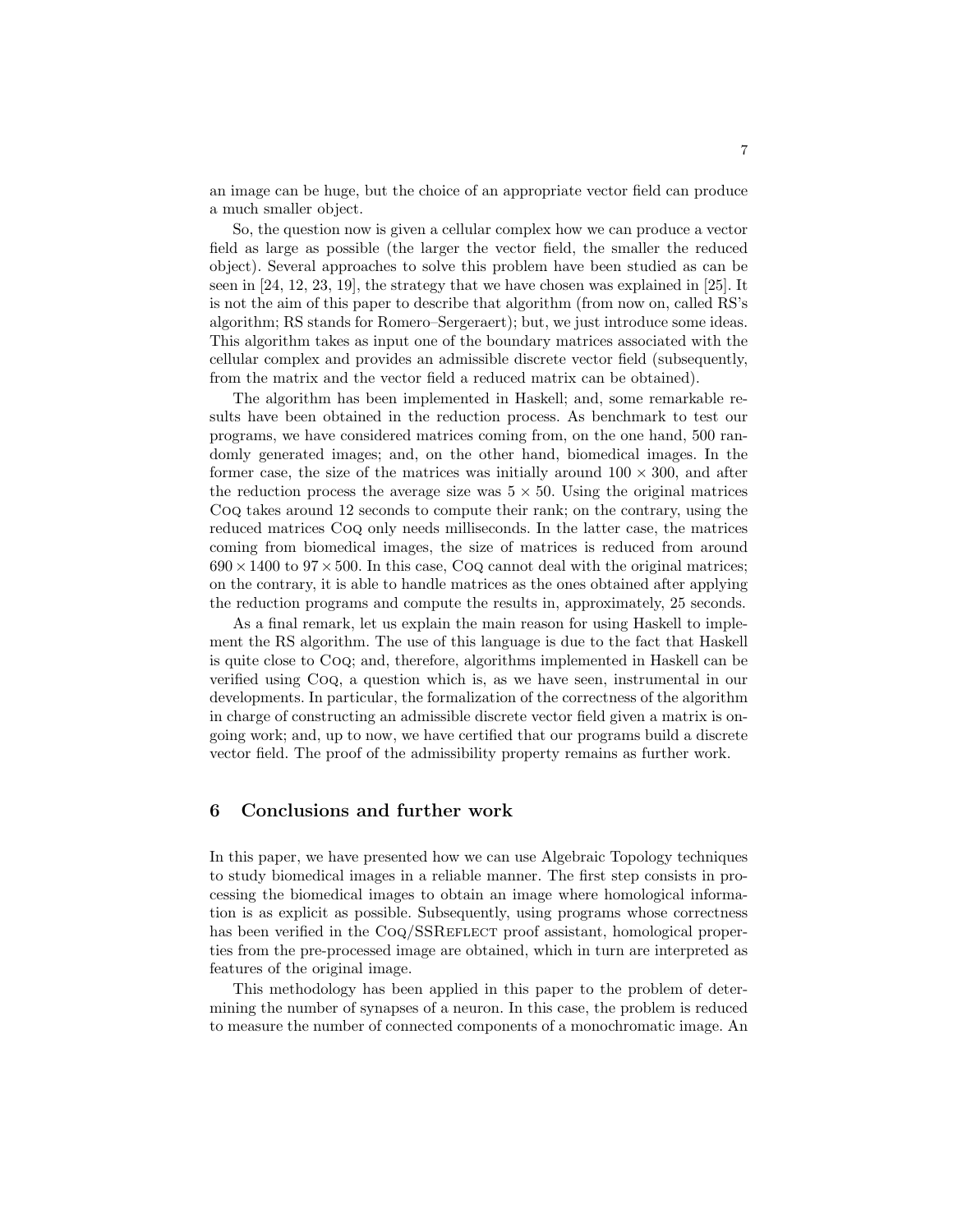an image can be huge, but the choice of an appropriate vector field can produce a much smaller object.

So, the question now is given a cellular complex how we can produce a vector field as large as possible (the larger the vector field, the smaller the reduced object). Several approaches to solve this problem have been studied as can be seen in [24, 12, 23, 19], the strategy that we have chosen was explained in [25]. It is not the aim of this paper to describe that algorithm (from now on, called RS's algorithm; RS stands for Romero–Sergeraert); but, we just introduce some ideas. This algorithm takes as input one of the boundary matrices associated with the cellular complex and provides an admissible discrete vector field (subsequently, from the matrix and the vector field a reduced matrix can be obtained).

The algorithm has been implemented in Haskell; and, some remarkable results have been obtained in the reduction process. As benchmark to test our programs, we have considered matrices coming from, on the one hand, 500 randomly generated images; and, on the other hand, biomedical images. In the former case, the size of the matrices was initially around $100 \times 300$, and after the reduction process the average size was $5 \times 50$. Using the original matrices Coq takes around 12 seconds to compute their rank; on the contrary, using the reduced matrices Coq only needs milliseconds. In the latter case, the matrices coming from biomedical images, the size of matrices is reduced from around $690 \times 1400$ to $97 \times 500$. In this case, Coq cannot deal with the original matrices; on the contrary, it is able to handle matrices as the ones obtained after applying the reduction programs and compute the results in, approximately, 25 seconds.

As a final remark, let us explain the main reason for using Haskell to implement the RS algorithm. The use of this language is due to the fact that Haskell is quite close to Coq; and, therefore, algorithms implemented in Haskell can be verified using Coq, a question which is, as we have seen, instrumental in our developments. In particular, the formalization of the correctness of the algorithm in charge of constructing an admissible discrete vector field given a matrix is ongoing work; and, up to now, we have certified that our programs build a discrete vector field. The proof of the admissibility property remains as further work.

## 6 Conclusions and further work

In this paper, we have presented how we can use Algebraic Topology techniques to study biomedical images in a reliable manner. The first step consists in processing the biomedical images to obtain an image where homological information is as explicit as possible. Subsequently, using programs whose correctness has been verified in the Coq/SSReflect proof assistant, homological properties from the pre-processed image are obtained, which in turn are interpreted as features of the original image.

This methodology has been applied in this paper to the problem of determining the number of synapses of a neuron. In this case, the problem is reduced to measure the number of connected components of a monochromatic image. An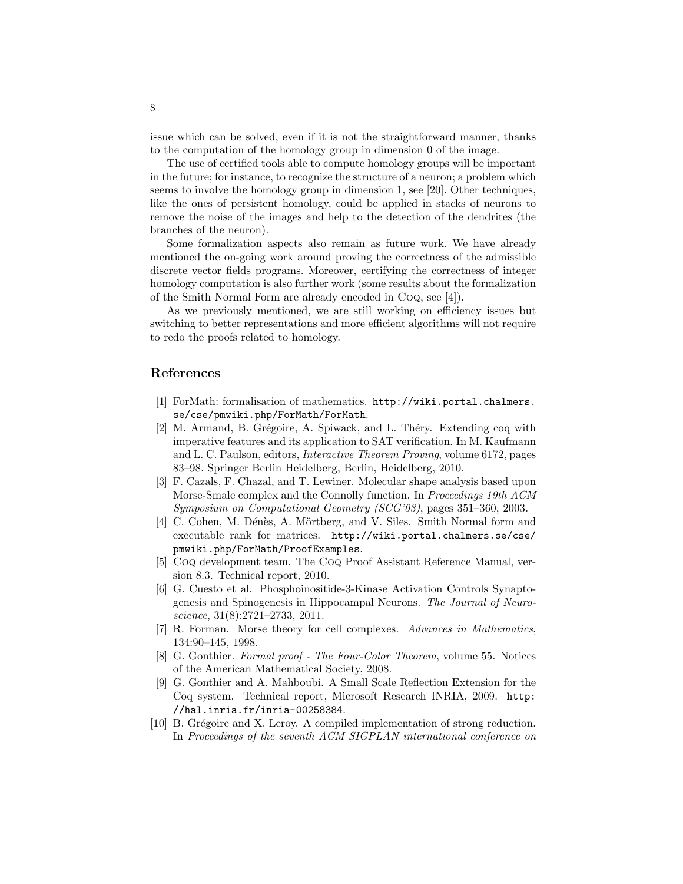issue which can be solved, even if it is not the straightforward manner, thanks to the computation of the homology group in dimension 0 of the image.

The use of certified tools able to compute homology groups will be important in the future; for instance, to recognize the structure of a neuron; a problem which seems to involve the homology group in dimension 1, see [20]. Other techniques, like the ones of persistent homology, could be applied in stacks of neurons to remove the noise of the images and help to the detection of the dendrites (the branches of the neuron).

Some formalization aspects also remain as future work. We have already mentioned the on-going work around proving the correctness of the admissible discrete vector fields programs. Moreover, certifying the correctness of integer homology computation is also further work (some results about the formalization of the Smith Normal Form are already encoded in Coq, see [4]).

As we previously mentioned, we are still working on efficiency issues but switching to better representations and more efficient algorithms will not require to redo the proofs related to homology.

## References

[1] ForMath: formalisation of mathematics. http://wiki.portal.chalmers.se/cse/pmwiki.php/ForMath/ForMath.

[2] M. Armand, B. Grégoire, A. Spiwack, and L. Théry. Extending coq with imperative features and its application to SAT verification. In M. Kaufmann and L. C. Paulson, editors, *Interactive Theorem Proving*, volume 6172, pages 83–98. Springer Berlin Heidelberg, Berlin, Heidelberg, 2010.

[3] F. Cazals, F. Chazal, and T. Lewiner. Molecular shape analysis based upon Morse-Smale complex and the Connolly function. In *Proceedings 19th ACM Symposium on Computational Geometry (SCG'03)*, pages 351–360, 2003.

[4] C. Cohen, M. Dénès, A. Mörtberg, and V. Siles. Smith Normal form and executable rank for matrices. http://wiki.portal.chalmers.se/cse/pmwiki.php/ForMath/ProofExamples.

[5] Coq development team. The Coq Proof Assistant Reference Manual, version 8.3. Technical report, 2010.

[6] G. Cuesto et al. Phosphoinositide-3-Kinase Activation Controls Synaptogenesis and Spinogenesis in Hippocampal Neurons. *The Journal of Neuroscience*, 31(8):2721–2733, 2011.

[7] R. Forman. Morse theory for cell complexes. *Advances in Mathematics*, 134:90–145, 1998.

[8] G. Gonthier. *Formal proof - The Four-Color Theorem*, volume 55. Notices of the American Mathematical Society, 2008.

[9] G. Gonthier and A. Mahboubi. A Small Scale Reflection Extension for the Coq system. Technical report, Microsoft Research INRIA, 2009. http://hal.inria.fr/inria-00258384.

[10] B. Grégoire and X. Leroy. A compiled implementation of strong reduction. In *Proceedings of the seventh ACM SIGPLAN international conference on*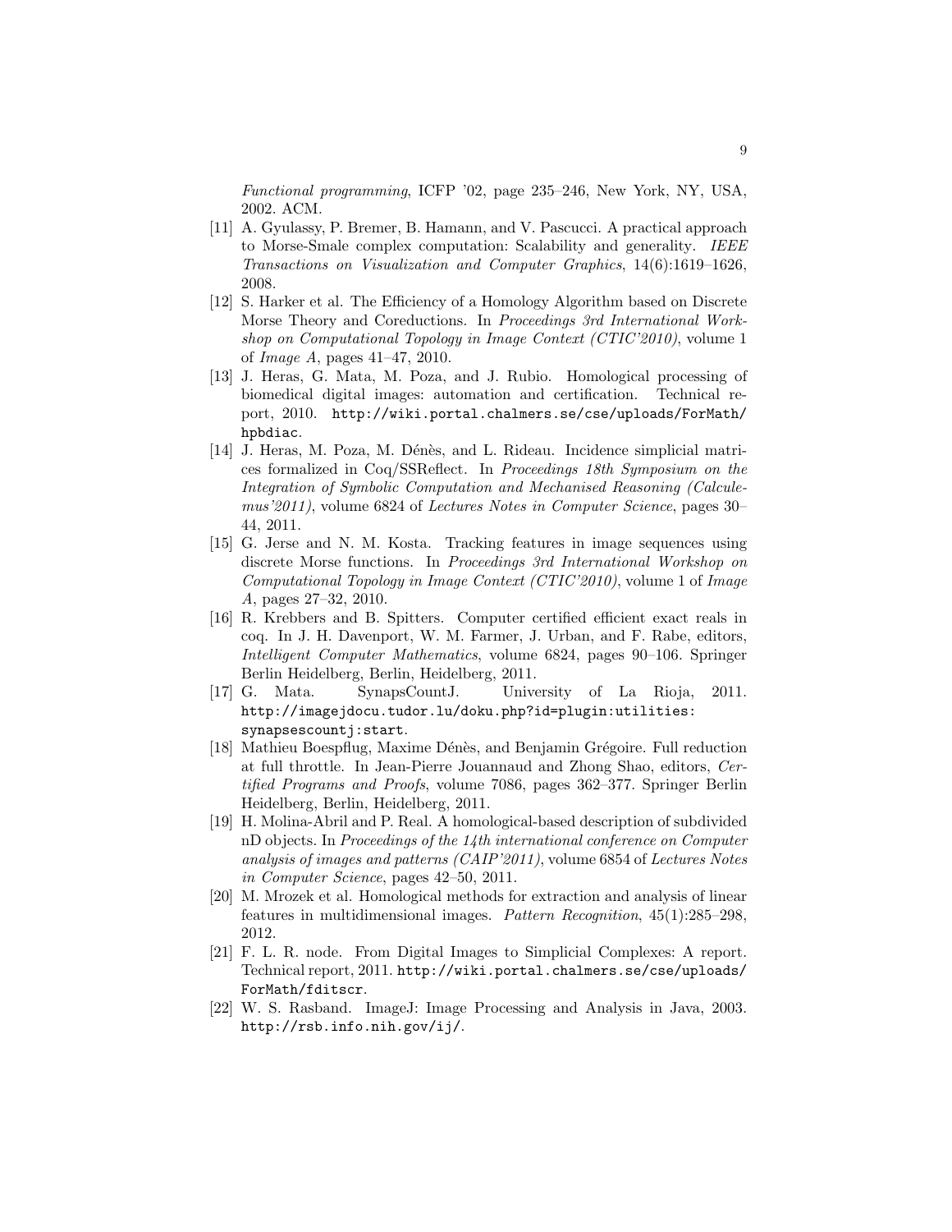*Functional programming*, ICFP '02, page 235–246, New York, NY, USA, 2002. ACM.

[11] A. Gyulassy, P. Bremer, B. Hamann, and V. Pascucci. A practical approach to Morse-Smale complex computation: Scalability and generality. *IEEE Transactions on Visualization and Computer Graphics*, 14(6):1619–1626, 2008.

[12] S. Harker et al. The Efficiency of a Homology Algorithm based on Discrete Morse Theory and Coreductions. In *Proceedings 3rd International Workshop on Computational Topology in Image Context (CTIC'2010)*, volume 1 of *Image A*, pages 41–47, 2010.

[13] J. Heras, G. Mata, M. Poza, and J. Rubio. Homological processing of biomedical digital images: automation and certification. Technical report, 2010. http://wiki.portal.chalmers.se/cse/uploads/ForMath/hpbdiac.

[14] J. Heras, M. Poza, M. Dénès, and L. Rideau. Incidence simplicial matrices formalized in Coq/SSReflect. In *Proceedings 18th Symposium on the Integration of Symbolic Computation and Mechanised Reasoning (Calculemus'2011)*, volume 6824 of *Lectures Notes in Computer Science*, pages 30–44, 2011.

[15] G. Jerse and N. M. Kosta. Tracking features in image sequences using discrete Morse functions. In *Proceedings 3rd International Workshop on Computational Topology in Image Context (CTIC'2010)*, volume 1 of *Image A*, pages 27–32, 2010.

[16] R. Krebbers and B. Spitters. Computer certified efficient exact reals in coq. In J. H. Davenport, W. M. Farmer, J. Urban, and F. Rabe, editors, *Intelligent Computer Mathematics*, volume 6824, pages 90–106. Springer Berlin Heidelberg, Berlin, Heidelberg, 2011.

[17] G. Mata. SynapsCountJ. University of La Rioja, 2011. http://imagejdocu.tudor.lu/doku.php?id=plugin:utilities:synapsescountj:start.

[18] Mathieu Boespflug, Maxime Dénès, and Benjamin Grégoire. Full reduction at full throttle. In Jean-Pierre Jouannaud and Zhong Shao, editors, *Certified Programs and Proofs*, volume 7086, pages 362–377. Springer Berlin Heidelberg, Berlin, Heidelberg, 2011.

[19] H. Molina-Abril and P. Real. A homological-based description of subdivided nD objects. In *Proceedings of the 14th international conference on Computer analysis of images and patterns (CAIP'2011)*, volume 6854 of *Lectures Notes in Computer Science*, pages 42–50, 2011.

[20] M. Mrozek et al. Homological methods for extraction and analysis of linear features in multidimensional images. *Pattern Recognition*, 45(1):285–298, 2012.

[21] F. L. R. node. From Digital Images to Simplicial Complexes: A report. Technical report, 2011. http://wiki.portal.chalmers.se/cse/uploads/ForMath/fditscr.

[22] W. S. Rasband. ImageJ: Image Processing and Analysis in Java, 2003. http://rsb.info.nih.gov/ij/.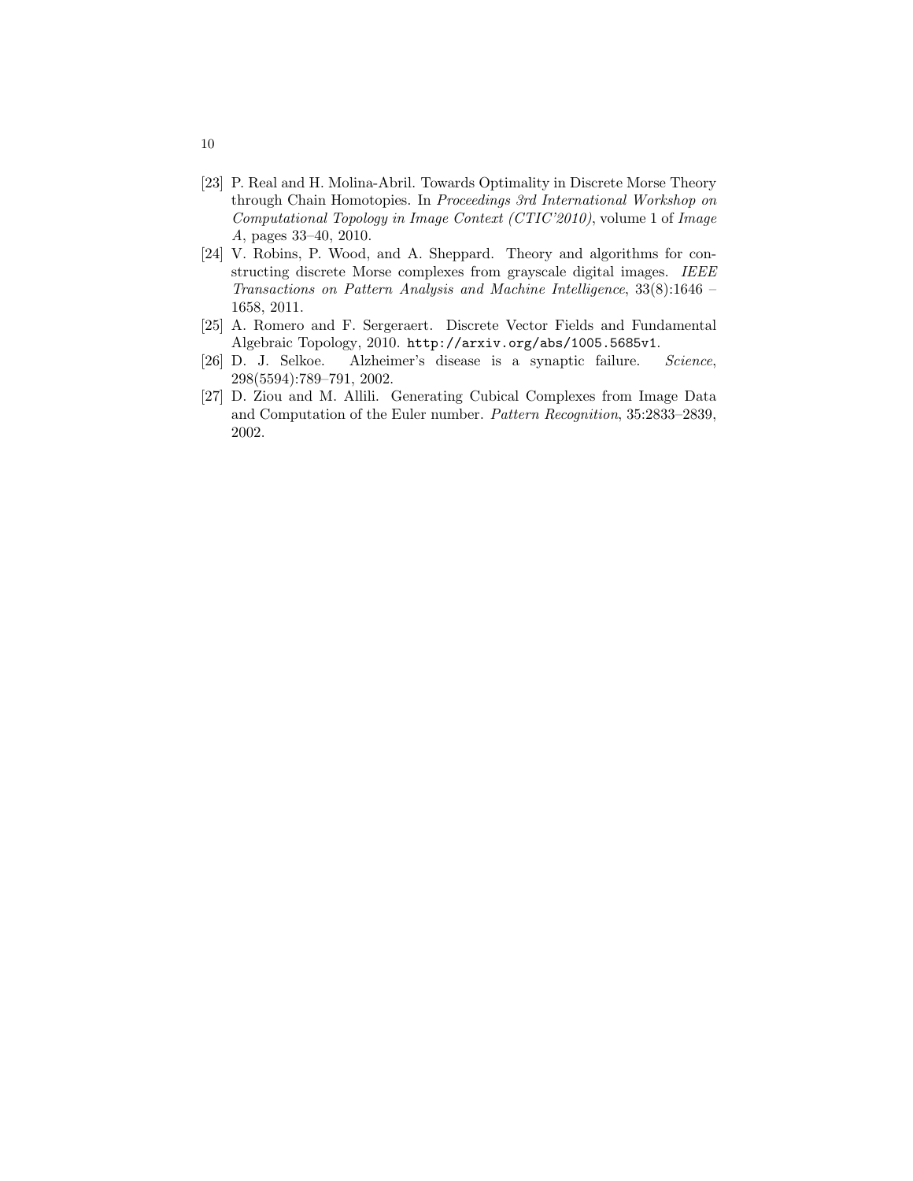[23] P. Real and H. Molina-Abril. Towards Optimality in Discrete Morse Theory through Chain Homotopies. In *Proceedings 3rd International Workshop on Computational Topology in Image Context (CTIC'2010)*, volume 1 of *Image A*, pages 33–40, 2010.

[24] V. Robins, P. Wood, and A. Sheppard. Theory and algorithms for constructing discrete Morse complexes from grayscale digital images. *IEEE Transactions on Pattern Analysis and Machine Intelligence*, 33(8):1646 – 1658, 2011.

[25] A. Romero and F. Sergeraert. Discrete Vector Fields and Fundamental Algebraic Topology, 2010. `http://arxiv.org/abs/1005.5685v1`.

[26] D. J. Selkoe. Alzheimer's disease is a synaptic failure. *Science*, 298(5594):789–791, 2002.

[27] D. Ziou and M. Allili. Generating Cubical Complexes from Image Data and Computation of the Euler number. *Pattern Recognition*, 35:2833–2839, 2002.